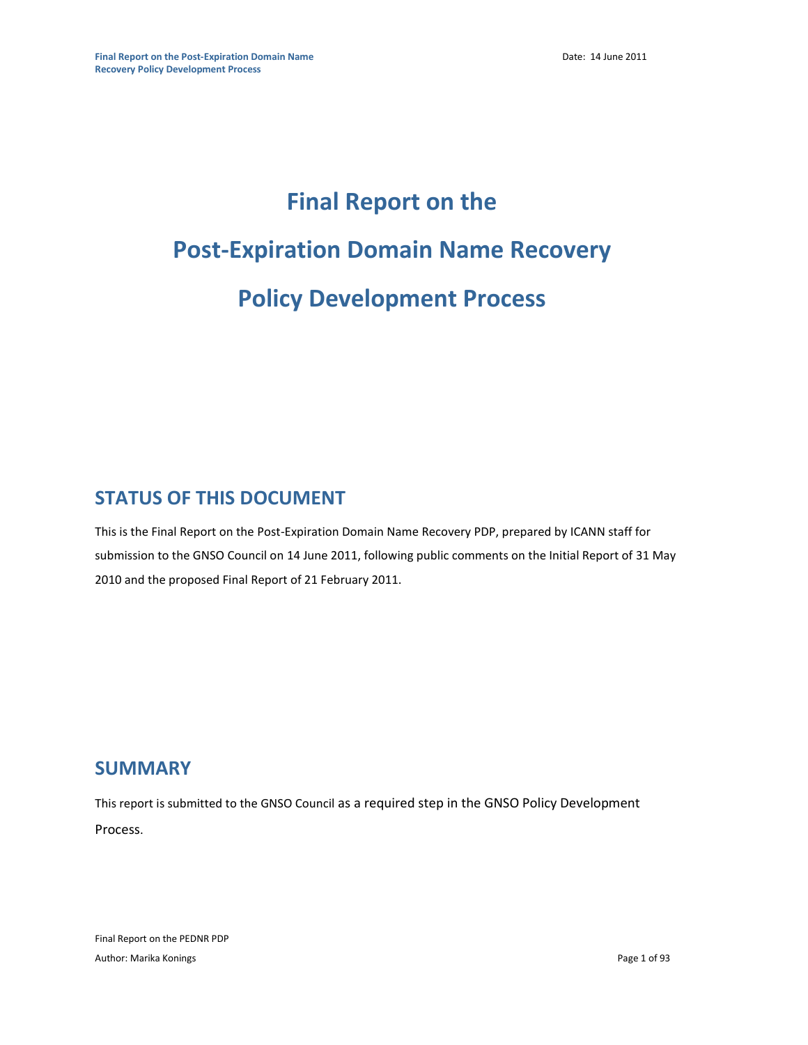# Final Report on the Post-Expiration Domain Name Recovery Policy Development Process

## STATUS OF THIS DOCUMENT

This is the Final Report on the Post-Expiration Domain Name Recovery PDP, prepared by ICANN staff for submission to the GNSO Council on 14 June 2011, following public comments on the Initial Report of 31 May 2010 and the proposed Final Report of 21 February 2011.

## SUMMARY

This report is submitted to the GNSO Council as a required step in the GNSO Policy Development Process.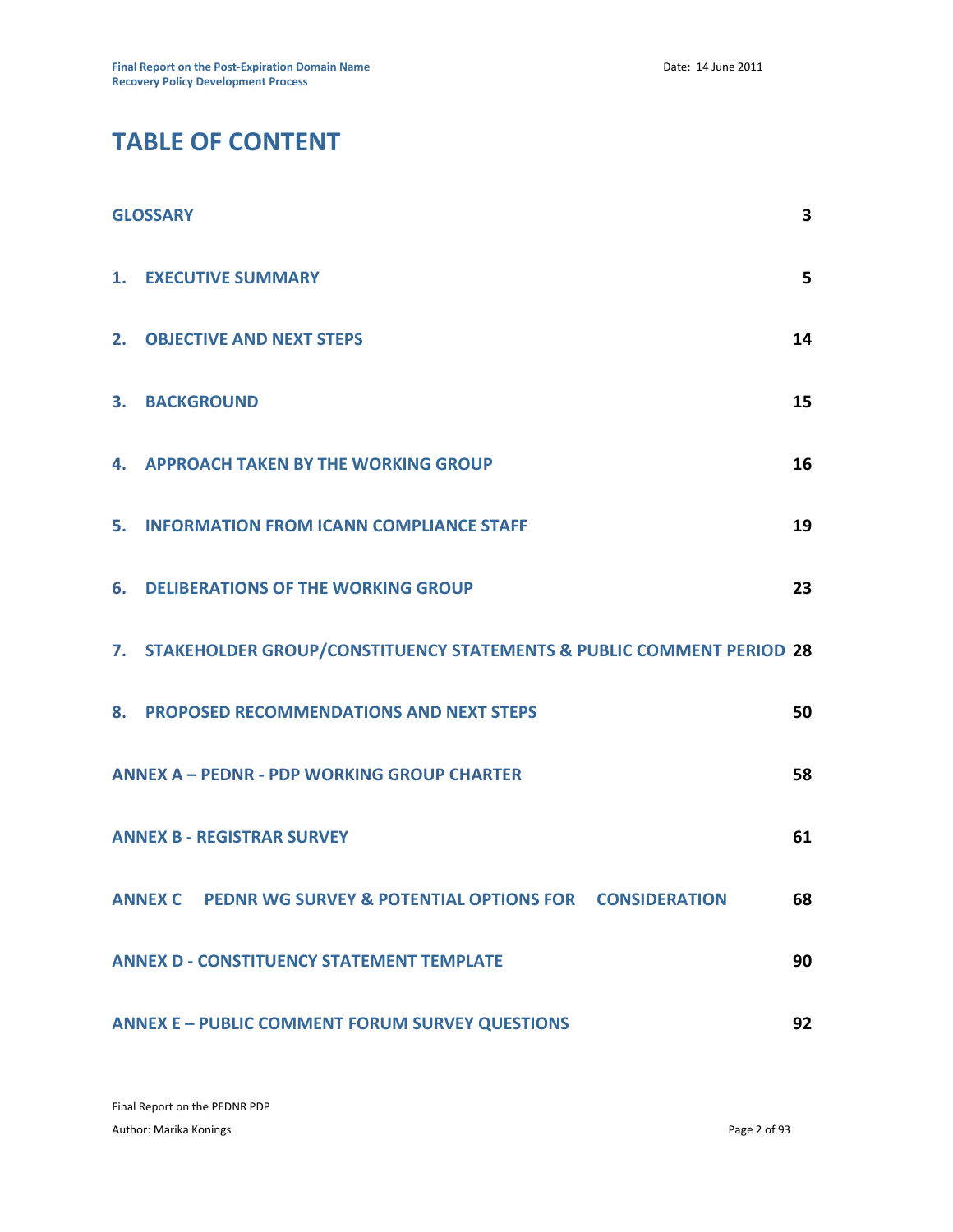# TABLE OF CONTENT

| | |
|---|---|
| **GLOSSARY** | **3** |
| **1. EXECUTIVE SUMMARY** | **5** |
| **2. OBJECTIVE AND NEXT STEPS** | **14** |
| **3. BACKGROUND** | **15** |
| **4. APPROACH TAKEN BY THE WORKING GROUP** | **16** |
| **5. INFORMATION FROM ICANN COMPLIANCE STAFF** | **19** |
| **6. DELIBERATIONS OF THE WORKING GROUP** | **23** |
| **7. STAKEHOLDER GROUP/CONSTITUENCY STATEMENTS & PUBLIC COMMENT PERIOD** | **28** |
| **8. PROPOSED RECOMMENDATIONS AND NEXT STEPS** | **50** |
| **ANNEX A – PEDNR - PDP WORKING GROUP CHARTER** | **58** |
| **ANNEX B - REGISTRAR SURVEY** | **61** |
| **ANNEX C PEDNR WG SURVEY & POTENTIAL OPTIONS FOR CONSIDERATION** | **68** |
| **ANNEX D - CONSTITUENCY STATEMENT TEMPLATE** | **90** |
| **ANNEX E – PUBLIC COMMENT FORUM SURVEY QUESTIONS** | **92** |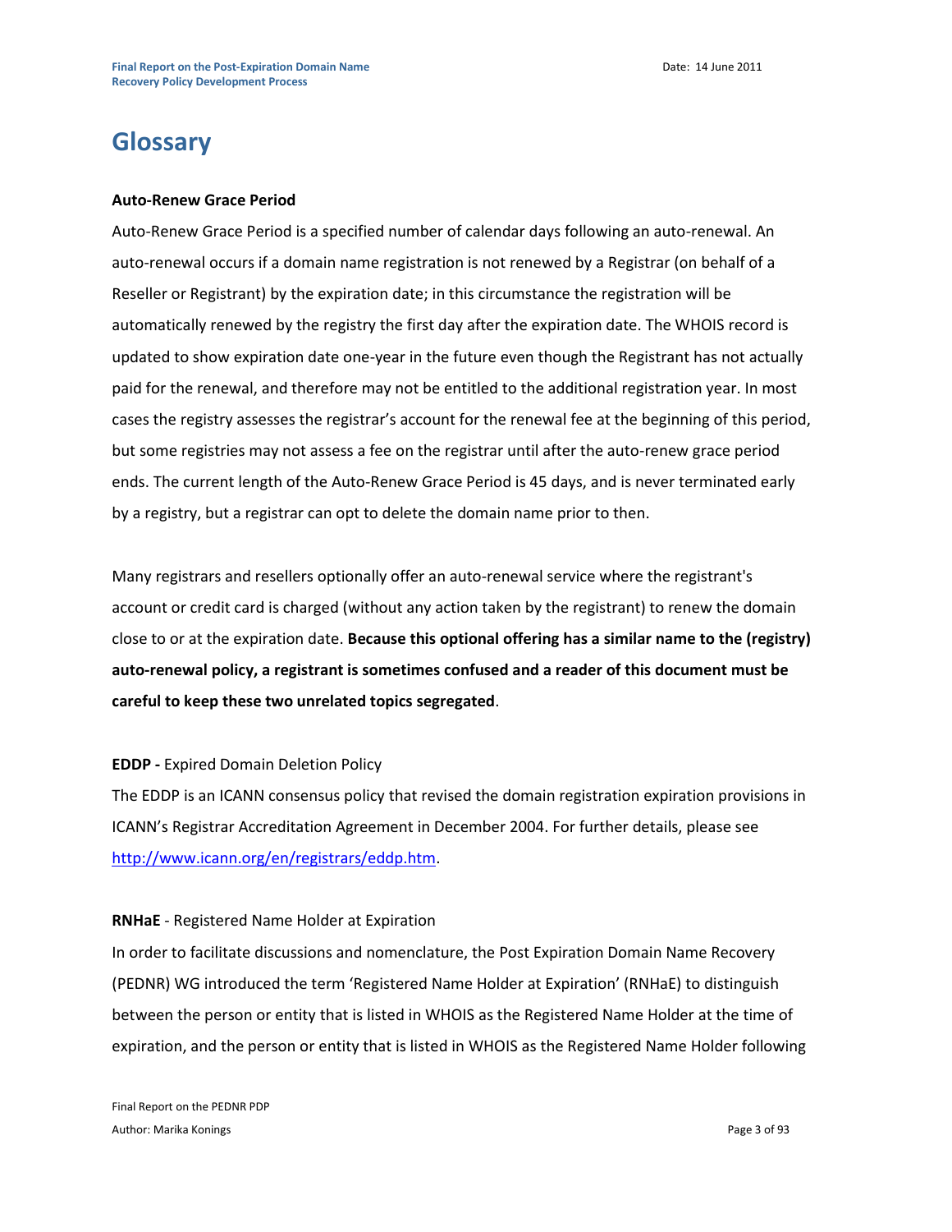# Glossary

**Auto-Renew Grace Period**

Auto-Renew Grace Period is a specified number of calendar days following an auto-renewal. An auto-renewal occurs if a domain name registration is not renewed by a Registrar (on behalf of a Reseller or Registrant) by the expiration date; in this circumstance the registration will be automatically renewed by the registry the first day after the expiration date. The WHOIS record is updated to show expiration date one-year in the future even though the Registrant has not actually paid for the renewal, and therefore may not be entitled to the additional registration year. In most cases the registry assesses the registrar's account for the renewal fee at the beginning of this period, but some registries may not assess a fee on the registrar until after the auto-renew grace period ends. The current length of the Auto-Renew Grace Period is 45 days, and is never terminated early by a registry, but a registrar can opt to delete the domain name prior to then.

Many registrars and resellers optionally offer an auto-renewal service where the registrant's account or credit card is charged (without any action taken by the registrant) to renew the domain close to or at the expiration date. **Because this optional offering has a similar name to the (registry) auto-renewal policy, a registrant is sometimes confused and a reader of this document must be careful to keep these two unrelated topics segregated**.

**EDDP -** Expired Domain Deletion Policy

The EDDP is an ICANN consensus policy that revised the domain registration expiration provisions in ICANN's Registrar Accreditation Agreement in December 2004. For further details, please see [http://www.icann.org/en/registrars/eddp.htm](http://www.icann.org/en/registrars/eddp.htm).

**RNHaE** - Registered Name Holder at Expiration

In order to facilitate discussions and nomenclature, the Post Expiration Domain Name Recovery (PEDNR) WG introduced the term 'Registered Name Holder at Expiration' (RNHaE) to distinguish between the person or entity that is listed in WHOIS as the Registered Name Holder at the time of expiration, and the person or entity that is listed in WHOIS as the Registered Name Holder following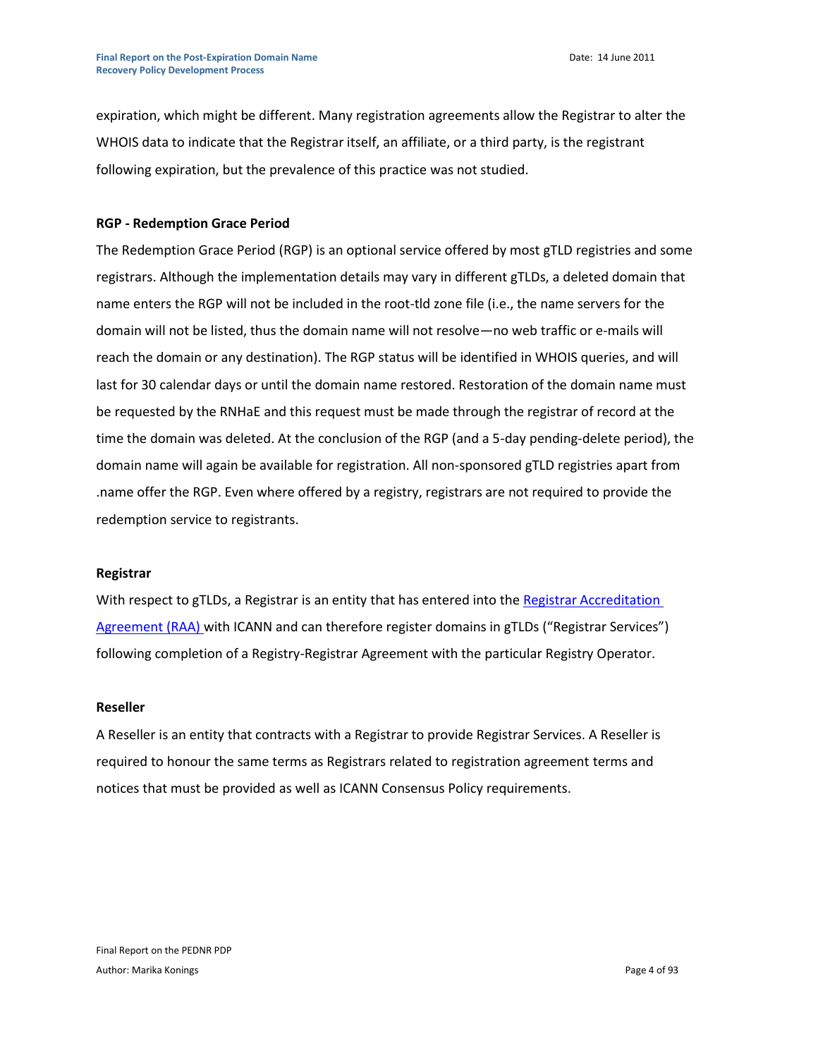expiration, which might be different. Many registration agreements allow the Registrar to alter the WHOIS data to indicate that the Registrar itself, an affiliate, or a third party, is the registrant following expiration, but the prevalence of this practice was not studied.

**RGP - Redemption Grace Period**

The Redemption Grace Period (RGP) is an optional service offered by most gTLD registries and some registrars. Although the implementation details may vary in different gTLDs, a deleted domain that name enters the RGP will not be included in the root-tld zone file (i.e., the name servers for the domain will not be listed, thus the domain name will not resolve—no web traffic or e-mails will reach the domain or any destination). The RGP status will be identified in WHOIS queries, and will last for 30 calendar days or until the domain name restored. Restoration of the domain name must be requested by the RNHaE and this request must be made through the registrar of record at the time the domain was deleted. At the conclusion of the RGP (and a 5-day pending-delete period), the domain name will again be available for registration. All non-sponsored gTLD registries apart from .name offer the RGP. Even where offered by a registry, registrars are not required to provide the redemption service to registrants.

**Registrar**

With respect to gTLDs, a Registrar is an entity that has entered into the [Registrar Accreditation Agreement (RAA)] with ICANN and can therefore register domains in gTLDs ("Registrar Services") following completion of a Registry-Registrar Agreement with the particular Registry Operator.

**Reseller**

A Reseller is an entity that contracts with a Registrar to provide Registrar Services. A Reseller is required to honour the same terms as Registrars related to registration agreement terms and notices that must be provided as well as ICANN Consensus Policy requirements.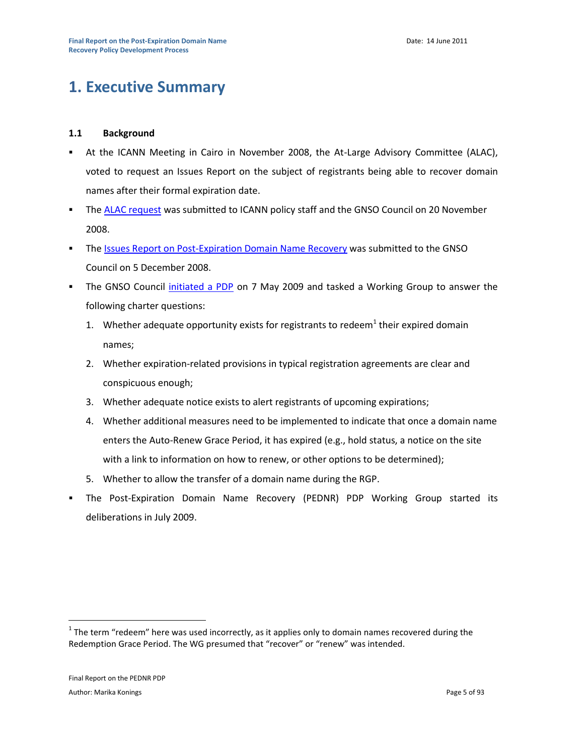# 1. Executive Summary

## 1.1 Background

- At the ICANN Meeting in Cairo in November 2008, the At-Large Advisory Committee (ALAC), voted to request an Issues Report on the subject of registrants being able to recover domain names after their formal expiration date.
- The ALAC request was submitted to ICANN policy staff and the GNSO Council on 20 November 2008.
- The Issues Report on Post-Expiration Domain Name Recovery was submitted to the GNSO Council on 5 December 2008.
- The GNSO Council initiated a PDP on 7 May 2009 and tasked a Working Group to answer the following charter questions:
  1. Whether adequate opportunity exists for registrants to redeem[1] their expired domain names;
  2. Whether expiration-related provisions in typical registration agreements are clear and conspicuous enough;
  3. Whether adequate notice exists to alert registrants of upcoming expirations;
  4. Whether additional measures need to be implemented to indicate that once a domain name enters the Auto-Renew Grace Period, it has expired (e.g., hold status, a notice on the site with a link to information on how to renew, or other options to be determined);
  5. Whether to allow the transfer of a domain name during the RGP.
- The Post-Expiration Domain Name Recovery (PEDNR) PDP Working Group started its deliberations in July 2009.

[1] The term "redeem" here was used incorrectly, as it applies only to domain names recovered during the Redemption Grace Period. The WG presumed that "recover" or "renew" was intended.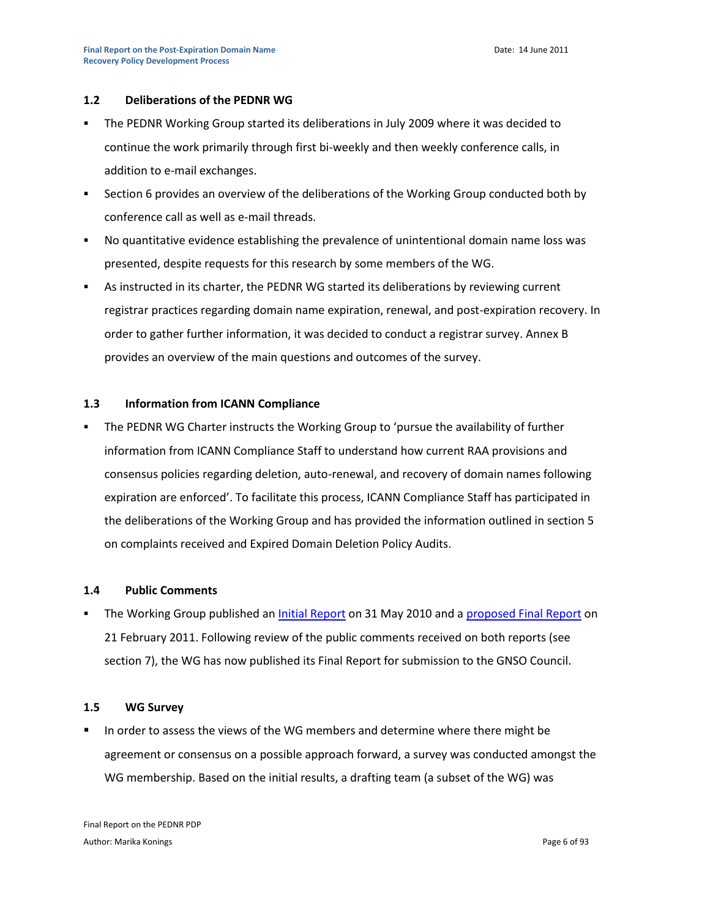## 1.2 Deliberations of the PEDNR WG

- The PEDNR Working Group started its deliberations in July 2009 where it was decided to continue the work primarily through first bi-weekly and then weekly conference calls, in addition to e-mail exchanges.
- Section 6 provides an overview of the deliberations of the Working Group conducted both by conference call as well as e-mail threads.
- No quantitative evidence establishing the prevalence of unintentional domain name loss was presented, despite requests for this research by some members of the WG.
- As instructed in its charter, the PEDNR WG started its deliberations by reviewing current registrar practices regarding domain name expiration, renewal, and post-expiration recovery. In order to gather further information, it was decided to conduct a registrar survey. Annex B provides an overview of the main questions and outcomes of the survey.

## 1.3 Information from ICANN Compliance

- The PEDNR WG Charter instructs the Working Group to 'pursue the availability of further information from ICANN Compliance Staff to understand how current RAA provisions and consensus policies regarding deletion, auto-renewal, and recovery of domain names following expiration are enforced'. To facilitate this process, ICANN Compliance Staff has participated in the deliberations of the Working Group and has provided the information outlined in section 5 on complaints received and Expired Domain Deletion Policy Audits.

## 1.4 Public Comments

- The Working Group published an Initial Report on 31 May 2010 and a proposed Final Report on 21 February 2011. Following review of the public comments received on both reports (see section 7), the WG has now published its Final Report for submission to the GNSO Council.

## 1.5 WG Survey

- In order to assess the views of the WG members and determine where there might be agreement or consensus on a possible approach forward, a survey was conducted amongst the WG membership. Based on the initial results, a drafting team (a subset of the WG) was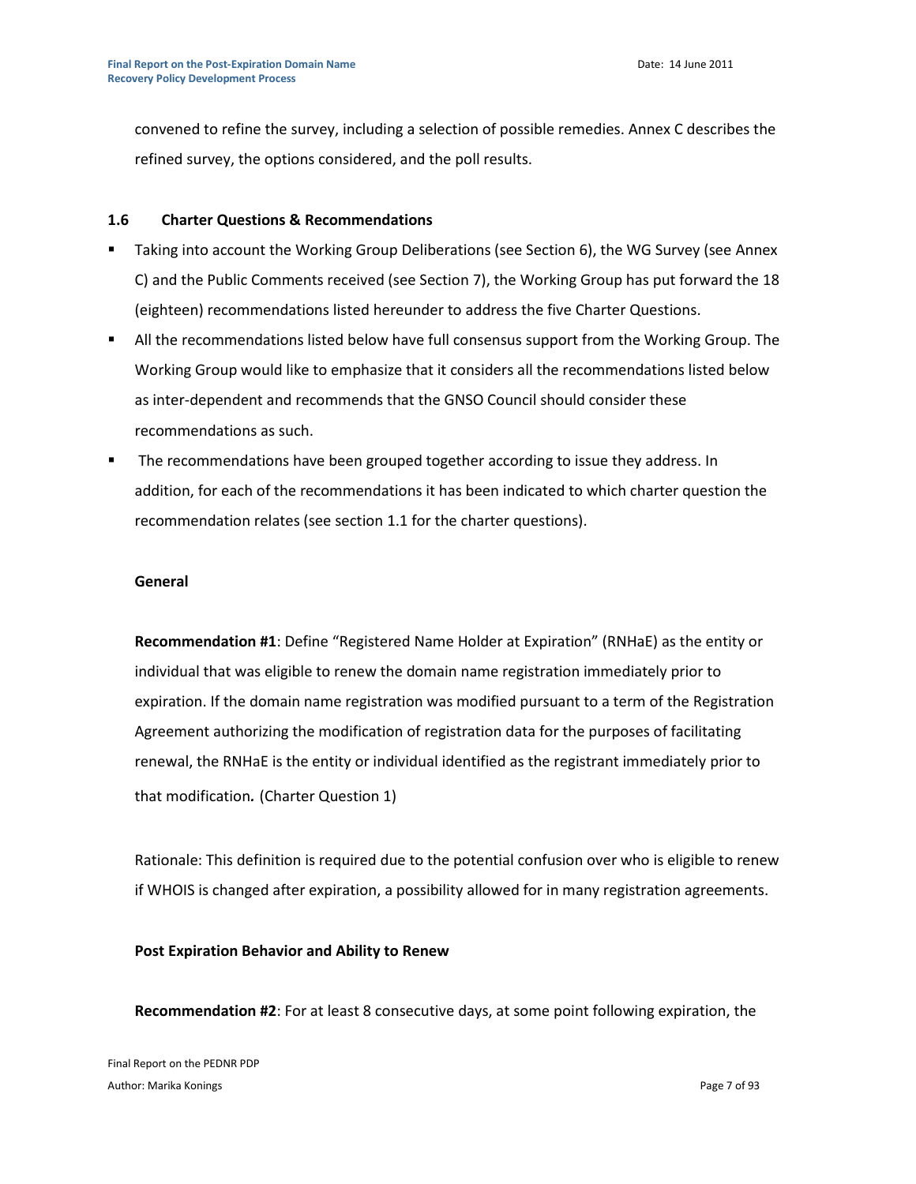convened to refine the survey, including a selection of possible remedies. Annex C describes the refined survey, the options considered, and the poll results.

### 1.6 Charter Questions & Recommendations

- Taking into account the Working Group Deliberations (see Section 6), the WG Survey (see Annex C) and the Public Comments received (see Section 7), the Working Group has put forward the 18 (eighteen) recommendations listed hereunder to address the five Charter Questions.
- All the recommendations listed below have full consensus support from the Working Group. The Working Group would like to emphasize that it considers all the recommendations listed below as inter-dependent and recommends that the GNSO Council should consider these recommendations as such.
- The recommendations have been grouped together according to issue they address. In addition, for each of the recommendations it has been indicated to which charter question the recommendation relates (see section 1.1 for the charter questions).

**General**

**Recommendation #1**: Define "Registered Name Holder at Expiration" (RNHaE) as the entity or individual that was eligible to renew the domain name registration immediately prior to expiration. If the domain name registration was modified pursuant to a term of the Registration Agreement authorizing the modification of registration data for the purposes of facilitating renewal, the RNHaE is the entity or individual identified as the registrant immediately prior to that modification*.* (Charter Question 1)

Rationale: This definition is required due to the potential confusion over who is eligible to renew if WHOIS is changed after expiration, a possibility allowed for in many registration agreements.

**Post Expiration Behavior and Ability to Renew**

**Recommendation #2**: For at least 8 consecutive days, at some point following expiration, the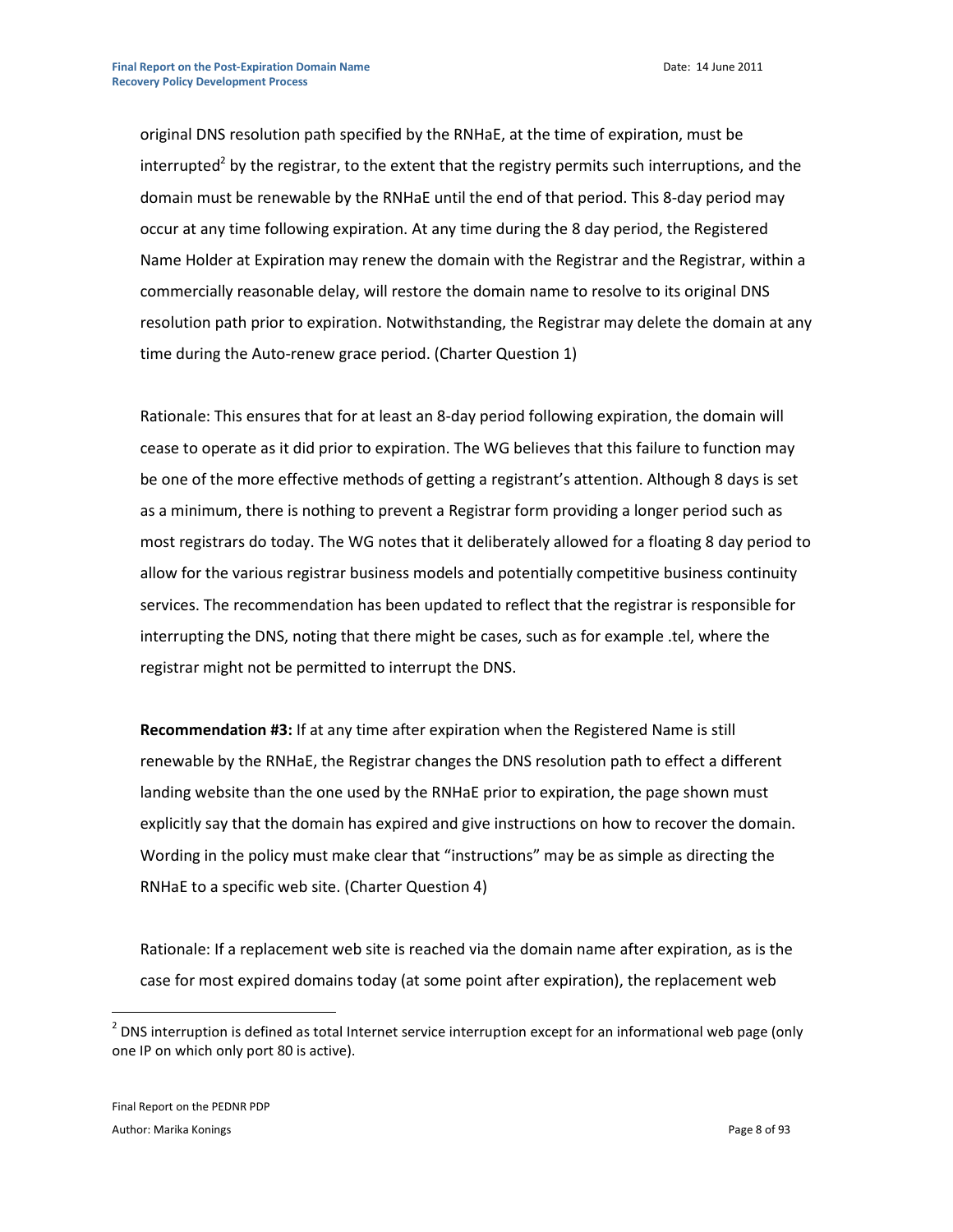original DNS resolution path specified by the RNHaE, at the time of expiration, must be interrupted[2] by the registrar, to the extent that the registry permits such interruptions, and the domain must be renewable by the RNHaE until the end of that period. This 8-day period may occur at any time following expiration. At any time during the 8 day period, the Registered Name Holder at Expiration may renew the domain with the Registrar and the Registrar, within a commercially reasonable delay, will restore the domain name to resolve to its original DNS resolution path prior to expiration. Notwithstanding, the Registrar may delete the domain at any time during the Auto-renew grace period. (Charter Question 1)

Rationale: This ensures that for at least an 8-day period following expiration, the domain will cease to operate as it did prior to expiration. The WG believes that this failure to function may be one of the more effective methods of getting a registrant's attention. Although 8 days is set as a minimum, there is nothing to prevent a Registrar form providing a longer period such as most registrars do today. The WG notes that it deliberately allowed for a floating 8 day period to allow for the various registrar business models and potentially competitive business continuity services. The recommendation has been updated to reflect that the registrar is responsible for interrupting the DNS, noting that there might be cases, such as for example .tel, where the registrar might not be permitted to interrupt the DNS.

**Recommendation #3:** If at any time after expiration when the Registered Name is still renewable by the RNHaE, the Registrar changes the DNS resolution path to effect a different landing website than the one used by the RNHaE prior to expiration, the page shown must explicitly say that the domain has expired and give instructions on how to recover the domain. Wording in the policy must make clear that "instructions" may be as simple as directing the RNHaE to a specific web site. (Charter Question 4)

Rationale: If a replacement web site is reached via the domain name after expiration, as is the case for most expired domains today (at some point after expiration), the replacement web

[2] DNS interruption is defined as total Internet service interruption except for an informational web page (only one IP on which only port 80 is active).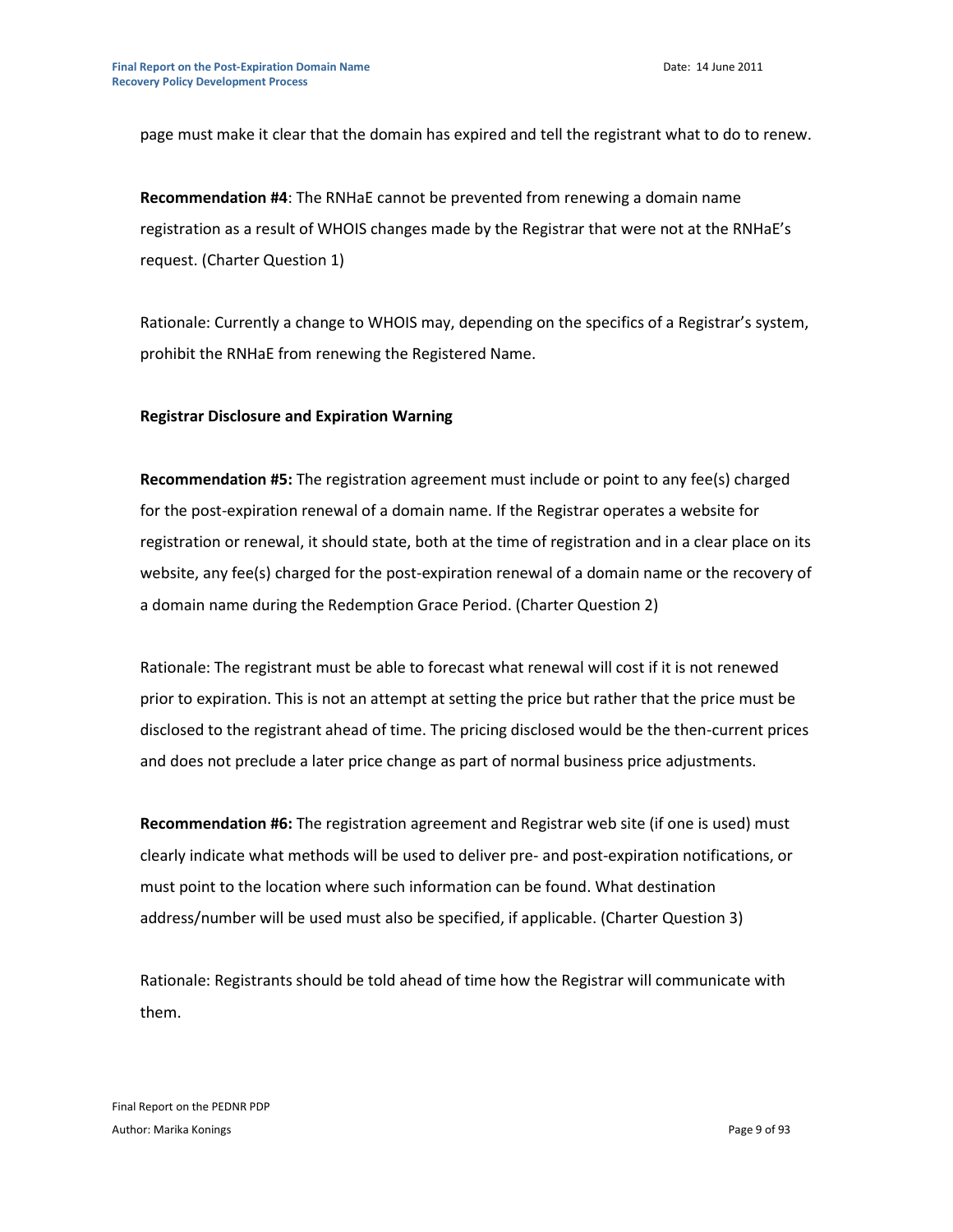page must make it clear that the domain has expired and tell the registrant what to do to renew.

**Recommendation #4**: The RNHaE cannot be prevented from renewing a domain name registration as a result of WHOIS changes made by the Registrar that were not at the RNHaE's request. (Charter Question 1)

Rationale: Currently a change to WHOIS may, depending on the specifics of a Registrar's system, prohibit the RNHaE from renewing the Registered Name.

**Registrar Disclosure and Expiration Warning**

**Recommendation #5:** The registration agreement must include or point to any fee(s) charged for the post-expiration renewal of a domain name. If the Registrar operates a website for registration or renewal, it should state, both at the time of registration and in a clear place on its website, any fee(s) charged for the post-expiration renewal of a domain name or the recovery of a domain name during the Redemption Grace Period. (Charter Question 2)

Rationale: The registrant must be able to forecast what renewal will cost if it is not renewed prior to expiration. This is not an attempt at setting the price but rather that the price must be disclosed to the registrant ahead of time. The pricing disclosed would be the then-current prices and does not preclude a later price change as part of normal business price adjustments.

**Recommendation #6:** The registration agreement and Registrar web site (if one is used) must clearly indicate what methods will be used to deliver pre- and post-expiration notifications, or must point to the location where such information can be found. What destination address/number will be used must also be specified, if applicable. (Charter Question 3)

Rationale: Registrants should be told ahead of time how the Registrar will communicate with them.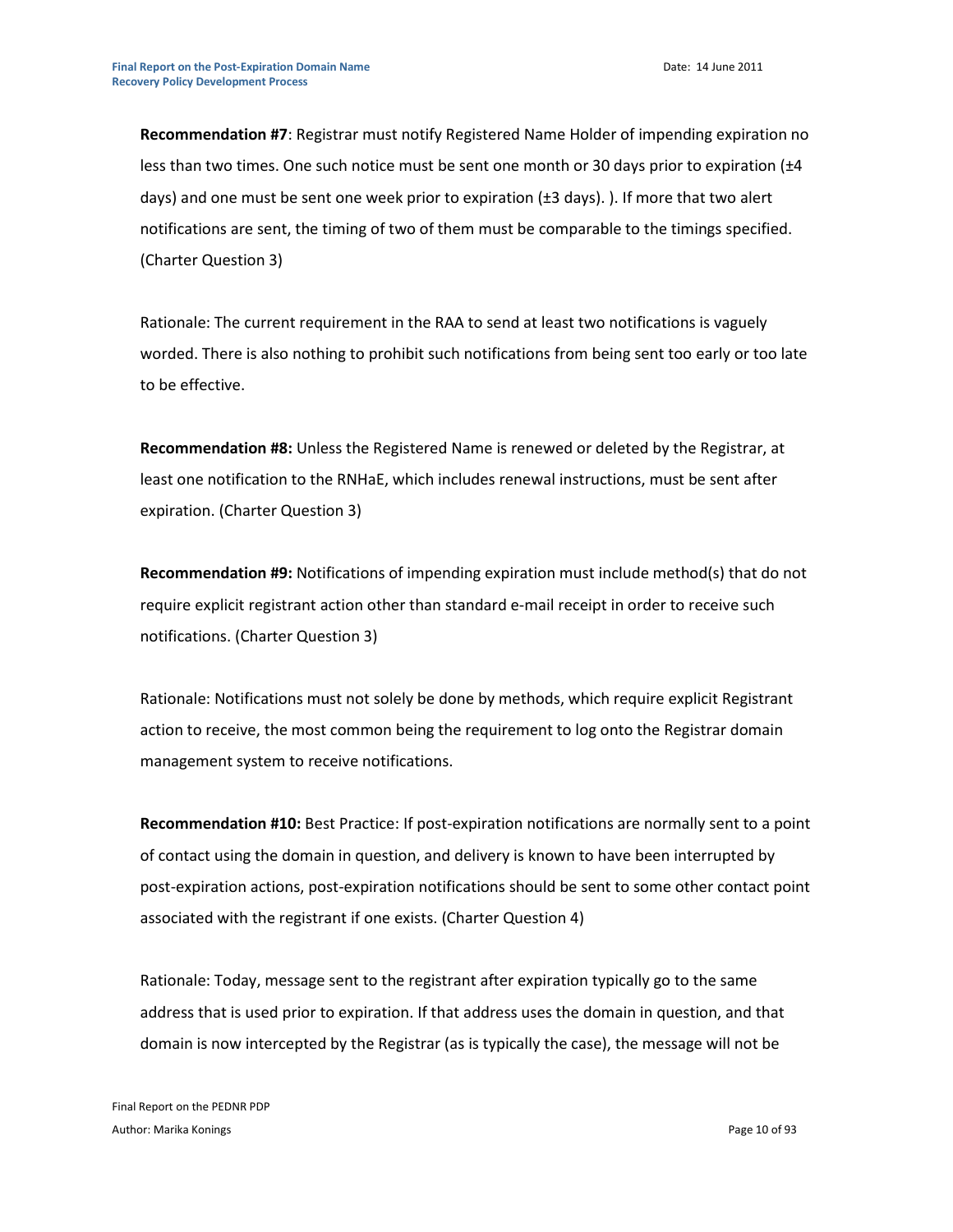**Recommendation #7**: Registrar must notify Registered Name Holder of impending expiration no less than two times. One such notice must be sent one month or 30 days prior to expiration (±4 days) and one must be sent one week prior to expiration (±3 days). ). If more that two alert notifications are sent, the timing of two of them must be comparable to the timings specified. (Charter Question 3)

Rationale: The current requirement in the RAA to send at least two notifications is vaguely worded. There is also nothing to prohibit such notifications from being sent too early or too late to be effective.

**Recommendation #8:** Unless the Registered Name is renewed or deleted by the Registrar, at least one notification to the RNHaE, which includes renewal instructions, must be sent after expiration. (Charter Question 3)

**Recommendation #9:** Notifications of impending expiration must include method(s) that do not require explicit registrant action other than standard e-mail receipt in order to receive such notifications. (Charter Question 3)

Rationale: Notifications must not solely be done by methods, which require explicit Registrant action to receive, the most common being the requirement to log onto the Registrar domain management system to receive notifications.

**Recommendation #10:** Best Practice: If post-expiration notifications are normally sent to a point of contact using the domain in question, and delivery is known to have been interrupted by post-expiration actions, post-expiration notifications should be sent to some other contact point associated with the registrant if one exists. (Charter Question 4)

Rationale: Today, message sent to the registrant after expiration typically go to the same address that is used prior to expiration. If that address uses the domain in question, and that domain is now intercepted by the Registrar (as is typically the case), the message will not be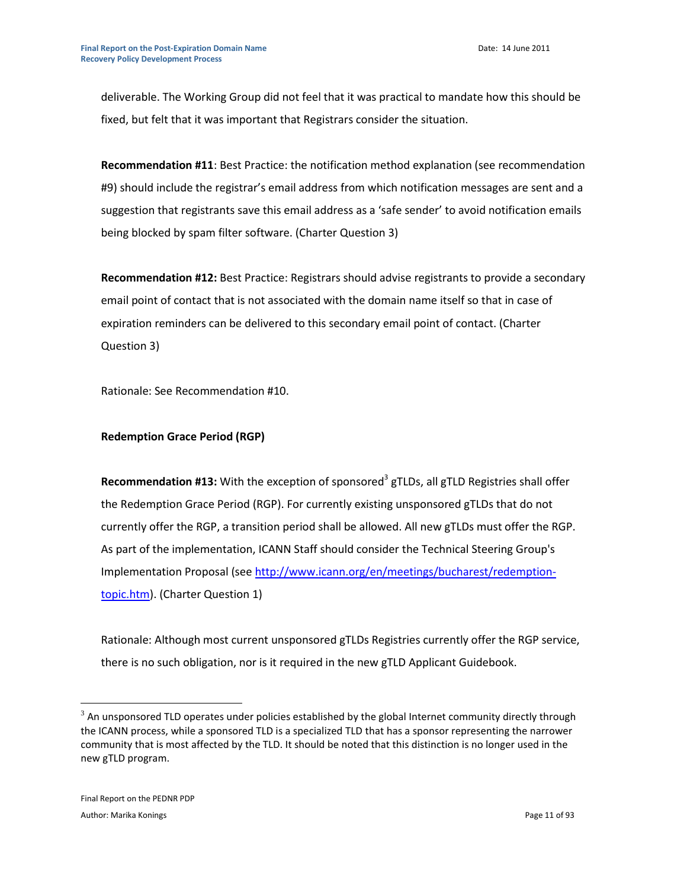deliverable. The Working Group did not feel that it was practical to mandate how this should be fixed, but felt that it was important that Registrars consider the situation.

**Recommendation #11**: Best Practice: the notification method explanation (see recommendation #9) should include the registrar's email address from which notification messages are sent and a suggestion that registrants save this email address as a 'safe sender' to avoid notification emails being blocked by spam filter software. (Charter Question 3)

**Recommendation #12:** Best Practice: Registrars should advise registrants to provide a secondary email point of contact that is not associated with the domain name itself so that in case of expiration reminders can be delivered to this secondary email point of contact. (Charter Question 3)

Rationale: See Recommendation #10.

**Redemption Grace Period (RGP)**

**Recommendation #13:** With the exception of sponsored[3] gTLDs, all gTLD Registries shall offer the Redemption Grace Period (RGP). For currently existing unsponsored gTLDs that do not currently offer the RGP, a transition period shall be allowed. All new gTLDs must offer the RGP. As part of the implementation, ICANN Staff should consider the Technical Steering Group's Implementation Proposal (see http://www.icann.org/en/meetings/bucharest/redemption-topic.htm). (Charter Question 1)

Rationale: Although most current unsponsored gTLDs Registries currently offer the RGP service, there is no such obligation, nor is it required in the new gTLD Applicant Guidebook.

[3] An unsponsored TLD operates under policies established by the global Internet community directly through the ICANN process, while a sponsored TLD is a specialized TLD that has a sponsor representing the narrower community that is most affected by the TLD. It should be noted that this distinction is no longer used in the new gTLD program.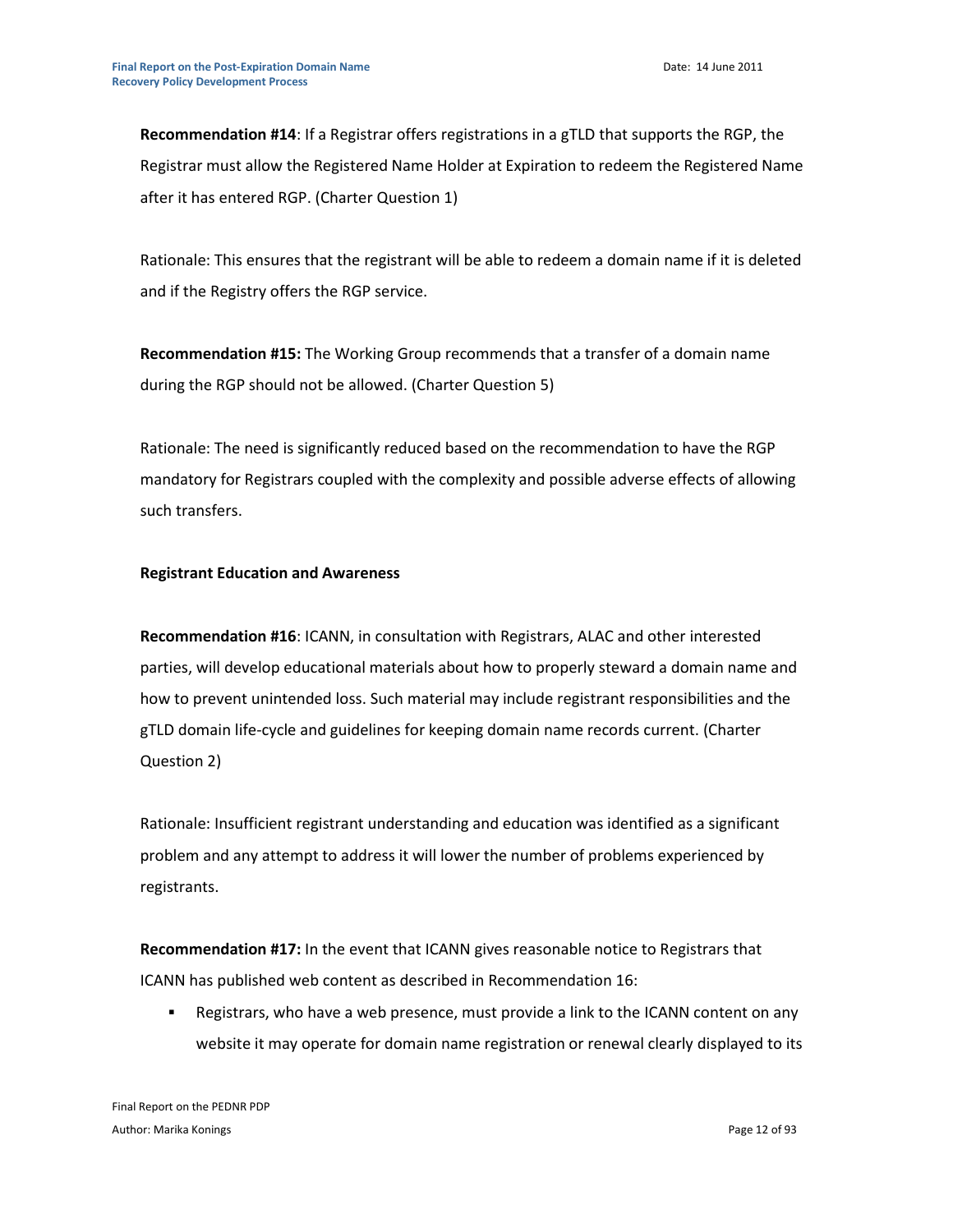**Recommendation #14**: If a Registrar offers registrations in a gTLD that supports the RGP, the Registrar must allow the Registered Name Holder at Expiration to redeem the Registered Name after it has entered RGP. (Charter Question 1)

Rationale: This ensures that the registrant will be able to redeem a domain name if it is deleted and if the Registry offers the RGP service.

**Recommendation #15:** The Working Group recommends that a transfer of a domain name during the RGP should not be allowed. (Charter Question 5)

Rationale: The need is significantly reduced based on the recommendation to have the RGP mandatory for Registrars coupled with the complexity and possible adverse effects of allowing such transfers.

**Registrant Education and Awareness**

**Recommendation #16**: ICANN, in consultation with Registrars, ALAC and other interested parties, will develop educational materials about how to properly steward a domain name and how to prevent unintended loss. Such material may include registrant responsibilities and the gTLD domain life-cycle and guidelines for keeping domain name records current. (Charter Question 2)

Rationale: Insufficient registrant understanding and education was identified as a significant problem and any attempt to address it will lower the number of problems experienced by registrants.

**Recommendation #17:** In the event that ICANN gives reasonable notice to Registrars that ICANN has published web content as described in Recommendation 16:

- Registrars, who have a web presence, must provide a link to the ICANN content on any website it may operate for domain name registration or renewal clearly displayed to its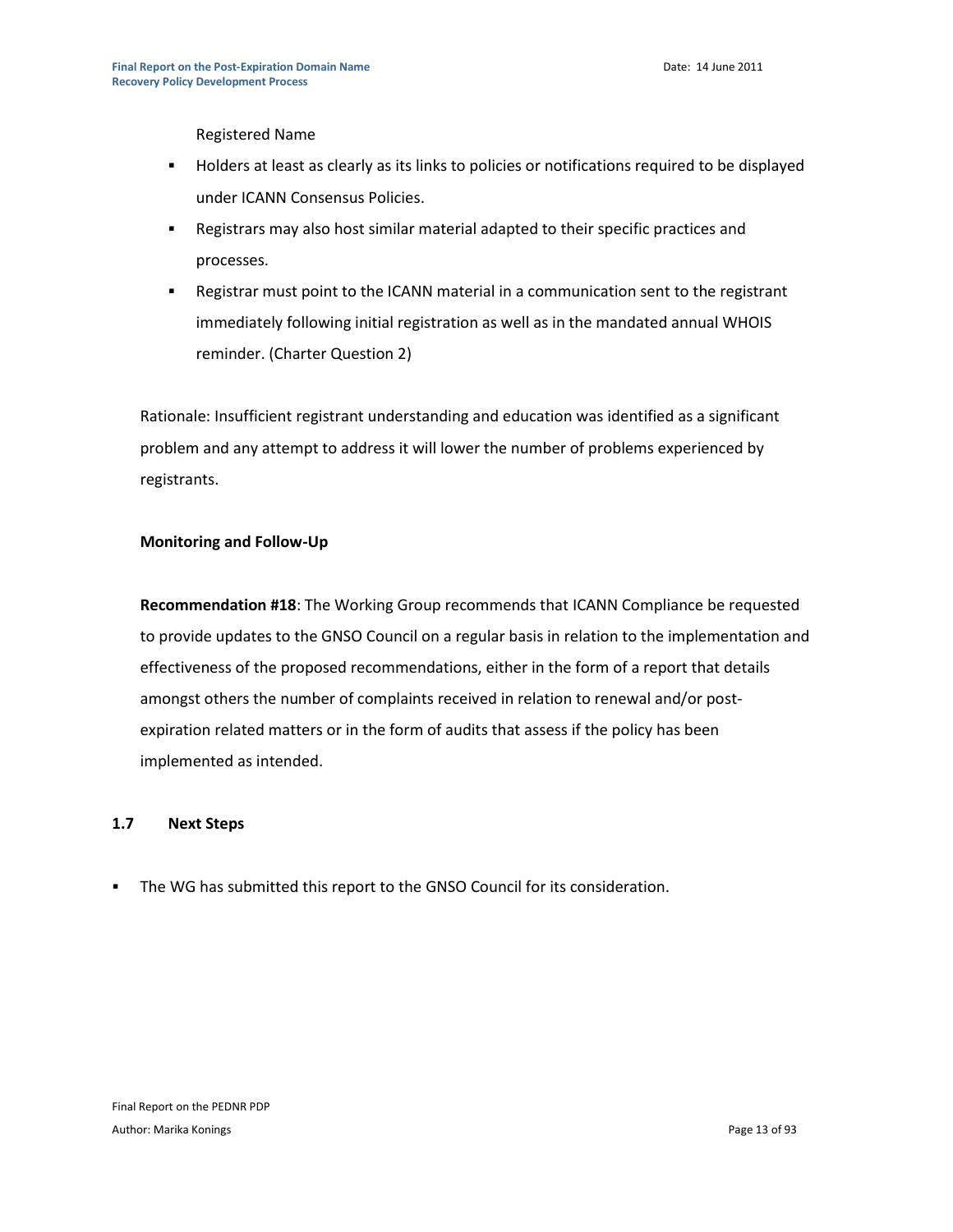Registered Name

- Holders at least as clearly as its links to policies or notifications required to be displayed under ICANN Consensus Policies.
- Registrars may also host similar material adapted to their specific practices and processes.
- Registrar must point to the ICANN material in a communication sent to the registrant immediately following initial registration as well as in the mandated annual WHOIS reminder. (Charter Question 2)

Rationale: Insufficient registrant understanding and education was identified as a significant problem and any attempt to address it will lower the number of problems experienced by registrants.

**Monitoring and Follow-Up**

**Recommendation #18**: The Working Group recommends that ICANN Compliance be requested to provide updates to the GNSO Council on a regular basis in relation to the implementation and effectiveness of the proposed recommendations, either in the form of a report that details amongst others the number of complaints received in relation to renewal and/or post-expiration related matters or in the form of audits that assess if the policy has been implemented as intended.

## 1.7 Next Steps

- The WG has submitted this report to the GNSO Council for its consideration.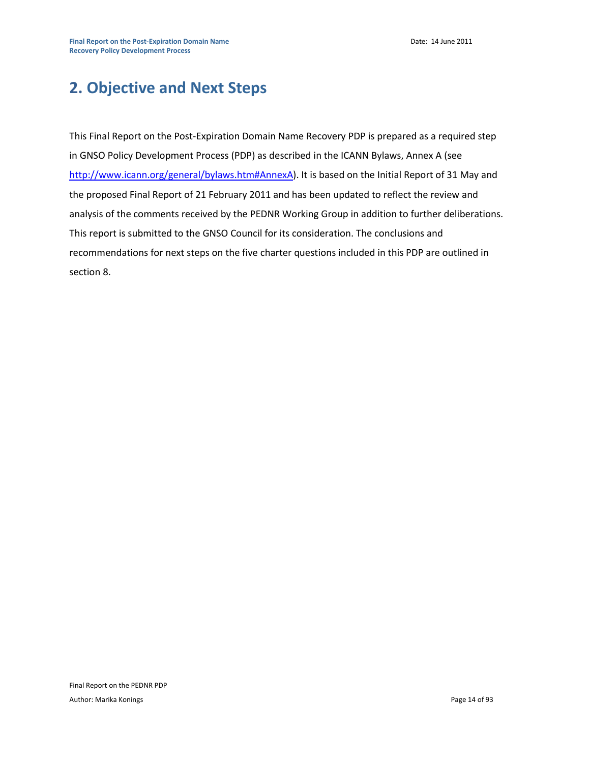# 2. Objective and Next Steps

This Final Report on the Post-Expiration Domain Name Recovery PDP is prepared as a required step in GNSO Policy Development Process (PDP) as described in the ICANN Bylaws, Annex A (see [http://www.icann.org/general/bylaws.htm#AnnexA](http://www.icann.org/general/bylaws.htm#AnnexA)). It is based on the Initial Report of 31 May and the proposed Final Report of 21 February 2011 and has been updated to reflect the review and analysis of the comments received by the PEDNR Working Group in addition to further deliberations. This report is submitted to the GNSO Council for its consideration. The conclusions and recommendations for next steps on the five charter questions included in this PDP are outlined in section 8.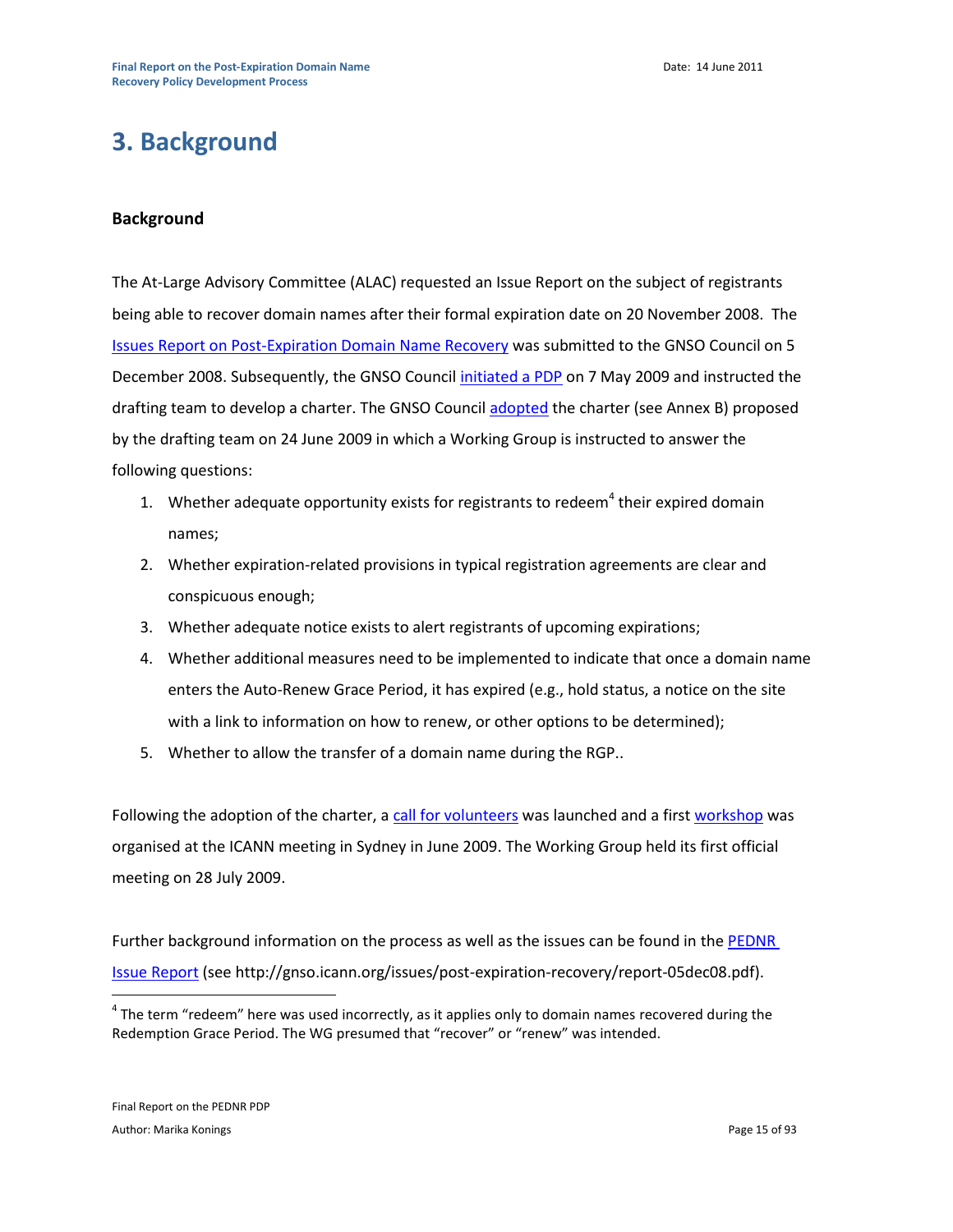# 3. Background

## Background

The At-Large Advisory Committee (ALAC) requested an Issue Report on the subject of registrants being able to recover domain names after their formal expiration date on 20 November 2008. The Issues Report on Post-Expiration Domain Name Recovery was submitted to the GNSO Council on 5 December 2008. Subsequently, the GNSO Council initiated a PDP on 7 May 2009 and instructed the drafting team to develop a charter. The GNSO Council adopted the charter (see Annex B) proposed by the drafting team on 24 June 2009 in which a Working Group is instructed to answer the following questions:

1. Whether adequate opportunity exists for registrants to redeem[4] their expired domain names;
2. Whether expiration-related provisions in typical registration agreements are clear and conspicuous enough;
3. Whether adequate notice exists to alert registrants of upcoming expirations;
4. Whether additional measures need to be implemented to indicate that once a domain name enters the Auto-Renew Grace Period, it has expired (e.g., hold status, a notice on the site with a link to information on how to renew, or other options to be determined);
5. Whether to allow the transfer of a domain name during the RGP..

Following the adoption of the charter, a call for volunteers was launched and a first workshop was organised at the ICANN meeting in Sydney in June 2009. The Working Group held its first official meeting on 28 July 2009.

Further background information on the process as well as the issues can be found in the PEDNR Issue Report (see http://gnso.icann.org/issues/post-expiration-recovery/report-05dec08.pdf).

[4] The term "redeem" here was used incorrectly, as it applies only to domain names recovered during the Redemption Grace Period. The WG presumed that "recover" or "renew" was intended.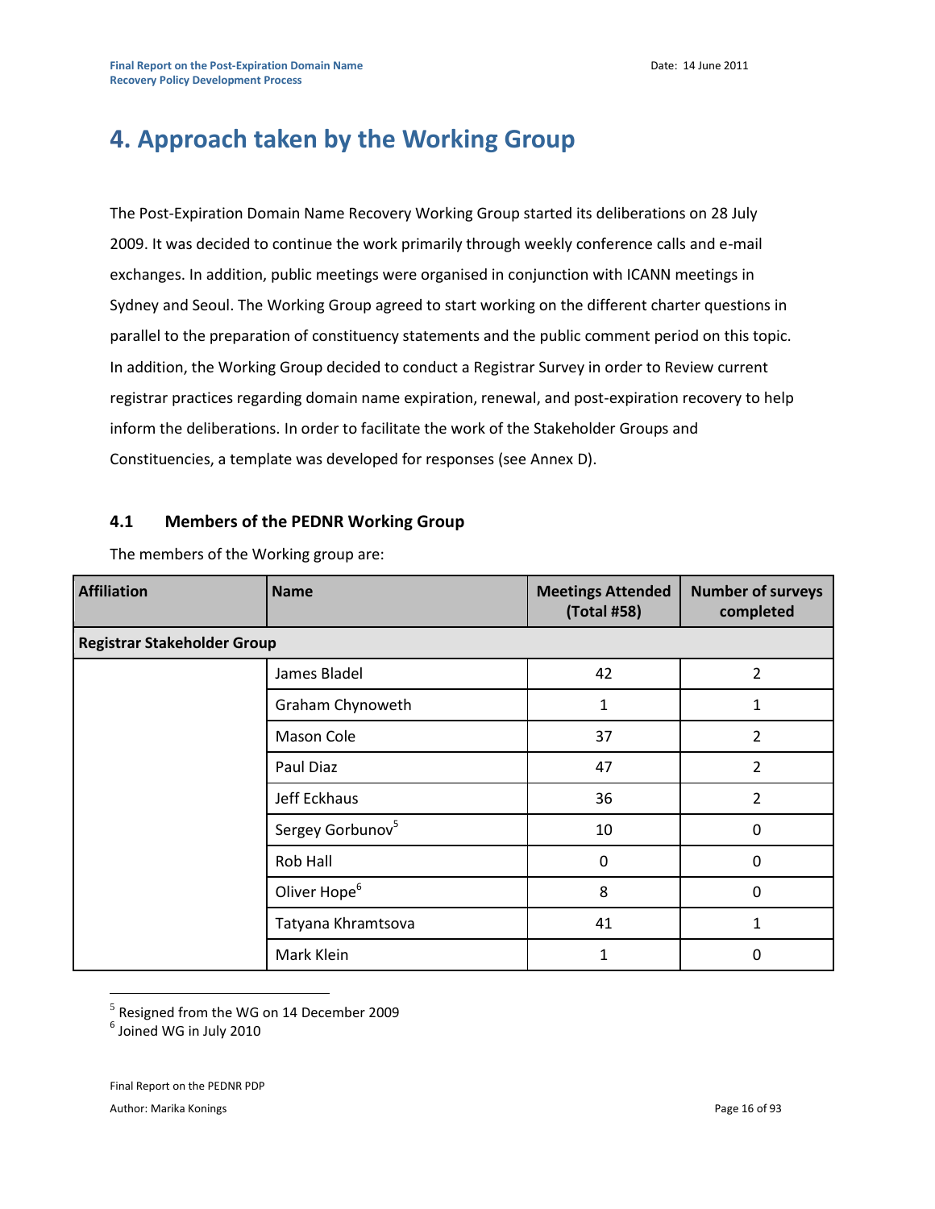# 4. Approach taken by the Working Group

The Post-Expiration Domain Name Recovery Working Group started its deliberations on 28 July 2009. It was decided to continue the work primarily through weekly conference calls and e-mail exchanges. In addition, public meetings were organised in conjunction with ICANN meetings in Sydney and Seoul. The Working Group agreed to start working on the different charter questions in parallel to the preparation of constituency statements and the public comment period on this topic. In addition, the Working Group decided to conduct a Registrar Survey in order to Review current registrar practices regarding domain name expiration, renewal, and post-expiration recovery to help inform the deliberations. In order to facilitate the work of the Stakeholder Groups and Constituencies, a template was developed for responses (see Annex D).

## 4.1 Members of the PEDNR Working Group

The members of the Working group are:

| Affiliation | Name | Meetings Attended (Total #58) | Number of surveys completed |
|---|---|---|---|
| **Registrar Stakeholder Group** | | | |
| | James Bladel | 42 | 2 |
| | Graham Chynoweth | 1 | 1 |
| | Mason Cole | 37 | 2 |
| | Paul Diaz | 47 | 2 |
| | Jeff Eckhaus | 36 | 2 |
| | Sergey Gorbunov[5] | 10 | 0 |
| | Rob Hall | 0 | 0 |
| | Oliver Hope[6] | 8 | 0 |
| | Tatyana Khramtsova | 41 | 1 |
| | Mark Klein | 1 | 0 |

[5] Resigned from the WG on 14 December 2009

[6] Joined WG in July 2010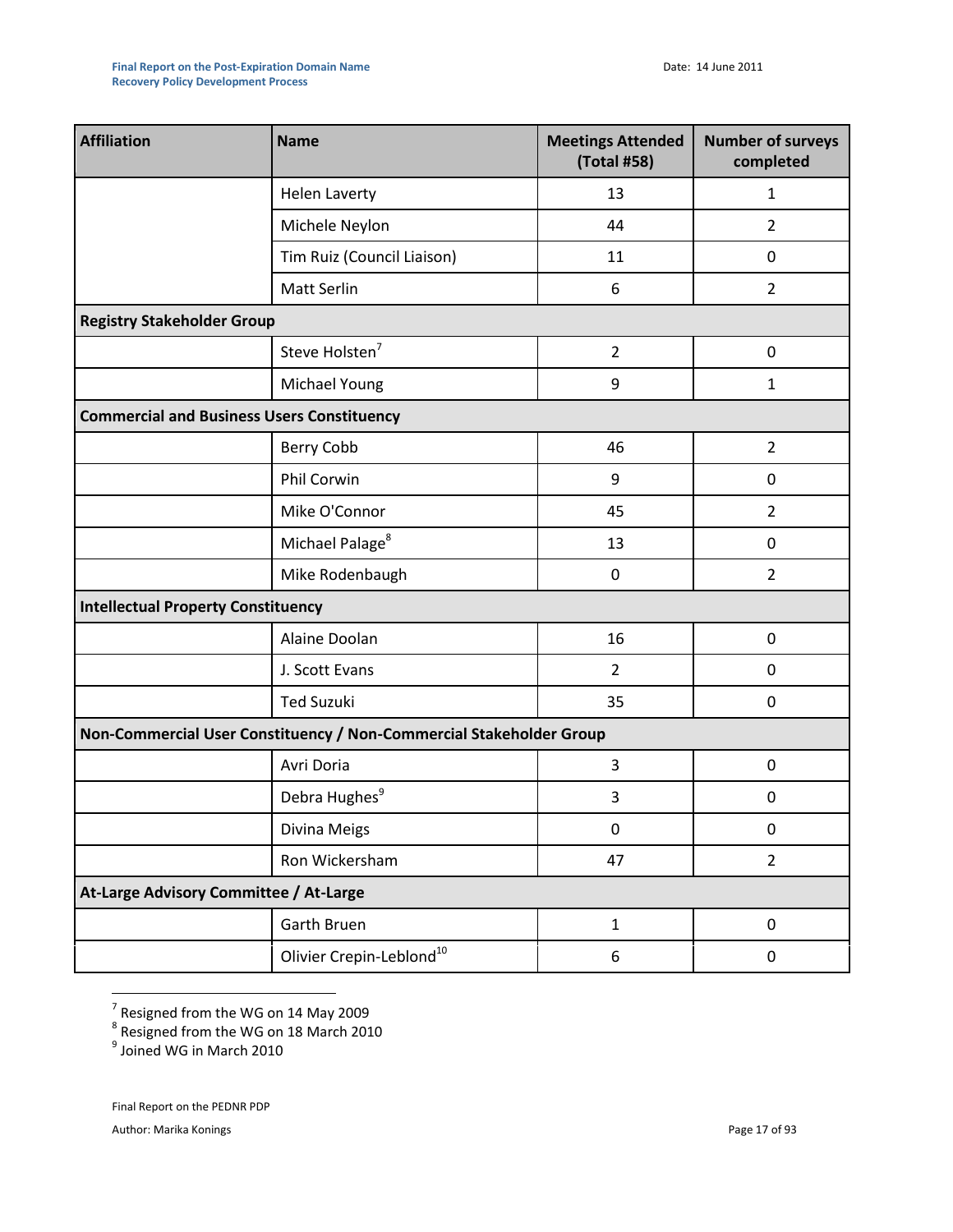| Affiliation | Name | Meetings Attended (Total #58) | Number of surveys completed |
|---|---|---|---|
| | Helen Laverty | 13 | 1 |
| | Michele Neylon | 44 | 2 |
| | Tim Ruiz (Council Liaison) | 11 | 0 |
| | Matt Serlin | 6 | 2 |
| **Registry Stakeholder Group** | | | |
| | Steve Holsten[7] | 2 | 0 |
| | Michael Young | 9 | 1 |
| **Commercial and Business Users Constituency** | | | |
| | Berry Cobb | 46 | 2 |
| | Phil Corwin | 9 | 0 |
| | Mike O'Connor | 45 | 2 |
| | Michael Palage[8] | 13 | 0 |
| | Mike Rodenbaugh | 0 | 2 |
| **Intellectual Property Constituency** | | | |
| | Alaine Doolan | 16 | 0 |
| | J. Scott Evans | 2 | 0 |
| | Ted Suzuki | 35 | 0 |
| **Non-Commercial User Constituency / Non-Commercial Stakeholder Group** | | | |
| | Avri Doria | 3 | 0 |
| | Debra Hughes[9] | 3 | 0 |
| | Divina Meigs | 0 | 0 |
| | Ron Wickersham | 47 | 2 |
| **At-Large Advisory Committee / At-Large** | | | |
| | Garth Bruen | 1 | 0 |
| | Olivier Crepin-Leblond[10] | 6 | 0 |

[7] Resigned from the WG on 14 May 2009

[8] Resigned from the WG on 18 March 2010

[9] Joined WG in March 2010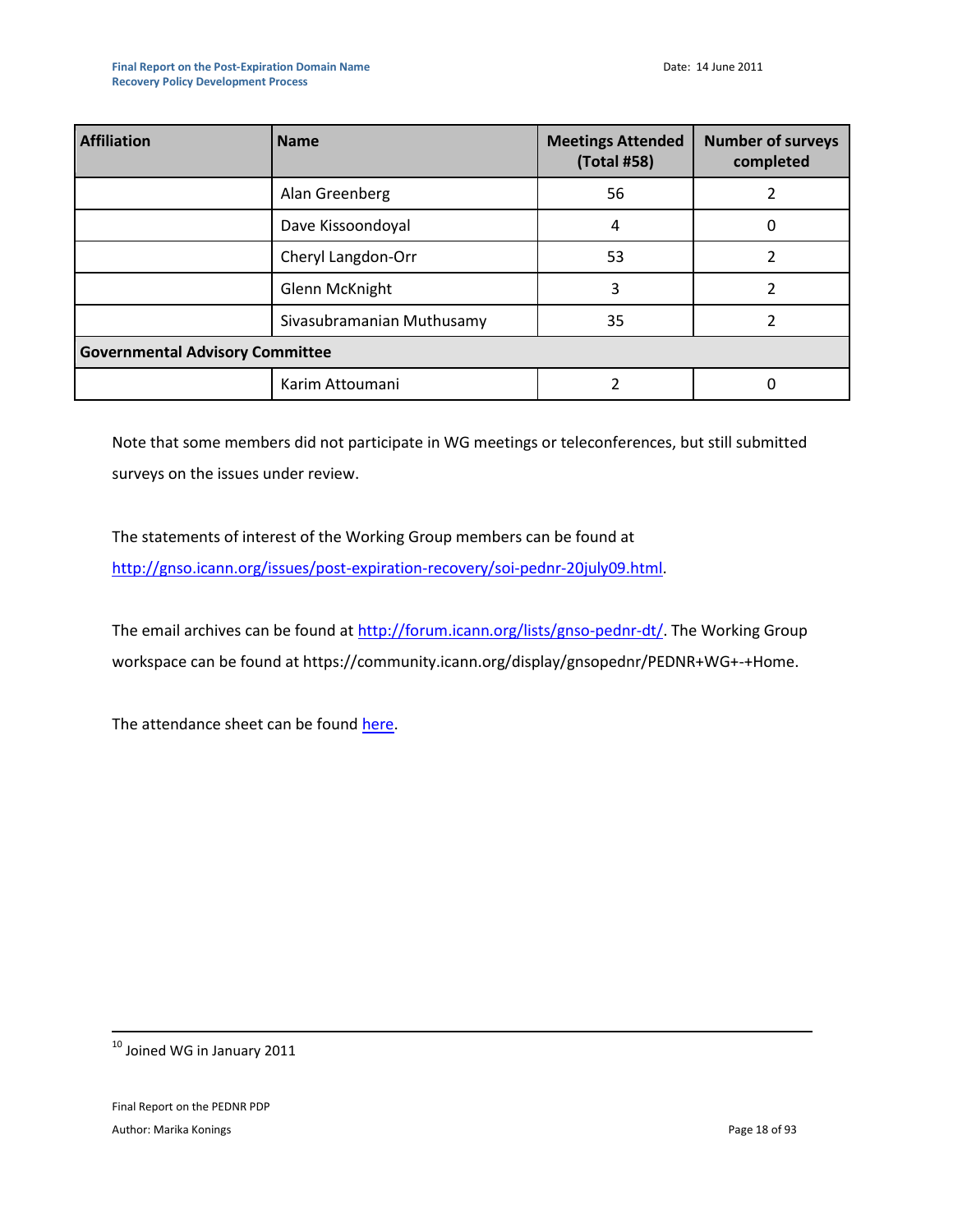| Affiliation | Name | Meetings Attended (Total #58) | Number of surveys completed |
|---|---|---|---|
| | Alan Greenberg | 56 | 2 |
| | Dave Kissoondoyal | 4 | 0 |
| | Cheryl Langdon-Orr | 53 | 2 |
| | Glenn McKnight | 3 | 2 |
| | Sivasubramanian Muthusamy | 35 | 2 |
| **Governmental Advisory Committee** | | | |
| | Karim Attoumani | 2 | 0 |

Note that some members did not participate in WG meetings or teleconferences, but still submitted surveys on the issues under review.

The statements of interest of the Working Group members can be found at http://gnso.icann.org/issues/post-expiration-recovery/soi-pednr-20july09.html.

The email archives can be found at http://forum.icann.org/lists/gnso-pednr-dt/. The Working Group workspace can be found at https://community.icann.org/display/gnsopednr/PEDNR+WG+-+Home.

The attendance sheet can be found here.

[10] Joined WG in January 2011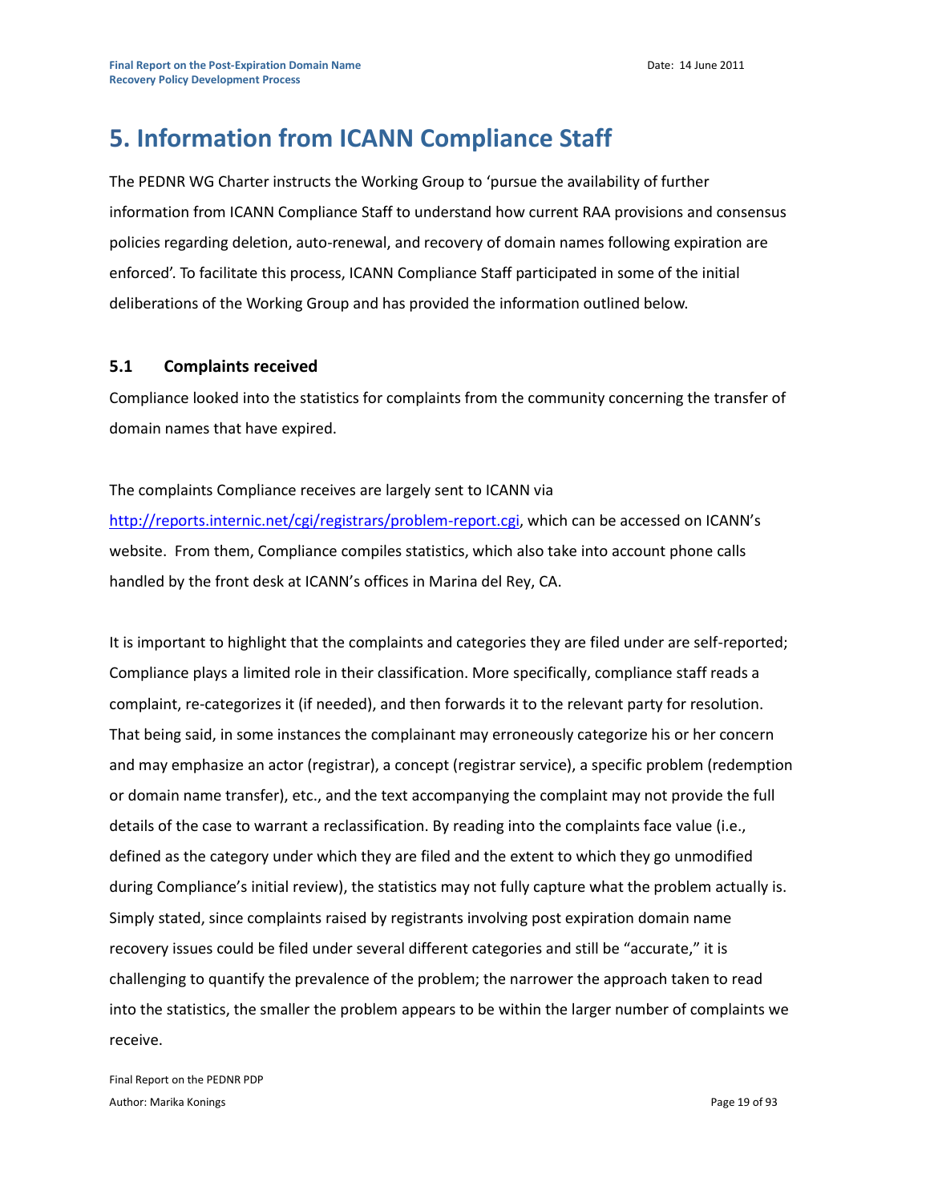# 5. Information from ICANN Compliance Staff

The PEDNR WG Charter instructs the Working Group to 'pursue the availability of further information from ICANN Compliance Staff to understand how current RAA provisions and consensus policies regarding deletion, auto-renewal, and recovery of domain names following expiration are enforced'. To facilitate this process, ICANN Compliance Staff participated in some of the initial deliberations of the Working Group and has provided the information outlined below.

## 5.1 Complaints received

Compliance looked into the statistics for complaints from the community concerning the transfer of domain names that have expired.

The complaints Compliance receives are largely sent to ICANN via http://reports.internic.net/cgi/registrars/problem-report.cgi, which can be accessed on ICANN's website. From them, Compliance compiles statistics, which also take into account phone calls handled by the front desk at ICANN's offices in Marina del Rey, CA.

It is important to highlight that the complaints and categories they are filed under are self-reported; Compliance plays a limited role in their classification. More specifically, compliance staff reads a complaint, re-categorizes it (if needed), and then forwards it to the relevant party for resolution. That being said, in some instances the complainant may erroneously categorize his or her concern and may emphasize an actor (registrar), a concept (registrar service), a specific problem (redemption or domain name transfer), etc., and the text accompanying the complaint may not provide the full details of the case to warrant a reclassification. By reading into the complaints face value (i.e., defined as the category under which they are filed and the extent to which they go unmodified during Compliance's initial review), the statistics may not fully capture what the problem actually is. Simply stated, since complaints raised by registrants involving post expiration domain name recovery issues could be filed under several different categories and still be "accurate," it is challenging to quantify the prevalence of the problem; the narrower the approach taken to read into the statistics, the smaller the problem appears to be within the larger number of complaints we receive.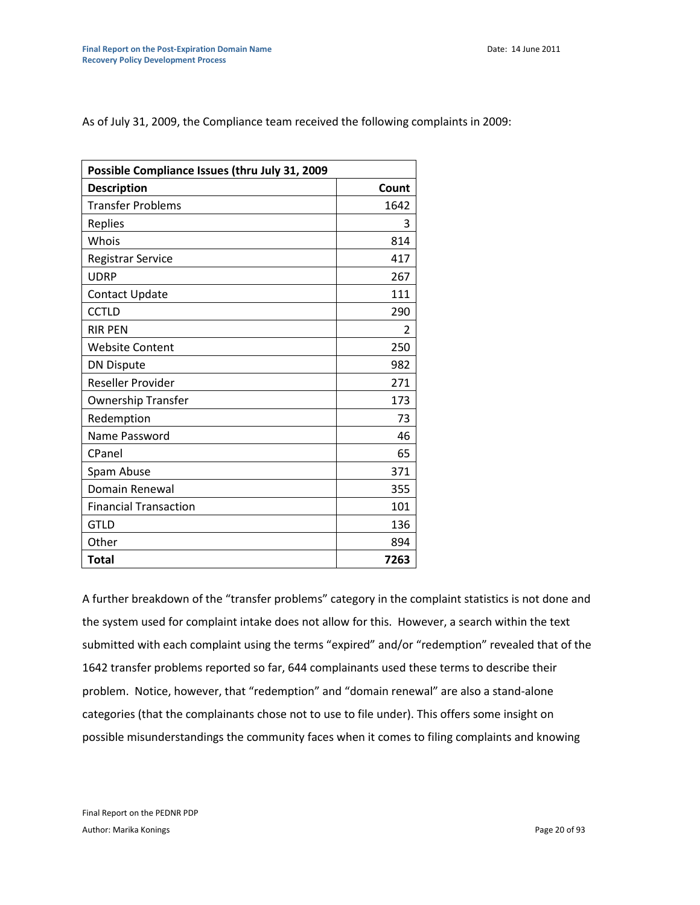As of July 31, 2009, the Compliance team received the following complaints in 2009:

| Possible Compliance Issues (thru July 31, 2009 | |
|---|---|
| **Description** | **Count** |
| Transfer Problems | 1642 |
| Replies | 3 |
| Whois | 814 |
| Registrar Service | 417 |
| UDRP | 267 |
| Contact Update | 111 |
| CCTLD | 290 |
| RIR PEN | 2 |
| Website Content | 250 |
| DN Dispute | 982 |
| Reseller Provider | 271 |
| Ownership Transfer | 173 |
| Redemption | 73 |
| Name Password | 46 |
| CPanel | 65 |
| Spam Abuse | 371 |
| Domain Renewal | 355 |
| Financial Transaction | 101 |
| GTLD | 136 |
| Other | 894 |
| **Total** | **7263** |

A further breakdown of the "transfer problems" category in the complaint statistics is not done and the system used for complaint intake does not allow for this. However, a search within the text submitted with each complaint using the terms "expired" and/or "redemption" revealed that of the 1642 transfer problems reported so far, 644 complainants used these terms to describe their problem. Notice, however, that "redemption" and "domain renewal" are also a stand-alone categories (that the complainants chose not to use to file under). This offers some insight on possible misunderstandings the community faces when it comes to filing complaints and knowing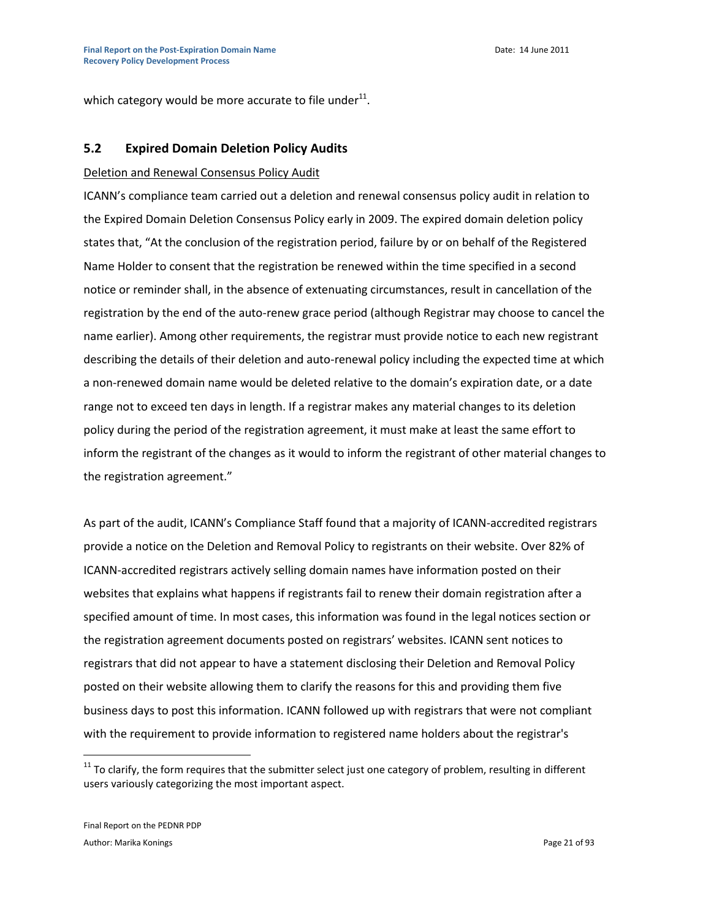which category would be more accurate to file under[11].

## 5.2 Expired Domain Deletion Policy Audits

Deletion and Renewal Consensus Policy Audit

ICANN's compliance team carried out a deletion and renewal consensus policy audit in relation to the Expired Domain Deletion Consensus Policy early in 2009. The expired domain deletion policy states that, "At the conclusion of the registration period, failure by or on behalf of the Registered Name Holder to consent that the registration be renewed within the time specified in a second notice or reminder shall, in the absence of extenuating circumstances, result in cancellation of the registration by the end of the auto-renew grace period (although Registrar may choose to cancel the name earlier). Among other requirements, the registrar must provide notice to each new registrant describing the details of their deletion and auto-renewal policy including the expected time at which a non-renewed domain name would be deleted relative to the domain's expiration date, or a date range not to exceed ten days in length. If a registrar makes any material changes to its deletion policy during the period of the registration agreement, it must make at least the same effort to inform the registrant of the changes as it would to inform the registrant of other material changes to the registration agreement."

As part of the audit, ICANN's Compliance Staff found that a majority of ICANN-accredited registrars provide a notice on the Deletion and Removal Policy to registrants on their website. Over 82% of ICANN-accredited registrars actively selling domain names have information posted on their websites that explains what happens if registrants fail to renew their domain registration after a specified amount of time. In most cases, this information was found in the legal notices section or the registration agreement documents posted on registrars' websites. ICANN sent notices to registrars that did not appear to have a statement disclosing their Deletion and Removal Policy posted on their website allowing them to clarify the reasons for this and providing them five business days to post this information. ICANN followed up with registrars that were not compliant with the requirement to provide information to registered name holders about the registrar's

[11] To clarify, the form requires that the submitter select just one category of problem, resulting in different users variously categorizing the most important aspect.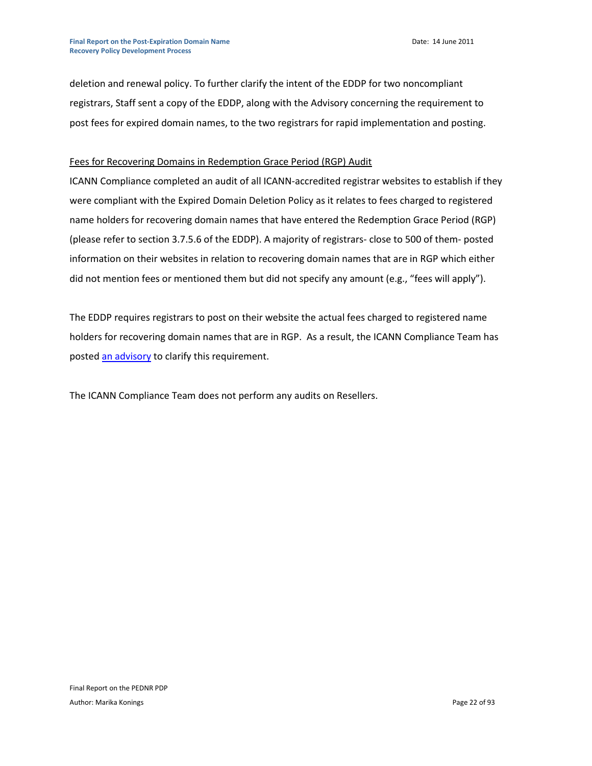deletion and renewal policy. To further clarify the intent of the EDDP for two noncompliant registrars, Staff sent a copy of the EDDP, along with the Advisory concerning the requirement to post fees for expired domain names, to the two registrars for rapid implementation and posting.

Fees for Recovering Domains in Redemption Grace Period (RGP) Audit

ICANN Compliance completed an audit of all ICANN-accredited registrar websites to establish if they were compliant with the Expired Domain Deletion Policy as it relates to fees charged to registered name holders for recovering domain names that have entered the Redemption Grace Period (RGP) (please refer to section 3.7.5.6 of the EDDP). A majority of registrars- close to 500 of them- posted information on their websites in relation to recovering domain names that are in RGP which either did not mention fees or mentioned them but did not specify any amount (e.g., "fees will apply").

The EDDP requires registrars to post on their website the actual fees charged to registered name holders for recovering domain names that are in RGP. As a result, the ICANN Compliance Team has posted an advisory to clarify this requirement.

The ICANN Compliance Team does not perform any audits on Resellers.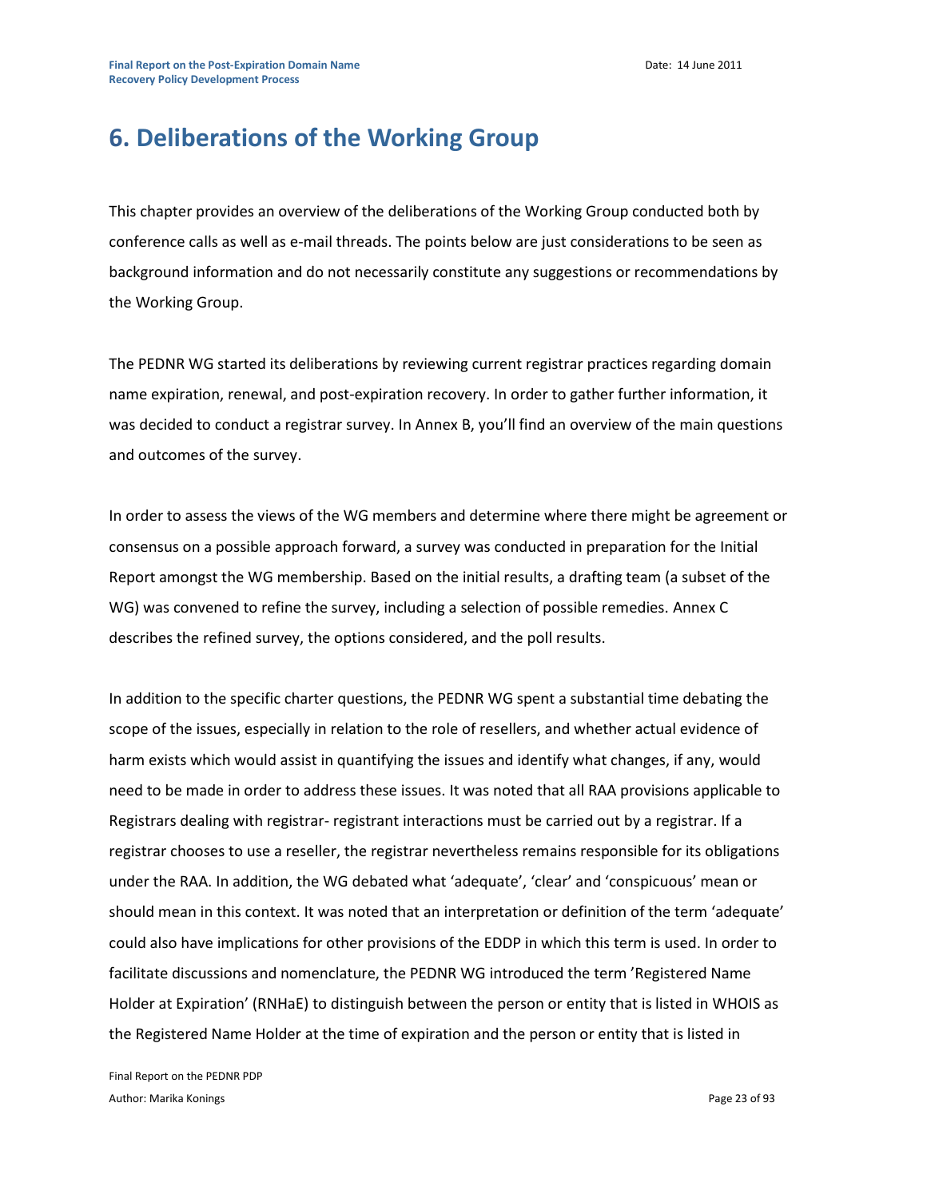# 6. Deliberations of the Working Group

This chapter provides an overview of the deliberations of the Working Group conducted both by conference calls as well as e-mail threads. The points below are just considerations to be seen as background information and do not necessarily constitute any suggestions or recommendations by the Working Group.

The PEDNR WG started its deliberations by reviewing current registrar practices regarding domain name expiration, renewal, and post-expiration recovery. In order to gather further information, it was decided to conduct a registrar survey. In Annex B, you'll find an overview of the main questions and outcomes of the survey.

In order to assess the views of the WG members and determine where there might be agreement or consensus on a possible approach forward, a survey was conducted in preparation for the Initial Report amongst the WG membership. Based on the initial results, a drafting team (a subset of the WG) was convened to refine the survey, including a selection of possible remedies. Annex C describes the refined survey, the options considered, and the poll results.

In addition to the specific charter questions, the PEDNR WG spent a substantial time debating the scope of the issues, especially in relation to the role of resellers, and whether actual evidence of harm exists which would assist in quantifying the issues and identify what changes, if any, would need to be made in order to address these issues. It was noted that all RAA provisions applicable to Registrars dealing with registrar- registrant interactions must be carried out by a registrar. If a registrar chooses to use a reseller, the registrar nevertheless remains responsible for its obligations under the RAA. In addition, the WG debated what 'adequate', 'clear' and 'conspicuous' mean or should mean in this context. It was noted that an interpretation or definition of the term 'adequate' could also have implications for other provisions of the EDDP in which this term is used. In order to facilitate discussions and nomenclature, the PEDNR WG introduced the term 'Registered Name Holder at Expiration' (RNHaE) to distinguish between the person or entity that is listed in WHOIS as the Registered Name Holder at the time of expiration and the person or entity that is listed in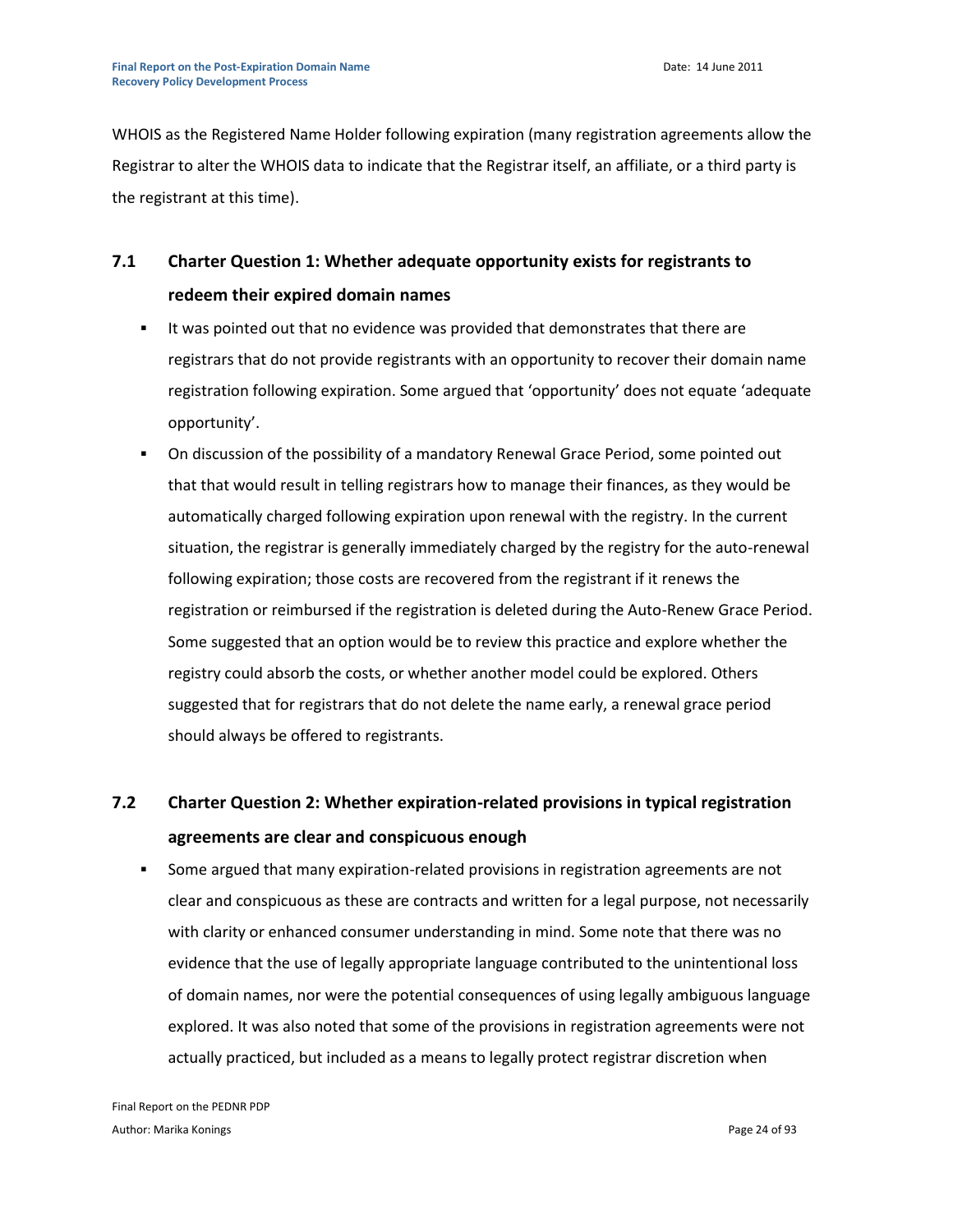WHOIS as the Registered Name Holder following expiration (many registration agreements allow the Registrar to alter the WHOIS data to indicate that the Registrar itself, an affiliate, or a third party is the registrant at this time).

## 7.1 Charter Question 1: Whether adequate opportunity exists for registrants to redeem their expired domain names

- It was pointed out that no evidence was provided that demonstrates that there are registrars that do not provide registrants with an opportunity to recover their domain name registration following expiration. Some argued that 'opportunity' does not equate 'adequate opportunity'.
- On discussion of the possibility of a mandatory Renewal Grace Period, some pointed out that that would result in telling registrars how to manage their finances, as they would be automatically charged following expiration upon renewal with the registry. In the current situation, the registrar is generally immediately charged by the registry for the auto-renewal following expiration; those costs are recovered from the registrant if it renews the registration or reimbursed if the registration is deleted during the Auto-Renew Grace Period. Some suggested that an option would be to review this practice and explore whether the registry could absorb the costs, or whether another model could be explored. Others suggested that for registrars that do not delete the name early, a renewal grace period should always be offered to registrants.

## 7.2 Charter Question 2: Whether expiration-related provisions in typical registration agreements are clear and conspicuous enough

- Some argued that many expiration-related provisions in registration agreements are not clear and conspicuous as these are contracts and written for a legal purpose, not necessarily with clarity or enhanced consumer understanding in mind. Some note that there was no evidence that the use of legally appropriate language contributed to the unintentional loss of domain names, nor were the potential consequences of using legally ambiguous language explored. It was also noted that some of the provisions in registration agreements were not actually practiced, but included as a means to legally protect registrar discretion when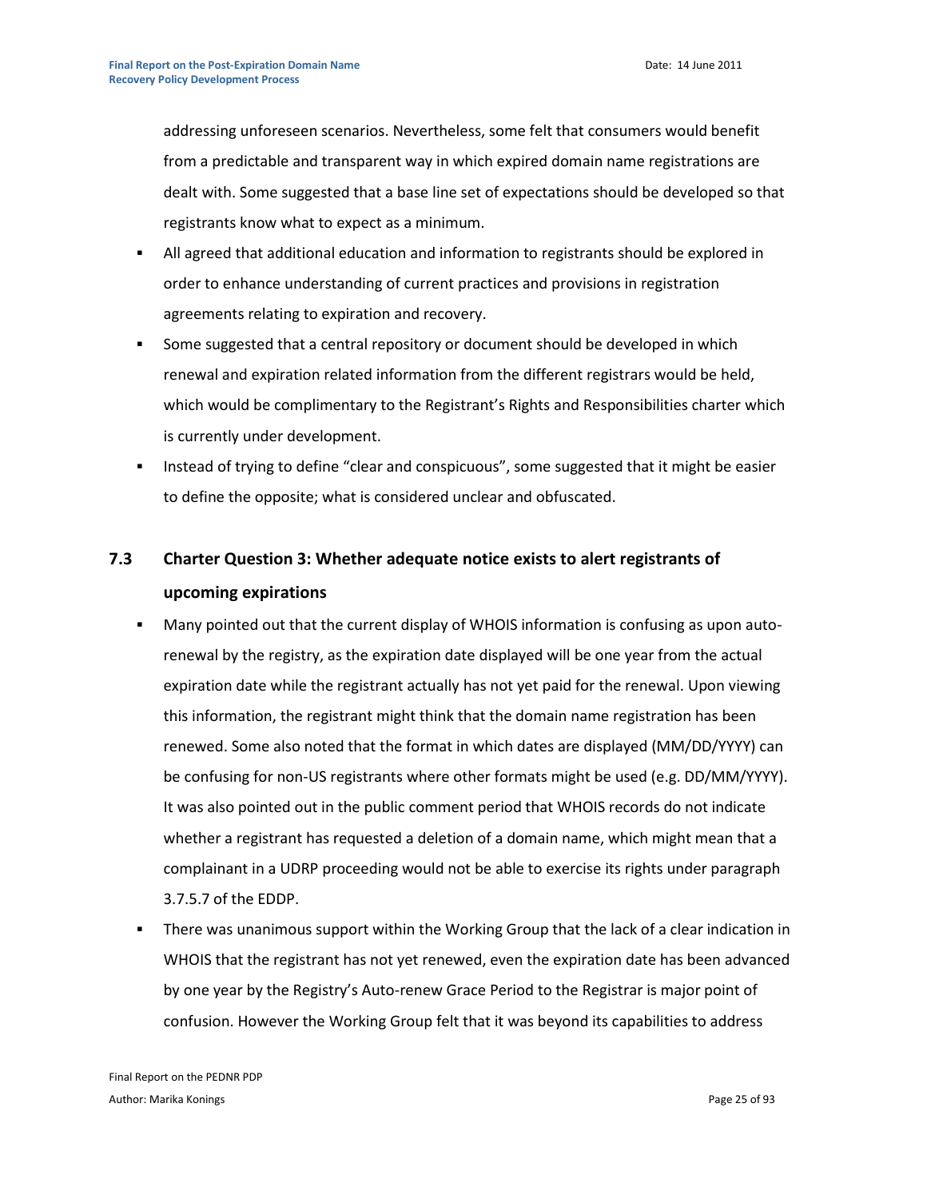addressing unforeseen scenarios. Nevertheless, some felt that consumers would benefit from a predictable and transparent way in which expired domain name registrations are dealt with. Some suggested that a base line set of expectations should be developed so that registrants know what to expect as a minimum.

- All agreed that additional education and information to registrants should be explored in order to enhance understanding of current practices and provisions in registration agreements relating to expiration and recovery.
- Some suggested that a central repository or document should be developed in which renewal and expiration related information from the different registrars would be held, which would be complimentary to the Registrant's Rights and Responsibilities charter which is currently under development.
- Instead of trying to define "clear and conspicuous", some suggested that it might be easier to define the opposite; what is considered unclear and obfuscated.

## 7.3 Charter Question 3: Whether adequate notice exists to alert registrants of upcoming expirations

- Many pointed out that the current display of WHOIS information is confusing as upon auto-renewal by the registry, as the expiration date displayed will be one year from the actual expiration date while the registrant actually has not yet paid for the renewal. Upon viewing this information, the registrant might think that the domain name registration has been renewed. Some also noted that the format in which dates are displayed (MM/DD/YYYY) can be confusing for non-US registrants where other formats might be used (e.g. DD/MM/YYYY). It was also pointed out in the public comment period that WHOIS records do not indicate whether a registrant has requested a deletion of a domain name, which might mean that a complainant in a UDRP proceeding would not be able to exercise its rights under paragraph 3.7.5.7 of the EDDP.
- There was unanimous support within the Working Group that the lack of a clear indication in WHOIS that the registrant has not yet renewed, even the expiration date has been advanced by one year by the Registry's Auto-renew Grace Period to the Registrar is major point of confusion. However the Working Group felt that it was beyond its capabilities to address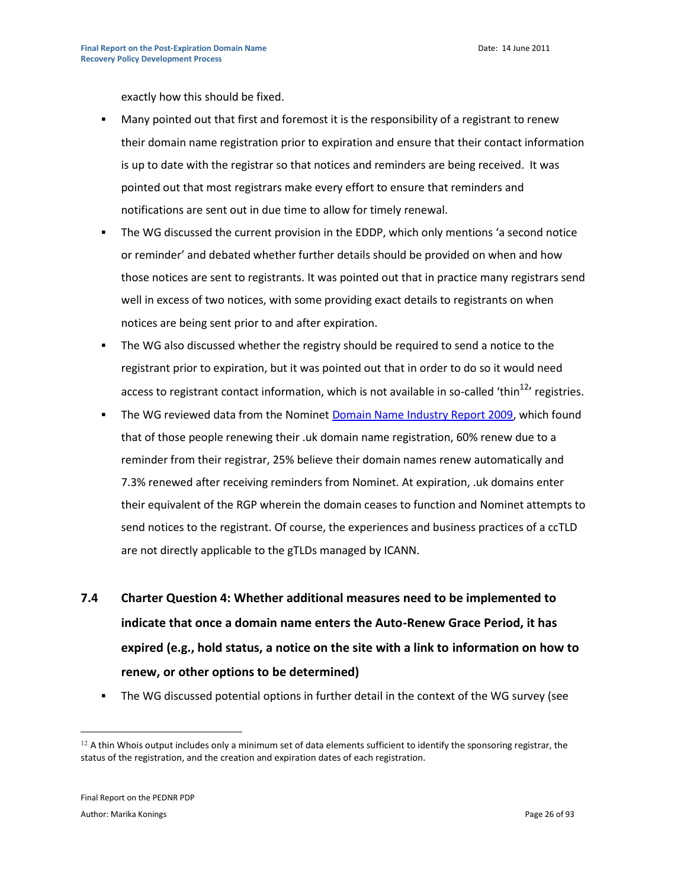exactly how this should be fixed.

- Many pointed out that first and foremost it is the responsibility of a registrant to renew their domain name registration prior to expiration and ensure that their contact information is up to date with the registrar so that notices and reminders are being received. It was pointed out that most registrars make every effort to ensure that reminders and notifications are sent out in due time to allow for timely renewal.
- The WG discussed the current provision in the EDDP, which only mentions 'a second notice or reminder' and debated whether further details should be provided on when and how those notices are sent to registrants. It was pointed out that in practice many registrars send well in excess of two notices, with some providing exact details to registrants on when notices are being sent prior to and after expiration.
- The WG also discussed whether the registry should be required to send a notice to the registrant prior to expiration, but it was pointed out that in order to do so it would need access to registrant contact information, which is not available in so-called 'thin[12]' registries.
- The WG reviewed data from the Nominet Domain Name Industry Report 2009, which found that of those people renewing their .uk domain name registration, 60% renew due to a reminder from their registrar, 25% believe their domain names renew automatically and 7.3% renewed after receiving reminders from Nominet. At expiration, .uk domains enter their equivalent of the RGP wherein the domain ceases to function and Nominet attempts to send notices to the registrant. Of course, the experiences and business practices of a ccTLD are not directly applicable to the gTLDs managed by ICANN.

## 7.4 Charter Question 4: Whether additional measures need to be implemented to indicate that once a domain name enters the Auto-Renew Grace Period, it has expired (e.g., hold status, a notice on the site with a link to information on how to renew, or other options to be determined)

- The WG discussed potential options in further detail in the context of the WG survey (see

[12] A thin Whois output includes only a minimum set of data elements sufficient to identify the sponsoring registrar, the status of the registration, and the creation and expiration dates of each registration.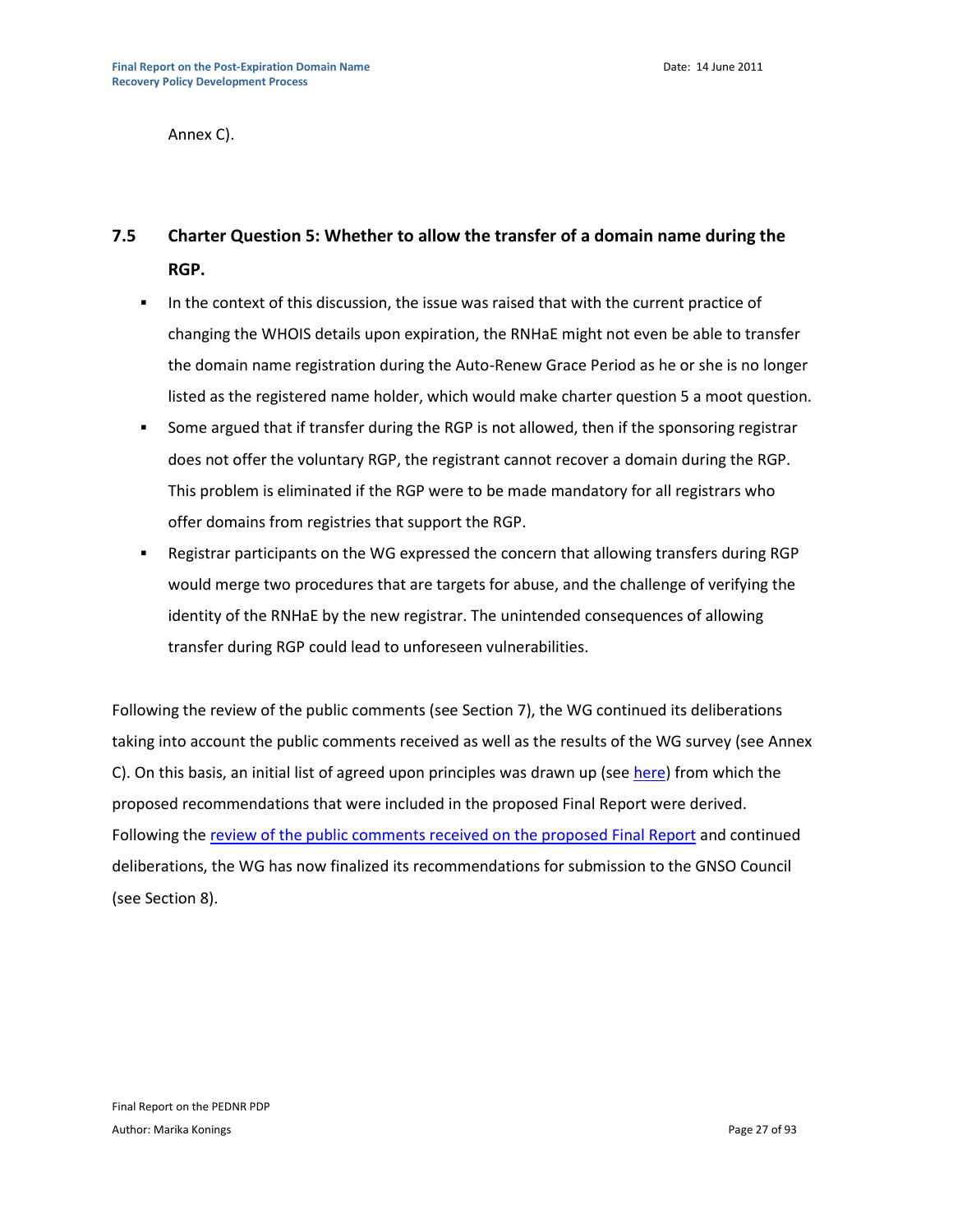Annex C).

### 7.5 Charter Question 5: Whether to allow the transfer of a domain name during the RGP.

- In the context of this discussion, the issue was raised that with the current practice of changing the WHOIS details upon expiration, the RNHaE might not even be able to transfer the domain name registration during the Auto-Renew Grace Period as he or she is no longer listed as the registered name holder, which would make charter question 5 a moot question.
- Some argued that if transfer during the RGP is not allowed, then if the sponsoring registrar does not offer the voluntary RGP, the registrant cannot recover a domain during the RGP. This problem is eliminated if the RGP were to be made mandatory for all registrars who offer domains from registries that support the RGP.
- Registrar participants on the WG expressed the concern that allowing transfers during RGP would merge two procedures that are targets for abuse, and the challenge of verifying the identity of the RNHaE by the new registrar. The unintended consequences of allowing transfer during RGP could lead to unforeseen vulnerabilities.

Following the review of the public comments (see Section 7), the WG continued its deliberations taking into account the public comments received as well as the results of the WG survey (see Annex C). On this basis, an initial list of agreed upon principles was drawn up (see here) from which the proposed recommendations that were included in the proposed Final Report were derived. Following the review of the public comments received on the proposed Final Report and continued deliberations, the WG has now finalized its recommendations for submission to the GNSO Council (see Section 8).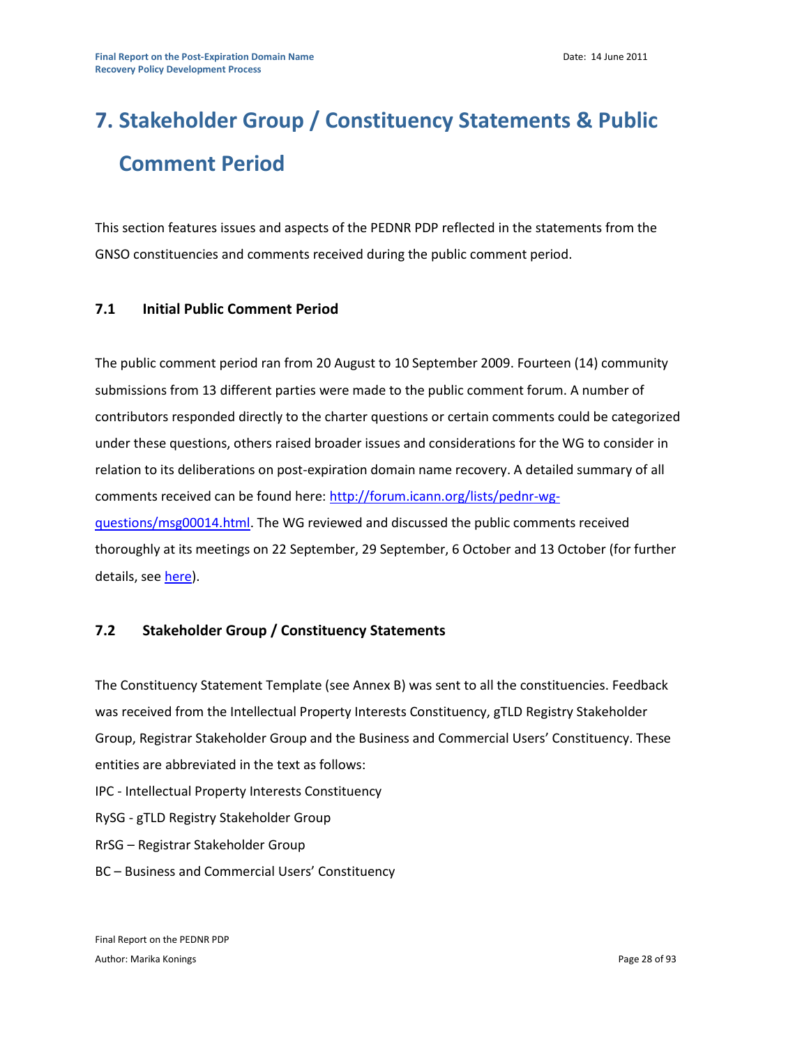# 7. Stakeholder Group / Constituency Statements & Public Comment Period

This section features issues and aspects of the PEDNR PDP reflected in the statements from the GNSO constituencies and comments received during the public comment period.

## 7.1 Initial Public Comment Period

The public comment period ran from 20 August to 10 September 2009. Fourteen (14) community submissions from 13 different parties were made to the public comment forum. A number of contributors responded directly to the charter questions or certain comments could be categorized under these questions, others raised broader issues and considerations for the WG to consider in relation to its deliberations on post-expiration domain name recovery. A detailed summary of all comments received can be found here: [http://forum.icann.org/lists/pednr-wg-questions/msg00014.html](http://forum.icann.org/lists/pednr-wg-questions/msg00014.html). The WG reviewed and discussed the public comments received thoroughly at its meetings on 22 September, 29 September, 6 October and 13 October (for further details, see here).

## 7.2 Stakeholder Group / Constituency Statements

The Constituency Statement Template (see Annex B) was sent to all the constituencies. Feedback was received from the Intellectual Property Interests Constituency, gTLD Registry Stakeholder Group, Registrar Stakeholder Group and the Business and Commercial Users' Constituency. These entities are abbreviated in the text as follows:

IPC - Intellectual Property Interests Constituency

RySG - gTLD Registry Stakeholder Group

RrSG – Registrar Stakeholder Group

BC – Business and Commercial Users' Constituency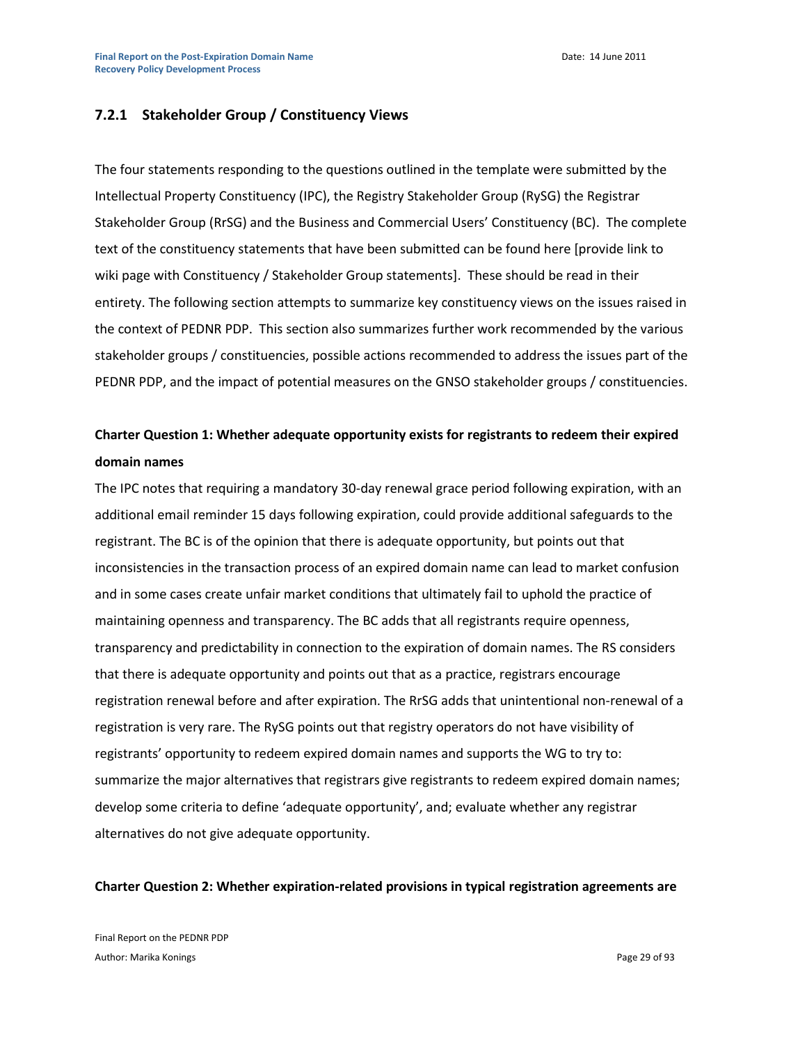### 7.2.1 Stakeholder Group / Constituency Views

The four statements responding to the questions outlined in the template were submitted by the Intellectual Property Constituency (IPC), the Registry Stakeholder Group (RySG) the Registrar Stakeholder Group (RrSG) and the Business and Commercial Users' Constituency (BC). The complete text of the constituency statements that have been submitted can be found here [provide link to wiki page with Constituency / Stakeholder Group statements]. These should be read in their entirety. The following section attempts to summarize key constituency views on the issues raised in the context of PEDNR PDP. This section also summarizes further work recommended by the various stakeholder groups / constituencies, possible actions recommended to address the issues part of the PEDNR PDP, and the impact of potential measures on the GNSO stakeholder groups / constituencies.

**Charter Question 1: Whether adequate opportunity exists for registrants to redeem their expired domain names**

The IPC notes that requiring a mandatory 30-day renewal grace period following expiration, with an additional email reminder 15 days following expiration, could provide additional safeguards to the registrant. The BC is of the opinion that there is adequate opportunity, but points out that inconsistencies in the transaction process of an expired domain name can lead to market confusion and in some cases create unfair market conditions that ultimately fail to uphold the practice of maintaining openness and transparency. The BC adds that all registrants require openness, transparency and predictability in connection to the expiration of domain names. The RS considers that there is adequate opportunity and points out that as a practice, registrars encourage registration renewal before and after expiration. The RrSG adds that unintentional non-renewal of a registration is very rare. The RySG points out that registry operators do not have visibility of registrants' opportunity to redeem expired domain names and supports the WG to try to: summarize the major alternatives that registrars give registrants to redeem expired domain names; develop some criteria to define 'adequate opportunity', and; evaluate whether any registrar alternatives do not give adequate opportunity.

**Charter Question 2: Whether expiration-related provisions in typical registration agreements are**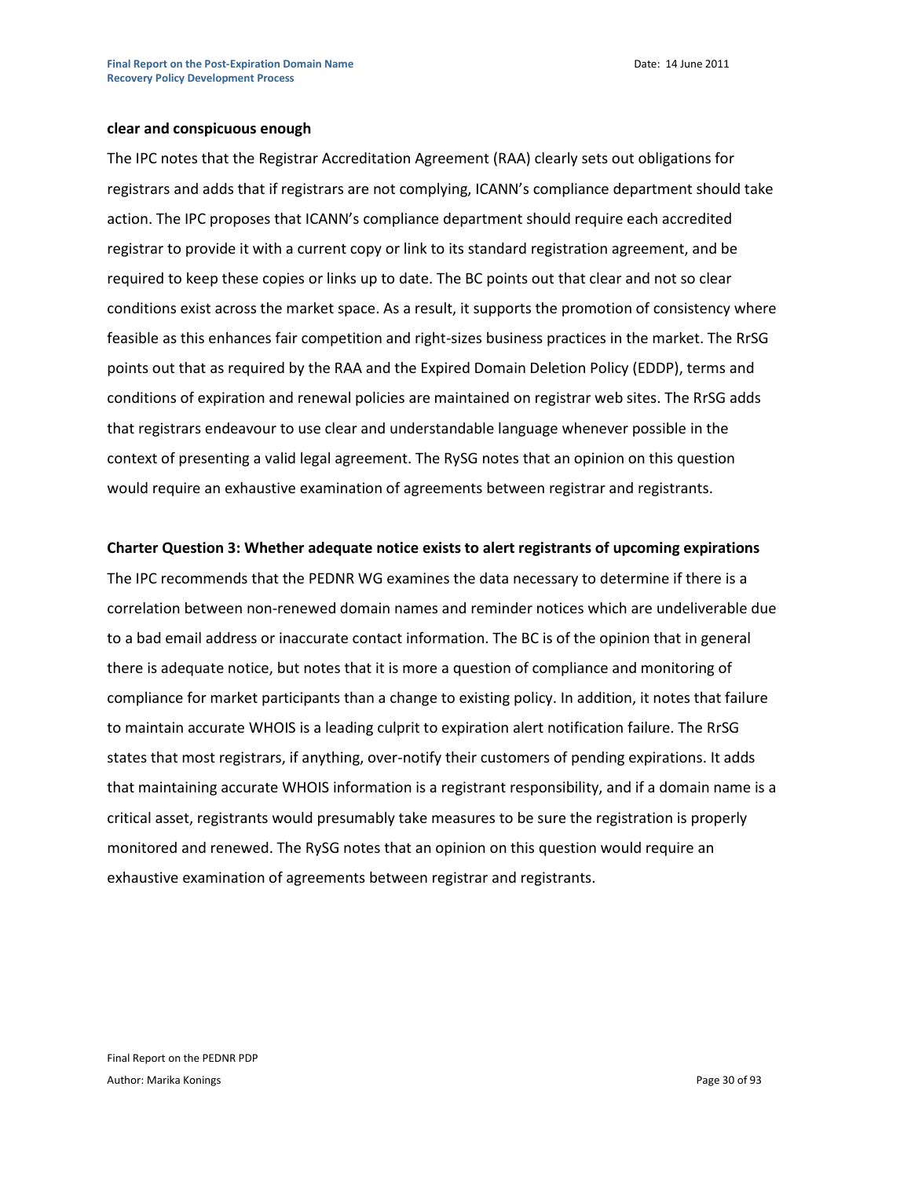**clear and conspicuous enough**

The IPC notes that the Registrar Accreditation Agreement (RAA) clearly sets out obligations for registrars and adds that if registrars are not complying, ICANN's compliance department should take action. The IPC proposes that ICANN's compliance department should require each accredited registrar to provide it with a current copy or link to its standard registration agreement, and be required to keep these copies or links up to date. The BC points out that clear and not so clear conditions exist across the market space. As a result, it supports the promotion of consistency where feasible as this enhances fair competition and right-sizes business practices in the market. The RrSG points out that as required by the RAA and the Expired Domain Deletion Policy (EDDP), terms and conditions of expiration and renewal policies are maintained on registrar web sites. The RrSG adds that registrars endeavour to use clear and understandable language whenever possible in the context of presenting a valid legal agreement. The RySG notes that an opinion on this question would require an exhaustive examination of agreements between registrar and registrants.

**Charter Question 3: Whether adequate notice exists to alert registrants of upcoming expirations**

The IPC recommends that the PEDNR WG examines the data necessary to determine if there is a correlation between non-renewed domain names and reminder notices which are undeliverable due to a bad email address or inaccurate contact information. The BC is of the opinion that in general there is adequate notice, but notes that it is more a question of compliance and monitoring of compliance for market participants than a change to existing policy. In addition, it notes that failure to maintain accurate WHOIS is a leading culprit to expiration alert notification failure. The RrSG states that most registrars, if anything, over-notify their customers of pending expirations. It adds that maintaining accurate WHOIS information is a registrant responsibility, and if a domain name is a critical asset, registrants would presumably take measures to be sure the registration is properly monitored and renewed. The RySG notes that an opinion on this question would require an exhaustive examination of agreements between registrar and registrants.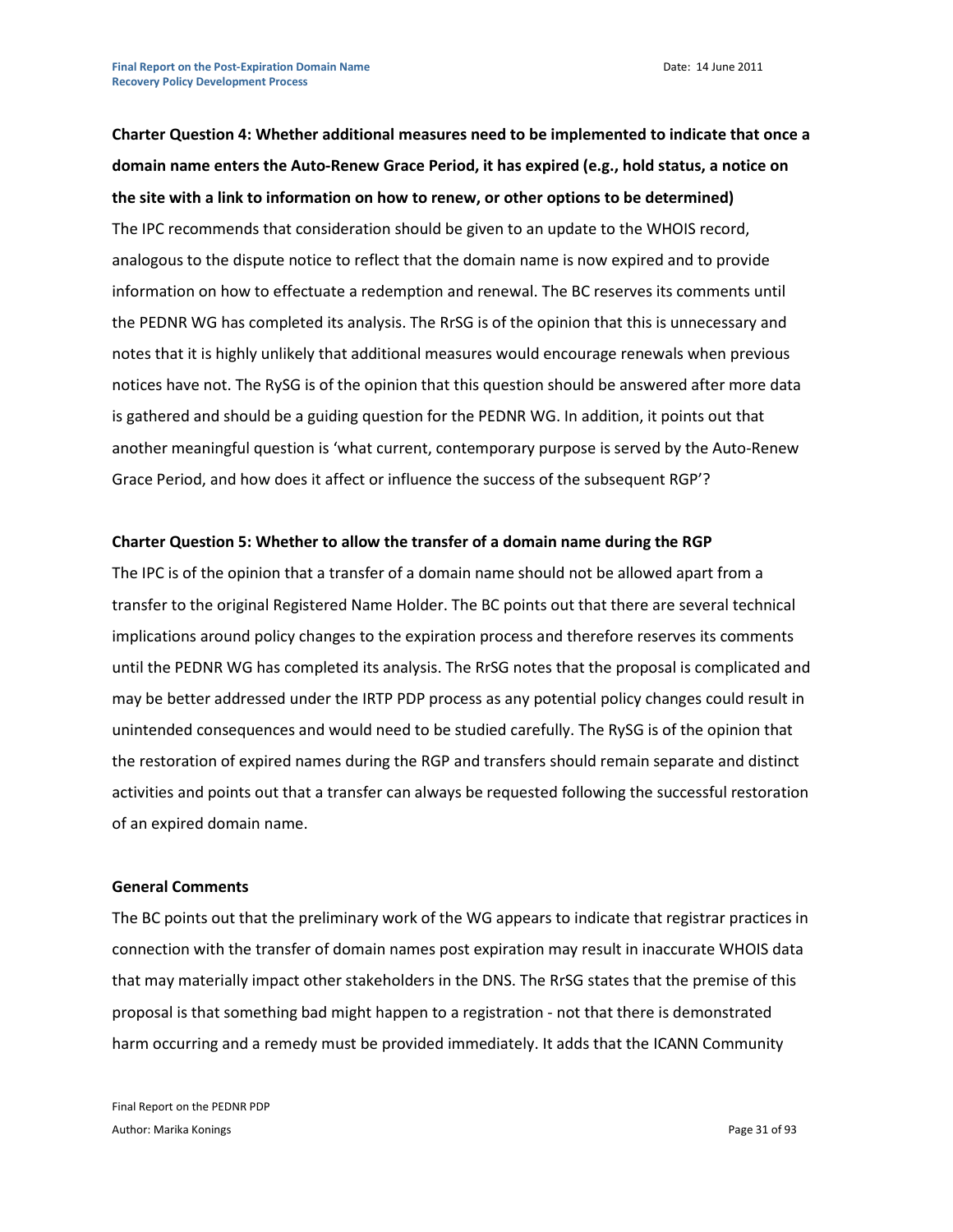**Charter Question 4: Whether additional measures need to be implemented to indicate that once a domain name enters the Auto-Renew Grace Period, it has expired (e.g., hold status, a notice on the site with a link to information on how to renew, or other options to be determined)**

The IPC recommends that consideration should be given to an update to the WHOIS record, analogous to the dispute notice to reflect that the domain name is now expired and to provide information on how to effectuate a redemption and renewal. The BC reserves its comments until the PEDNR WG has completed its analysis. The RrSG is of the opinion that this is unnecessary and notes that it is highly unlikely that additional measures would encourage renewals when previous notices have not. The RySG is of the opinion that this question should be answered after more data is gathered and should be a guiding question for the PEDNR WG. In addition, it points out that another meaningful question is 'what current, contemporary purpose is served by the Auto-Renew Grace Period, and how does it affect or influence the success of the subsequent RGP'?

**Charter Question 5: Whether to allow the transfer of a domain name during the RGP**

The IPC is of the opinion that a transfer of a domain name should not be allowed apart from a transfer to the original Registered Name Holder. The BC points out that there are several technical implications around policy changes to the expiration process and therefore reserves its comments until the PEDNR WG has completed its analysis. The RrSG notes that the proposal is complicated and may be better addressed under the IRTP PDP process as any potential policy changes could result in unintended consequences and would need to be studied carefully. The RySG is of the opinion that the restoration of expired names during the RGP and transfers should remain separate and distinct activities and points out that a transfer can always be requested following the successful restoration of an expired domain name.

**General Comments**

The BC points out that the preliminary work of the WG appears to indicate that registrar practices in connection with the transfer of domain names post expiration may result in inaccurate WHOIS data that may materially impact other stakeholders in the DNS. The RrSG states that the premise of this proposal is that something bad might happen to a registration - not that there is demonstrated harm occurring and a remedy must be provided immediately. It adds that the ICANN Community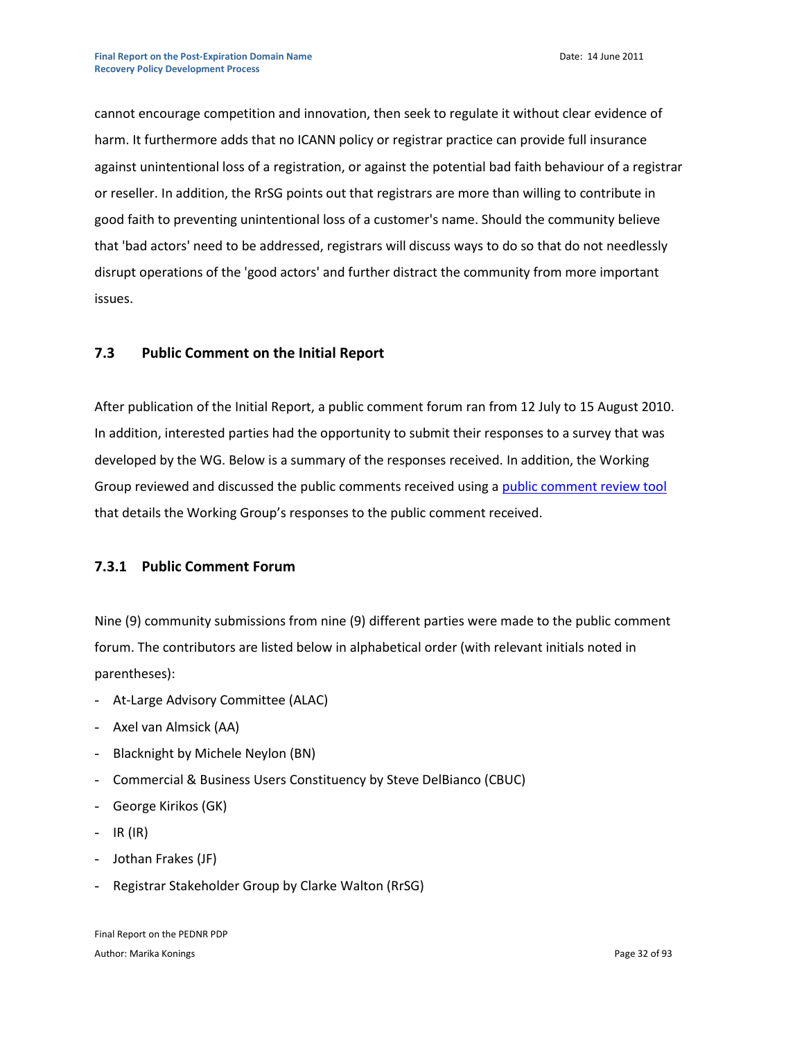cannot encourage competition and innovation, then seek to regulate it without clear evidence of harm. It furthermore adds that no ICANN policy or registrar practice can provide full insurance against unintentional loss of a registration, or against the potential bad faith behaviour of a registrar or reseller. In addition, the RrSG points out that registrars are more than willing to contribute in good faith to preventing unintentional loss of a customer's name. Should the community believe that 'bad actors' need to be addressed, registrars will discuss ways to do so that do not needlessly disrupt operations of the 'good actors' and further distract the community from more important issues.

### 7.3 Public Comment on the Initial Report

After publication of the Initial Report, a public comment forum ran from 12 July to 15 August 2010. In addition, interested parties had the opportunity to submit their responses to a survey that was developed by the WG. Below is a summary of the responses received. In addition, the Working Group reviewed and discussed the public comments received using a public comment review tool that details the Working Group's responses to the public comment received.

#### 7.3.1 Public Comment Forum

Nine (9) community submissions from nine (9) different parties were made to the public comment forum. The contributors are listed below in alphabetical order (with relevant initials noted in parentheses):

- At-Large Advisory Committee (ALAC)
- Axel van Almsick (AA)
- Blacknight by Michele Neylon (BN)
- Commercial & Business Users Constituency by Steve DelBianco (CBUC)
- George Kirikos (GK)
- IR (IR)
- Jothan Frakes (JF)
- Registrar Stakeholder Group by Clarke Walton (RrSG)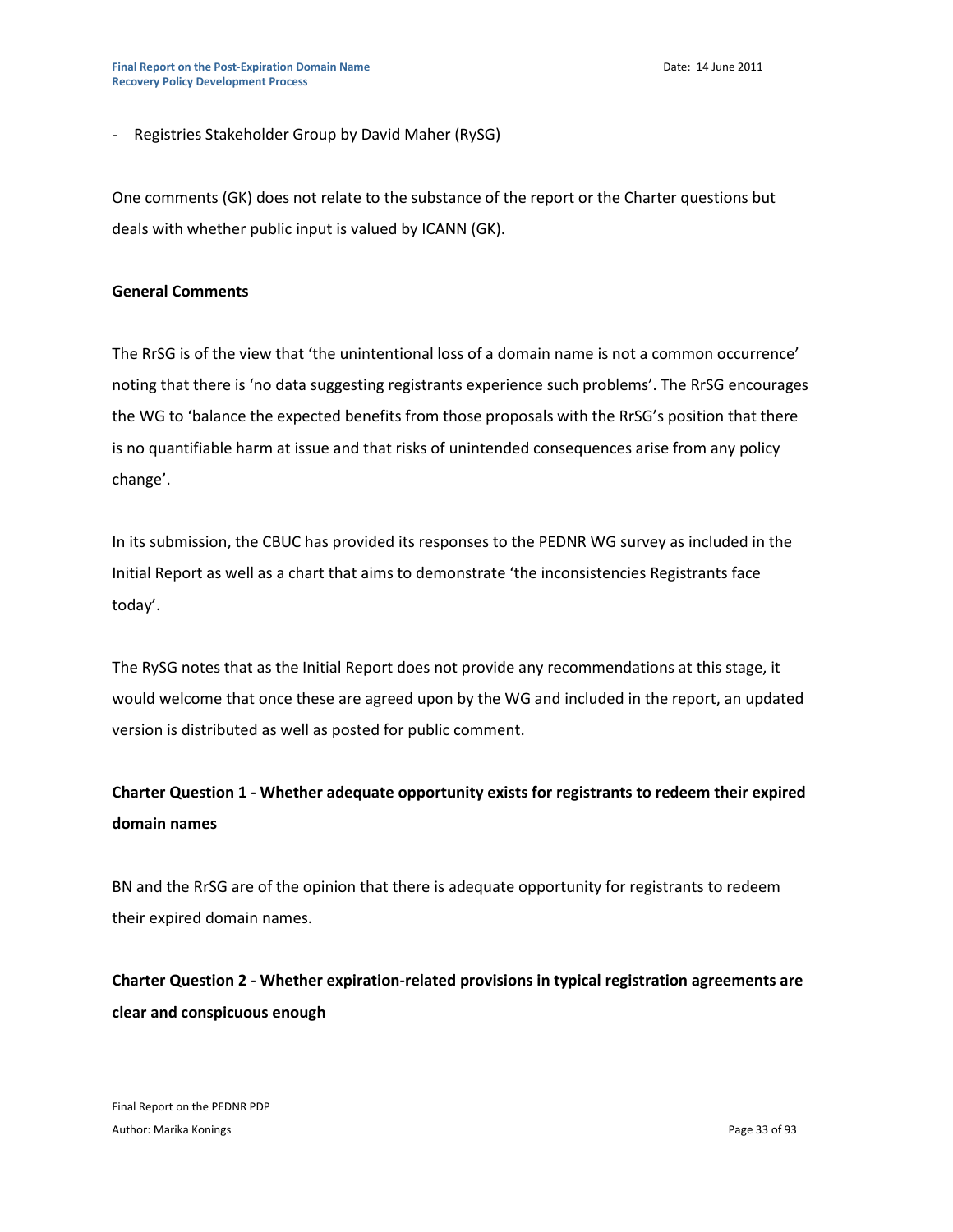- Registries Stakeholder Group by David Maher (RySG)

One comments (GK) does not relate to the substance of the report or the Charter questions but deals with whether public input is valued by ICANN (GK).

**General Comments**

The RrSG is of the view that 'the unintentional loss of a domain name is not a common occurrence' noting that there is 'no data suggesting registrants experience such problems'. The RrSG encourages the WG to 'balance the expected benefits from those proposals with the RrSG's position that there is no quantifiable harm at issue and that risks of unintended consequences arise from any policy change'.

In its submission, the CBUC has provided its responses to the PEDNR WG survey as included in the Initial Report as well as a chart that aims to demonstrate 'the inconsistencies Registrants face today'.

The RySG notes that as the Initial Report does not provide any recommendations at this stage, it would welcome that once these are agreed upon by the WG and included in the report, an updated version is distributed as well as posted for public comment.

**Charter Question 1 - Whether adequate opportunity exists for registrants to redeem their expired domain names**

BN and the RrSG are of the opinion that there is adequate opportunity for registrants to redeem their expired domain names.

**Charter Question 2 - Whether expiration-related provisions in typical registration agreements are clear and conspicuous enough**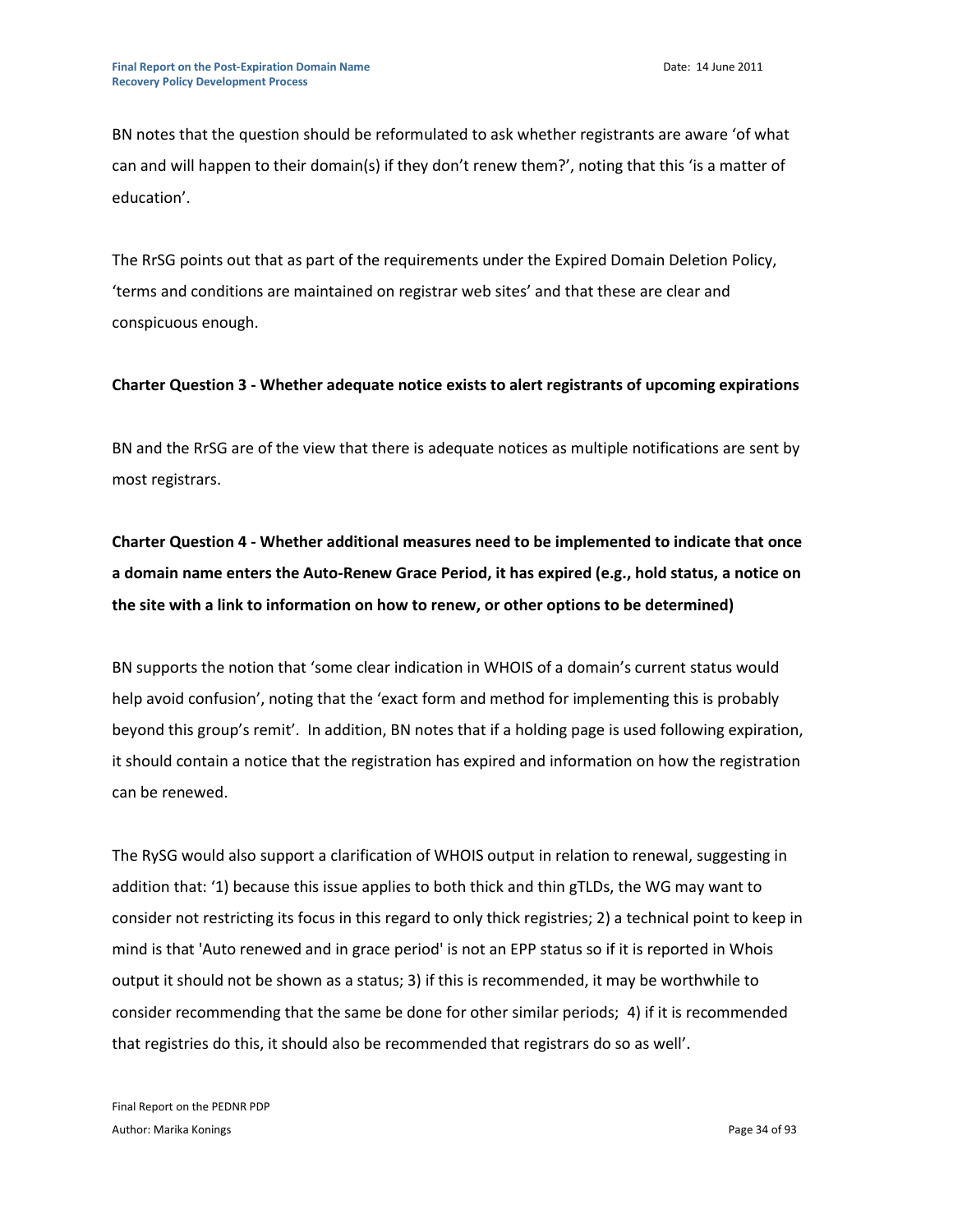BN notes that the question should be reformulated to ask whether registrants are aware 'of what can and will happen to their domain(s) if they don't renew them?', noting that this 'is a matter of education'.

The RrSG points out that as part of the requirements under the Expired Domain Deletion Policy, 'terms and conditions are maintained on registrar web sites' and that these are clear and conspicuous enough.

**Charter Question 3 - Whether adequate notice exists to alert registrants of upcoming expirations**

BN and the RrSG are of the view that there is adequate notices as multiple notifications are sent by most registrars.

**Charter Question 4 - Whether additional measures need to be implemented to indicate that once a domain name enters the Auto-Renew Grace Period, it has expired (e.g., hold status, a notice on the site with a link to information on how to renew, or other options to be determined)**

BN supports the notion that 'some clear indication in WHOIS of a domain's current status would help avoid confusion', noting that the 'exact form and method for implementing this is probably beyond this group's remit'. In addition, BN notes that if a holding page is used following expiration, it should contain a notice that the registration has expired and information on how the registration can be renewed.

The RySG would also support a clarification of WHOIS output in relation to renewal, suggesting in addition that: '1) because this issue applies to both thick and thin gTLDs, the WG may want to consider not restricting its focus in this regard to only thick registries; 2) a technical point to keep in mind is that 'Auto renewed and in grace period' is not an EPP status so if it is reported in Whois output it should not be shown as a status; 3) if this is recommended, it may be worthwhile to consider recommending that the same be done for other similar periods; 4) if it is recommended that registries do this, it should also be recommended that registrars do so as well'.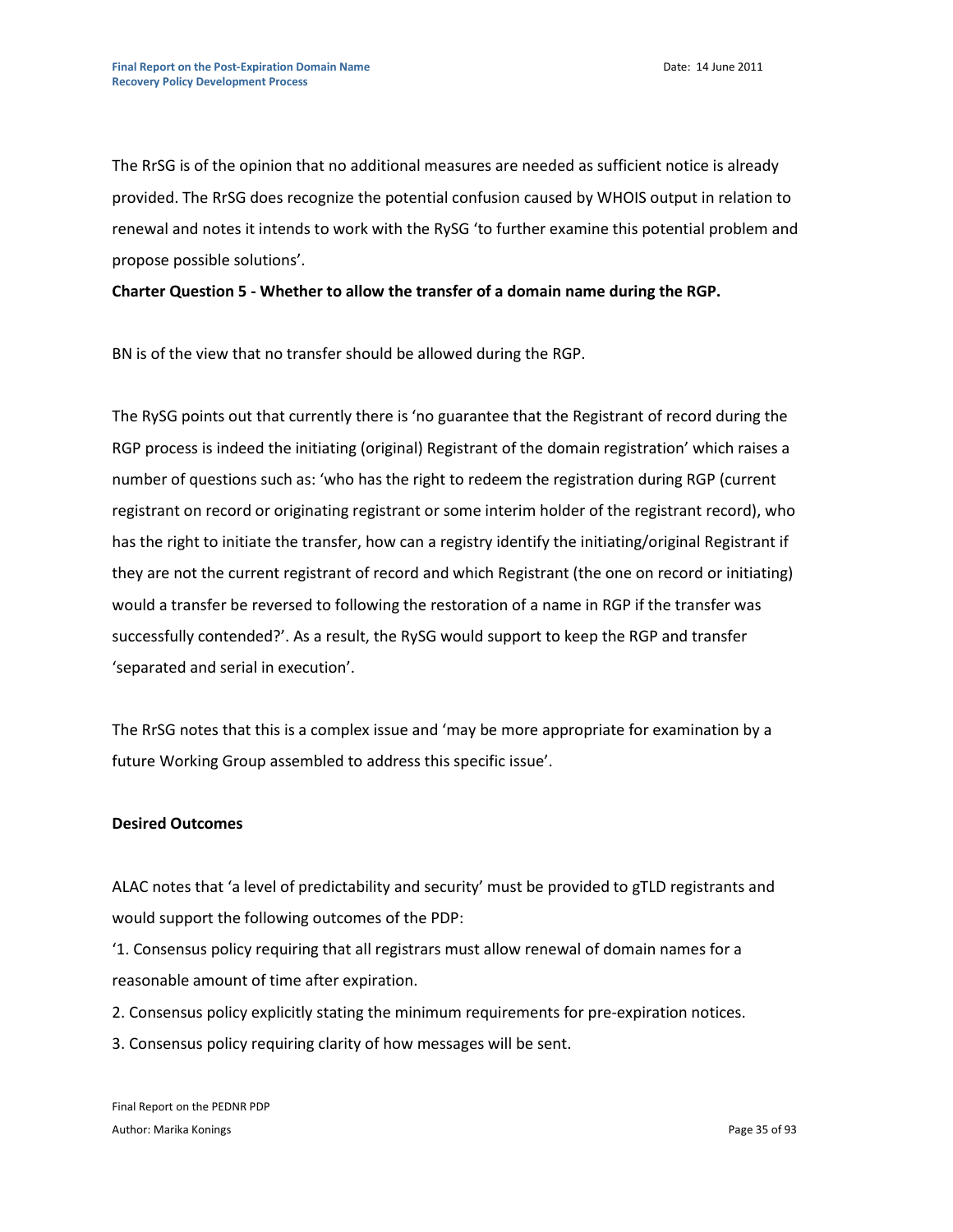The RrSG is of the opinion that no additional measures are needed as sufficient notice is already provided. The RrSG does recognize the potential confusion caused by WHOIS output in relation to renewal and notes it intends to work with the RySG 'to further examine this potential problem and propose possible solutions'.

**Charter Question 5 - Whether to allow the transfer of a domain name during the RGP.**

BN is of the view that no transfer should be allowed during the RGP.

The RySG points out that currently there is 'no guarantee that the Registrant of record during the RGP process is indeed the initiating (original) Registrant of the domain registration' which raises a number of questions such as: 'who has the right to redeem the registration during RGP (current registrant on record or originating registrant or some interim holder of the registrant record), who has the right to initiate the transfer, how can a registry identify the initiating/original Registrant if they are not the current registrant of record and which Registrant (the one on record or initiating) would a transfer be reversed to following the restoration of a name in RGP if the transfer was successfully contended?'. As a result, the RySG would support to keep the RGP and transfer 'separated and serial in execution'.

The RrSG notes that this is a complex issue and 'may be more appropriate for examination by a future Working Group assembled to address this specific issue'.

**Desired Outcomes**

ALAC notes that 'a level of predictability and security' must be provided to gTLD registrants and would support the following outcomes of the PDP:

'1. Consensus policy requiring that all registrars must allow renewal of domain names for a reasonable amount of time after expiration.

2. Consensus policy explicitly stating the minimum requirements for pre-expiration notices.

3. Consensus policy requiring clarity of how messages will be sent.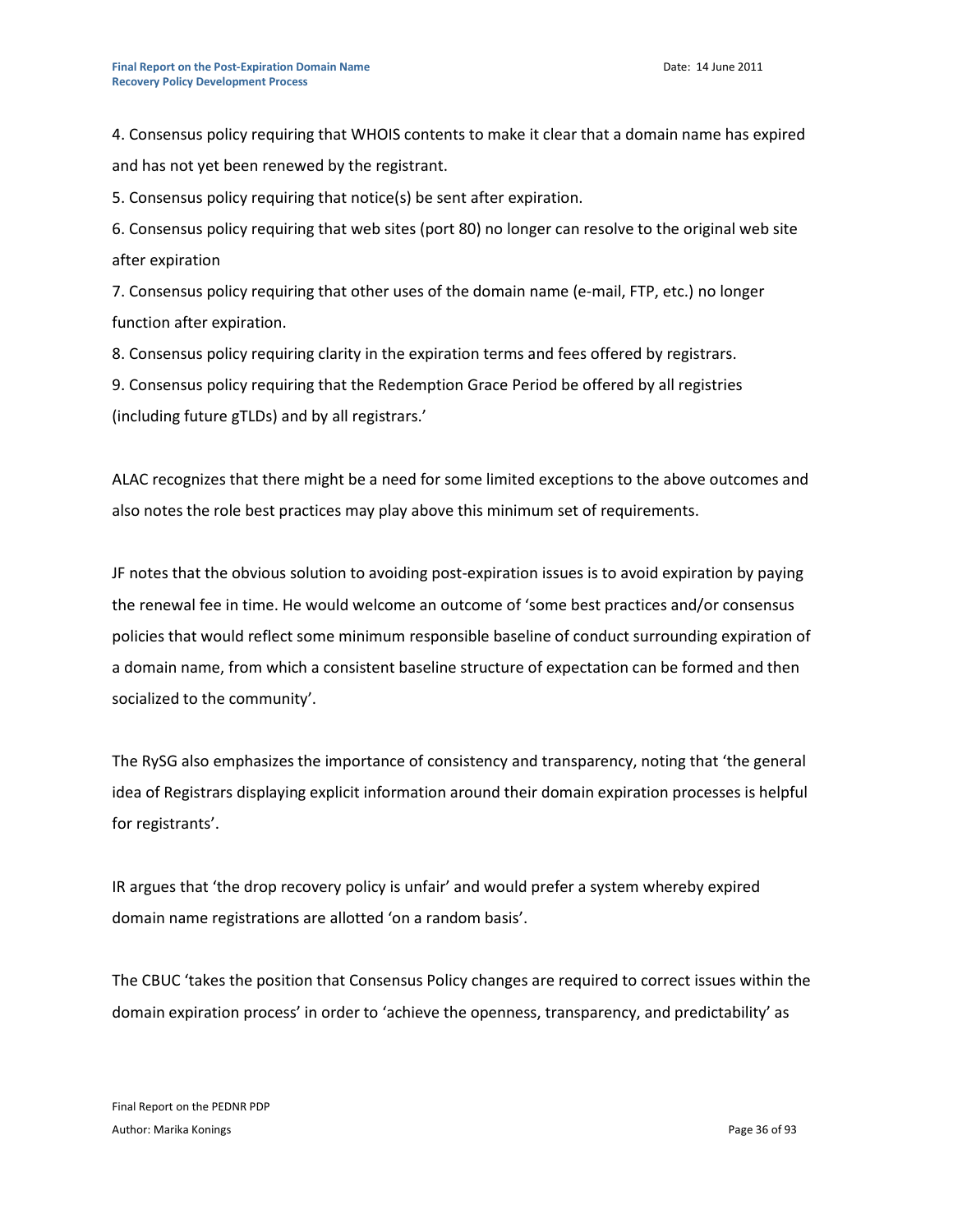4. Consensus policy requiring that WHOIS contents to make it clear that a domain name has expired and has not yet been renewed by the registrant.

5. Consensus policy requiring that notice(s) be sent after expiration.

6. Consensus policy requiring that web sites (port 80) no longer can resolve to the original web site after expiration

7. Consensus policy requiring that other uses of the domain name (e-mail, FTP, etc.) no longer function after expiration.

8. Consensus policy requiring clarity in the expiration terms and fees offered by registrars.

9. Consensus policy requiring that the Redemption Grace Period be offered by all registries (including future gTLDs) and by all registrars.'

ALAC recognizes that there might be a need for some limited exceptions to the above outcomes and also notes the role best practices may play above this minimum set of requirements.

JF notes that the obvious solution to avoiding post-expiration issues is to avoid expiration by paying the renewal fee in time. He would welcome an outcome of 'some best practices and/or consensus policies that would reflect some minimum responsible baseline of conduct surrounding expiration of a domain name, from which a consistent baseline structure of expectation can be formed and then socialized to the community'.

The RySG also emphasizes the importance of consistency and transparency, noting that 'the general idea of Registrars displaying explicit information around their domain expiration processes is helpful for registrants'.

IR argues that 'the drop recovery policy is unfair' and would prefer a system whereby expired domain name registrations are allotted 'on a random basis'.

The CBUC 'takes the position that Consensus Policy changes are required to correct issues within the domain expiration process' in order to 'achieve the openness, transparency, and predictability' as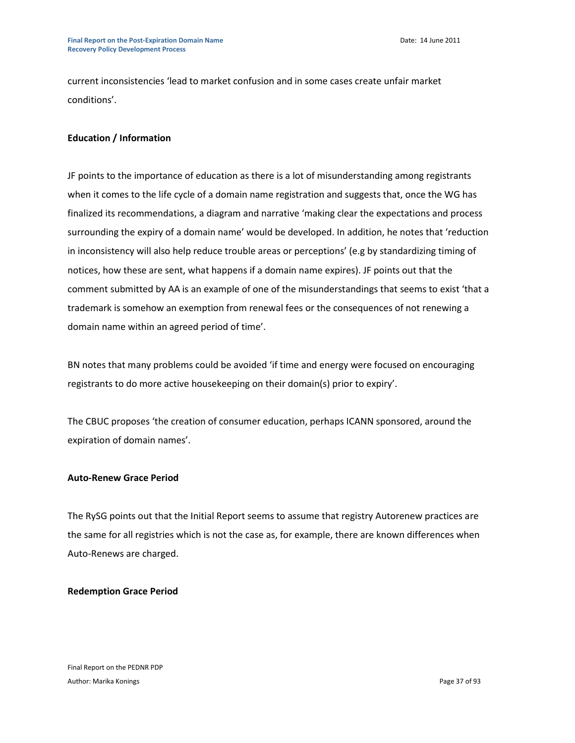current inconsistencies 'lead to market confusion and in some cases create unfair market conditions'.

**Education / Information**

JF points to the importance of education as there is a lot of misunderstanding among registrants when it comes to the life cycle of a domain name registration and suggests that, once the WG has finalized its recommendations, a diagram and narrative 'making clear the expectations and process surrounding the expiry of a domain name' would be developed. In addition, he notes that 'reduction in inconsistency will also help reduce trouble areas or perceptions' (e.g by standardizing timing of notices, how these are sent, what happens if a domain name expires). JF points out that the comment submitted by AA is an example of one of the misunderstandings that seems to exist 'that a trademark is somehow an exemption from renewal fees or the consequences of not renewing a domain name within an agreed period of time'.

BN notes that many problems could be avoided 'if time and energy were focused on encouraging registrants to do more active housekeeping on their domain(s) prior to expiry'.

The CBUC proposes 'the creation of consumer education, perhaps ICANN sponsored, around the expiration of domain names'.

**Auto-Renew Grace Period**

The RySG points out that the Initial Report seems to assume that registry Autorenew practices are the same for all registries which is not the case as, for example, there are known differences when Auto-Renews are charged.

**Redemption Grace Period**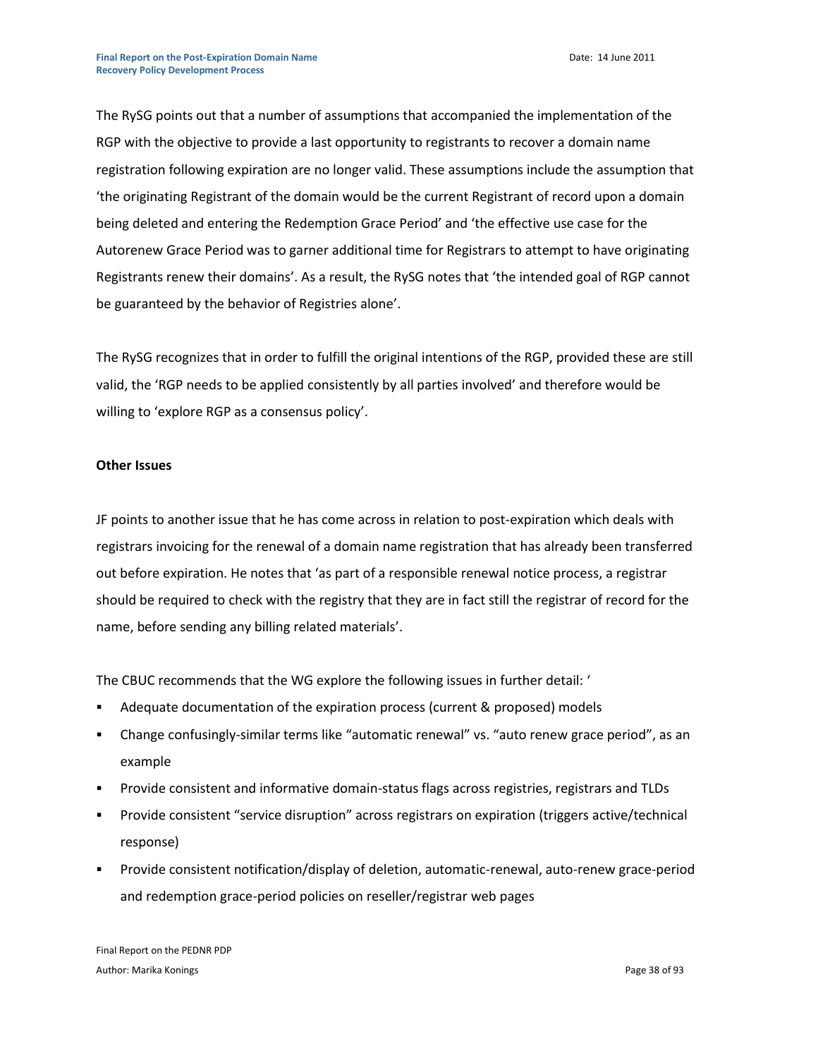The RySG points out that a number of assumptions that accompanied the implementation of the RGP with the objective to provide a last opportunity to registrants to recover a domain name registration following expiration are no longer valid. These assumptions include the assumption that 'the originating Registrant of the domain would be the current Registrant of record upon a domain being deleted and entering the Redemption Grace Period' and 'the effective use case for the Autorenew Grace Period was to garner additional time for Registrars to attempt to have originating Registrants renew their domains'. As a result, the RySG notes that 'the intended goal of RGP cannot be guaranteed by the behavior of Registries alone'.

The RySG recognizes that in order to fulfill the original intentions of the RGP, provided these are still valid, the 'RGP needs to be applied consistently by all parties involved' and therefore would be willing to 'explore RGP as a consensus policy'.

**Other Issues**

JF points to another issue that he has come across in relation to post-expiration which deals with registrars invoicing for the renewal of a domain name registration that has already been transferred out before expiration. He notes that 'as part of a responsible renewal notice process, a registrar should be required to check with the registry that they are in fact still the registrar of record for the name, before sending any billing related materials'.

The CBUC recommends that the WG explore the following issues in further detail: '

- Adequate documentation of the expiration process (current & proposed) models
- Change confusingly-similar terms like "automatic renewal" vs. "auto renew grace period", as an example
- Provide consistent and informative domain-status flags across registries, registrars and TLDs
- Provide consistent "service disruption" across registrars on expiration (triggers active/technical response)
- Provide consistent notification/display of deletion, automatic-renewal, auto-renew grace-period and redemption grace-period policies on reseller/registrar web pages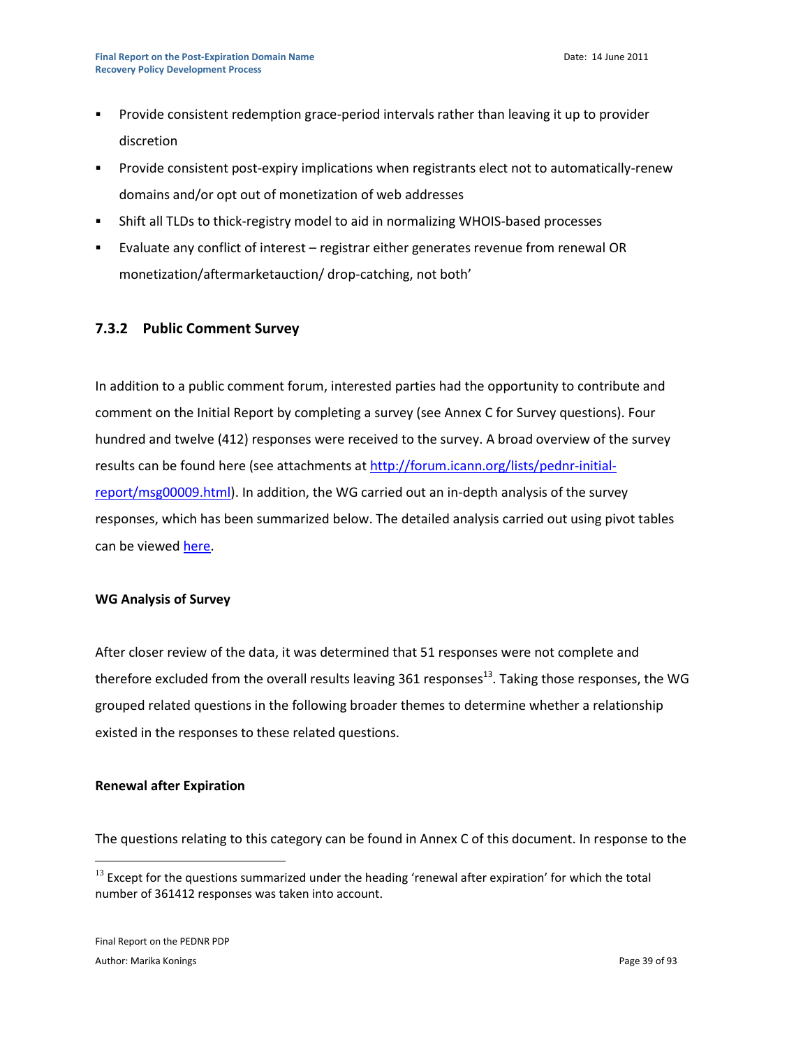- Provide consistent redemption grace-period intervals rather than leaving it up to provider discretion
- Provide consistent post-expiry implications when registrants elect not to automatically-renew domains and/or opt out of monetization of web addresses
- Shift all TLDs to thick-registry model to aid in normalizing WHOIS-based processes
- Evaluate any conflict of interest – registrar either generates revenue from renewal OR monetization/aftermarketauction/ drop-catching, not both'

### 7.3.2 Public Comment Survey

In addition to a public comment forum, interested parties had the opportunity to contribute and comment on the Initial Report by completing a survey (see Annex C for Survey questions). Four hundred and twelve (412) responses were received to the survey. A broad overview of the survey results can be found here (see attachments at http://forum.icann.org/lists/pednr-initial-report/msg00009.html). In addition, the WG carried out an in-depth analysis of the survey responses, which has been summarized below. The detailed analysis carried out using pivot tables can be viewed here.

**WG Analysis of Survey**

After closer review of the data, it was determined that 51 responses were not complete and therefore excluded from the overall results leaving 361 responses[13]. Taking those responses, the WG grouped related questions in the following broader themes to determine whether a relationship existed in the responses to these related questions.

**Renewal after Expiration**

The questions relating to this category can be found in Annex C of this document. In response to the

[13] Except for the questions summarized under the heading 'renewal after expiration' for which the total number of 361412 responses was taken into account.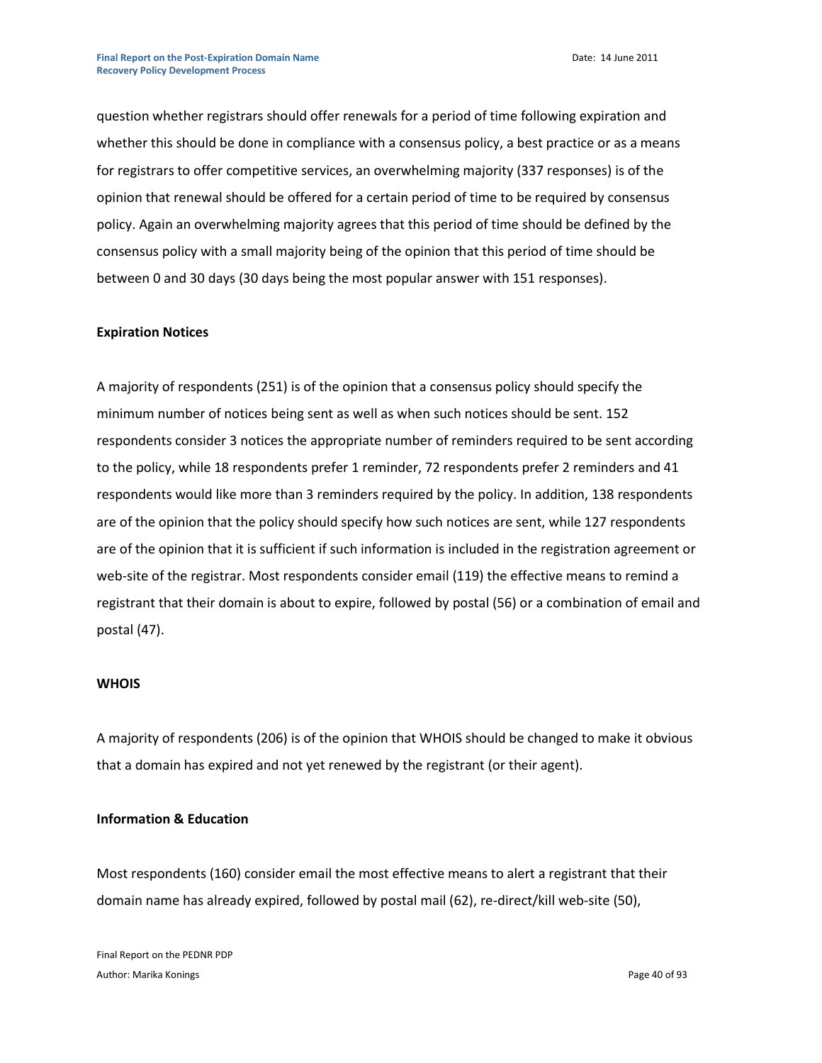question whether registrars should offer renewals for a period of time following expiration and whether this should be done in compliance with a consensus policy, a best practice or as a means for registrars to offer competitive services, an overwhelming majority (337 responses) is of the opinion that renewal should be offered for a certain period of time to be required by consensus policy. Again an overwhelming majority agrees that this period of time should be defined by the consensus policy with a small majority being of the opinion that this period of time should be between 0 and 30 days (30 days being the most popular answer with 151 responses).

**Expiration Notices**

A majority of respondents (251) is of the opinion that a consensus policy should specify the minimum number of notices being sent as well as when such notices should be sent. 152 respondents consider 3 notices the appropriate number of reminders required to be sent according to the policy, while 18 respondents prefer 1 reminder, 72 respondents prefer 2 reminders and 41 respondents would like more than 3 reminders required by the policy. In addition, 138 respondents are of the opinion that the policy should specify how such notices are sent, while 127 respondents are of the opinion that it is sufficient if such information is included in the registration agreement or web-site of the registrar. Most respondents consider email (119) the effective means to remind a registrant that their domain is about to expire, followed by postal (56) or a combination of email and postal (47).

**WHOIS**

A majority of respondents (206) is of the opinion that WHOIS should be changed to make it obvious that a domain has expired and not yet renewed by the registrant (or their agent).

**Information & Education**

Most respondents (160) consider email the most effective means to alert a registrant that their domain name has already expired, followed by postal mail (62), re-direct/kill web-site (50),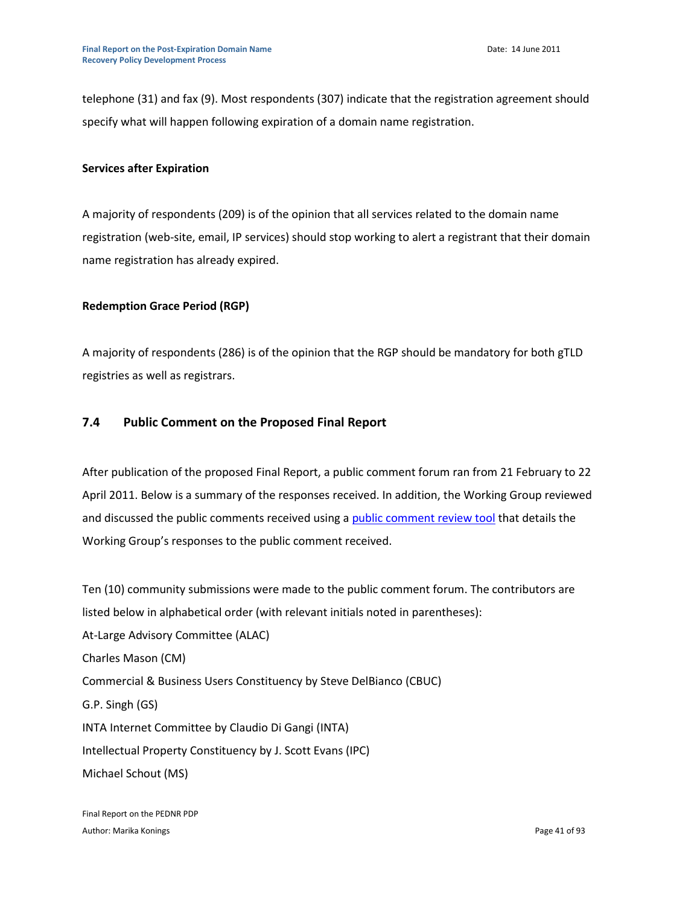telephone (31) and fax (9). Most respondents (307) indicate that the registration agreement should specify what will happen following expiration of a domain name registration.

**Services after Expiration**

A majority of respondents (209) is of the opinion that all services related to the domain name registration (web-site, email, IP services) should stop working to alert a registrant that their domain name registration has already expired.

**Redemption Grace Period (RGP)**

A majority of respondents (286) is of the opinion that the RGP should be mandatory for both gTLD registries as well as registrars.

## 7.4 Public Comment on the Proposed Final Report

After publication of the proposed Final Report, a public comment forum ran from 21 February to 22 April 2011. Below is a summary of the responses received. In addition, the Working Group reviewed and discussed the public comments received using a public comment review tool that details the Working Group's responses to the public comment received.

Ten (10) community submissions were made to the public comment forum. The contributors are listed below in alphabetical order (with relevant initials noted in parentheses):

At-Large Advisory Committee (ALAC)
Charles Mason (CM)
Commercial & Business Users Constituency by Steve DelBianco (CBUC)
G.P. Singh (GS)
INTA Internet Committee by Claudio Di Gangi (INTA)
Intellectual Property Constituency by J. Scott Evans (IPC)
Michael Schout (MS)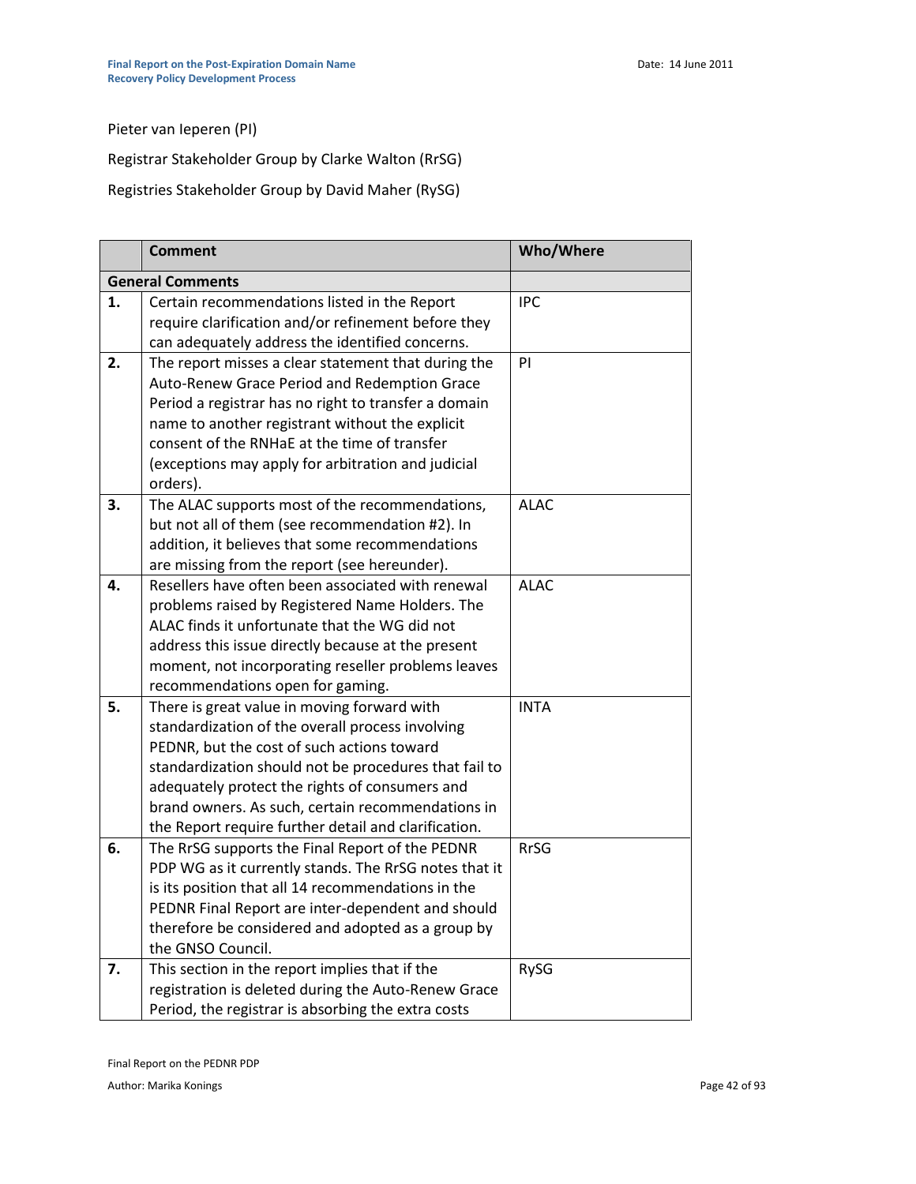Pieter van Ieperen (PI)

Registrar Stakeholder Group by Clarke Walton (RrSG)

Registries Stakeholder Group by David Maher (RySG)

| | Comment | Who/Where |
|---|---|---|
| **General Comments** | | |
| **1.** | Certain recommendations listed in the Report require clarification and/or refinement before they can adequately address the identified concerns. | IPC |
| **2.** | The report misses a clear statement that during the Auto-Renew Grace Period and Redemption Grace Period a registrar has no right to transfer a domain name to another registrant without the explicit consent of the RNHaE at the time of transfer (exceptions may apply for arbitration and judicial orders). | PI |
| **3.** | The ALAC supports most of the recommendations, but not all of them (see recommendation #2). In addition, it believes that some recommendations are missing from the report (see hereunder). | ALAC |
| **4.** | Resellers have often been associated with renewal problems raised by Registered Name Holders. The ALAC finds it unfortunate that the WG did not address this issue directly because at the present moment, not incorporating reseller problems leaves recommendations open for gaming. | ALAC |
| **5.** | There is great value in moving forward with standardization of the overall process involving PEDNR, but the cost of such actions toward standardization should not be procedures that fail to adequately protect the rights of consumers and brand owners. As such, certain recommendations in the Report require further detail and clarification. | INTA |
| **6.** | The RrSG supports the Final Report of the PEDNR PDP WG as it currently stands. The RrSG notes that it is its position that all 14 recommendations in the PEDNR Final Report are inter-dependent and should therefore be considered and adopted as a group by the GNSO Council. | RrSG |
| **7.** | This section in the report implies that if the registration is deleted during the Auto-Renew Grace Period, the registrar is absorbing the extra costs | RySG |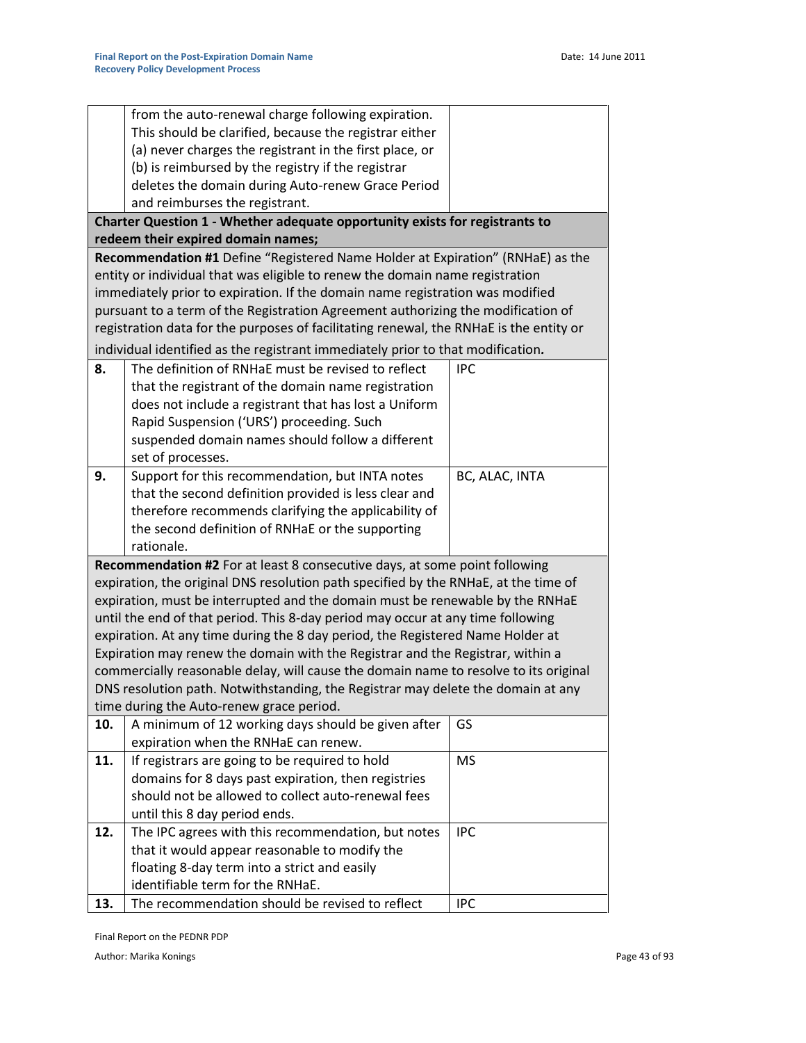| | | |
|---|---|---|
| | from the auto-renewal charge following expiration. This should be clarified, because the registrar either (a) never charges the registrant in the first place, or (b) is reimbursed by the registry if the registrar deletes the domain during Auto-renew Grace Period and reimburses the registrant. | |
| **Charter Question 1 - Whether adequate opportunity exists for registrants to redeem their expired domain names;** | | |
| **Recommendation #1** Define "Registered Name Holder at Expiration" (RNHaE) as the entity or individual that was eligible to renew the domain name registration immediately prior to expiration. If the domain name registration was modified pursuant to a term of the Registration Agreement authorizing the modification of registration data for the purposes of facilitating renewal, the RNHaE is the entity or individual identified as the registrant immediately prior to that modification*.* | | |
| **8.** | The definition of RNHaE must be revised to reflect that the registrant of the domain name registration does not include a registrant that has lost a Uniform Rapid Suspension ('URS') proceeding. Such suspended domain names should follow a different set of processes. | IPC |
| **9.** | Support for this recommendation, but INTA notes that the second definition provided is less clear and therefore recommends clarifying the applicability of the second definition of RNHaE or the supporting rationale. | BC, ALAC, INTA |
| **Recommendation #2** For at least 8 consecutive days, at some point following expiration, the original DNS resolution path specified by the RNHaE, at the time of expiration, must be interrupted and the domain must be renewable by the RNHaE until the end of that period. This 8-day period may occur at any time following expiration. At any time during the 8 day period, the Registered Name Holder at Expiration may renew the domain with the Registrar and the Registrar, within a commercially reasonable delay, will cause the domain name to resolve to its original DNS resolution path. Notwithstanding, the Registrar may delete the domain at any time during the Auto-renew grace period. | | |
| **10.** | A minimum of 12 working days should be given after expiration when the RNHaE can renew. | GS |
| **11.** | If registrars are going to be required to hold domains for 8 days past expiration, then registries should not be allowed to collect auto-renewal fees until this 8 day period ends. | MS |
| **12.** | The IPC agrees with this recommendation, but notes that it would appear reasonable to modify the floating 8-day term into a strict and easily identifiable term for the RNHaE. | IPC |
| **13.** | The recommendation should be revised to reflect | IPC |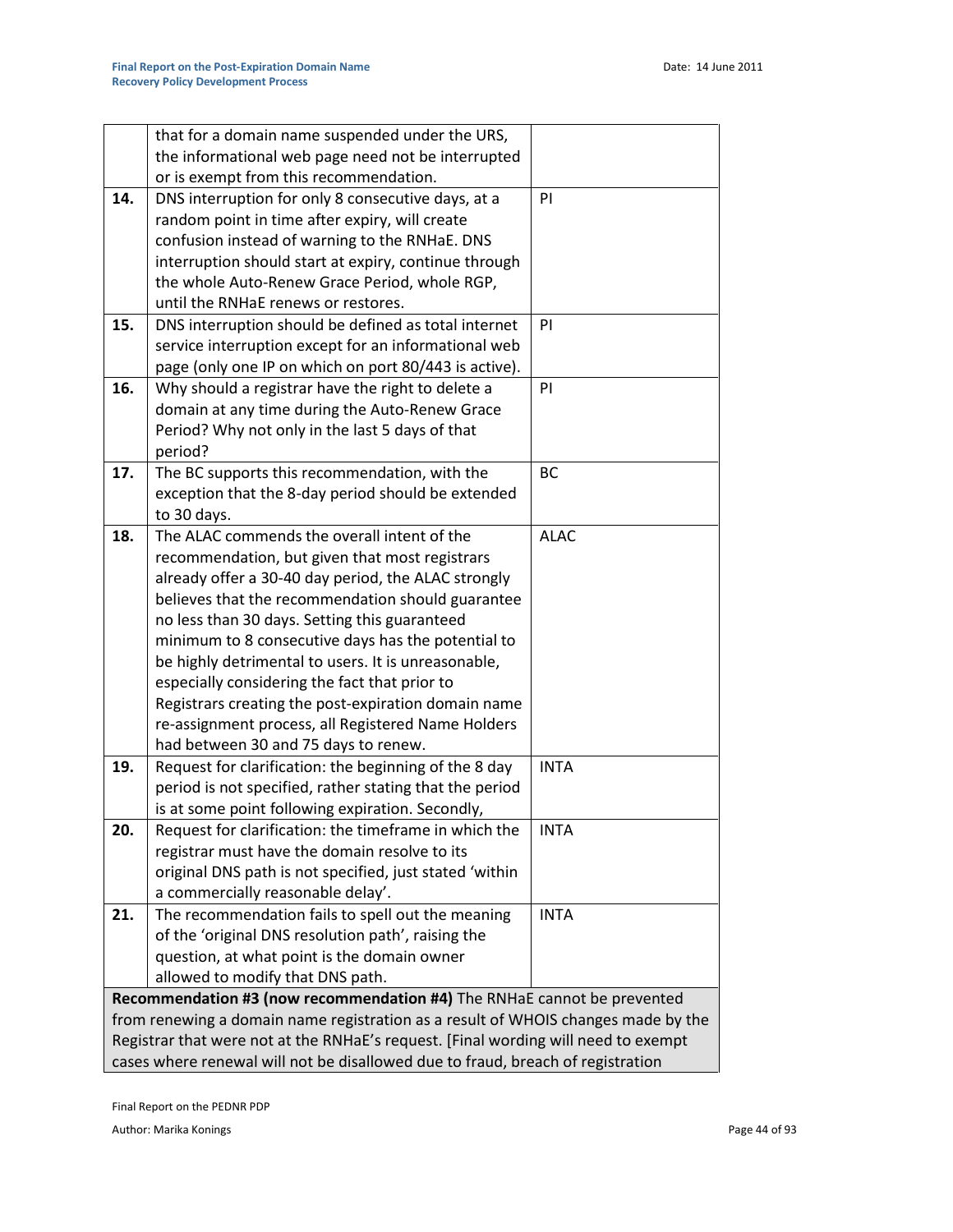| | | |
|---|---|---|
| | that for a domain name suspended under the URS, the informational web page need not be interrupted or is exempt from this recommendation. | |
| **14.** | DNS interruption for only 8 consecutive days, at a random point in time after expiry, will create confusion instead of warning to the RNHaE. DNS interruption should start at expiry, continue through the whole Auto-Renew Grace Period, whole RGP, until the RNHaE renews or restores. | PI |
| **15.** | DNS interruption should be defined as total internet service interruption except for an informational web page (only one IP on which on port 80/443 is active). | PI |
| **16.** | Why should a registrar have the right to delete a domain at any time during the Auto-Renew Grace Period? Why not only in the last 5 days of that period? | PI |
| **17.** | The BC supports this recommendation, with the exception that the 8-day period should be extended to 30 days. | BC |
| **18.** | The ALAC commends the overall intent of the recommendation, but given that most registrars already offer a 30-40 day period, the ALAC strongly believes that the recommendation should guarantee no less than 30 days. Setting this guaranteed minimum to 8 consecutive days has the potential to be highly detrimental to users. It is unreasonable, especially considering the fact that prior to Registrars creating the post-expiration domain name re-assignment process, all Registered Name Holders had between 30 and 75 days to renew. | ALAC |
| **19.** | Request for clarification: the beginning of the 8 day period is not specified, rather stating that the period is at some point following expiration. Secondly, | INTA |
| **20.** | Request for clarification: the timeframe in which the registrar must have the domain resolve to its original DNS path is not specified, just stated 'within a commercially reasonable delay'. | INTA |
| **21.** | The recommendation fails to spell out the meaning of the 'original DNS resolution path', raising the question, at what point is the domain owner allowed to modify that DNS path. | INTA |
| **Recommendation #3 (now recommendation #4)** The RNHaE cannot be prevented from renewing a domain name registration as a result of WHOIS changes made by the Registrar that were not at the RNHaE's request. [Final wording will need to exempt cases where renewal will not be disallowed due to fraud, breach of registration | | |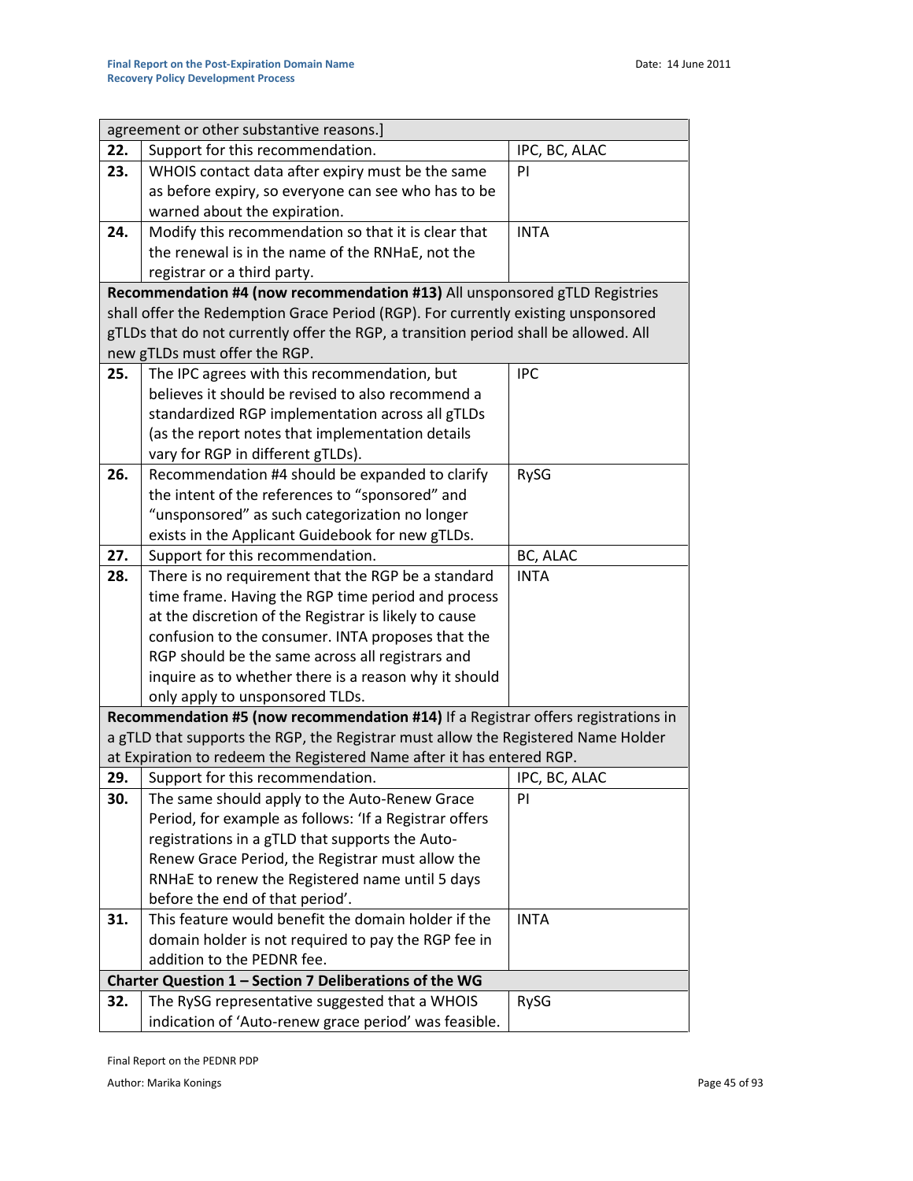| | | |
|---|---|---|
| agreement or other substantive reasons.] | | |
| **22.** | Support for this recommendation. | IPC, BC, ALAC |
| **23.** | WHOIS contact data after expiry must be the same as before expiry, so everyone can see who has to be warned about the expiration. | PI |
| **24.** | Modify this recommendation so that it is clear that the renewal is in the name of the RNHaE, not the registrar or a third party. | INTA |
| **Recommendation #4 (now recommendation #13)** All unsponsored gTLD Registries shall offer the Redemption Grace Period (RGP). For currently existing unsponsored gTLDs that do not currently offer the RGP, a transition period shall be allowed. All new gTLDs must offer the RGP. | | |
| **25.** | The IPC agrees with this recommendation, but believes it should be revised to also recommend a standardized RGP implementation across all gTLDs (as the report notes that implementation details vary for RGP in different gTLDs). | IPC |
| **26.** | Recommendation #4 should be expanded to clarify the intent of the references to "sponsored" and "unsponsored" as such categorization no longer exists in the Applicant Guidebook for new gTLDs. | RySG |
| **27.** | Support for this recommendation. | BC, ALAC |
| **28.** | There is no requirement that the RGP be a standard time frame. Having the RGP time period and process at the discretion of the Registrar is likely to cause confusion to the consumer. INTA proposes that the RGP should be the same across all registrars and inquire as to whether there is a reason why it should only apply to unsponsored TLDs. | INTA |
| **Recommendation #5 (now recommendation #14)** If a Registrar offers registrations in a gTLD that supports the RGP, the Registrar must allow the Registered Name Holder at Expiration to redeem the Registered Name after it has entered RGP. | | |
| **29.** | Support for this recommendation. | IPC, BC, ALAC |
| **30.** | The same should apply to the Auto-Renew Grace Period, for example as follows: 'If a Registrar offers registrations in a gTLD that supports the Auto-Renew Grace Period, the Registrar must allow the RNHaE to renew the Registered name until 5 days before the end of that period'. | PI |
| **31.** | This feature would benefit the domain holder if the domain holder is not required to pay the RGP fee in addition to the PEDNR fee. | INTA |
| **Charter Question 1 – Section 7 Deliberations of the WG** | | |
| **32.** | The RySG representative suggested that a WHOIS indication of 'Auto-renew grace period' was feasible. | RySG |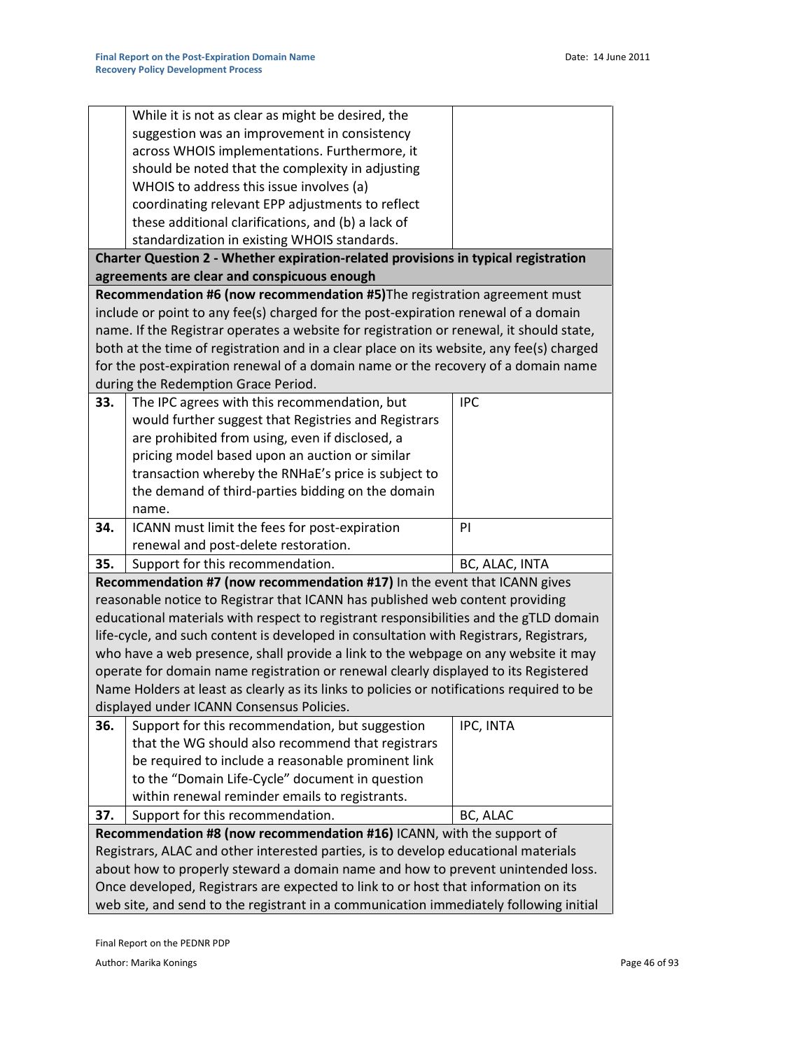| | | |
|---|---|---|
| | While it is not as clear as might be desired, the suggestion was an improvement in consistency across WHOIS implementations. Furthermore, it should be noted that the complexity in adjusting WHOIS to address this issue involves (a) coordinating relevant EPP adjustments to reflect these additional clarifications, and (b) a lack of standardization in existing WHOIS standards. | |
| **Charter Question 2 - Whether expiration-related provisions in typical registration agreements are clear and conspicuous enough** | | |
| **Recommendation #6 (now recommendation #5)** The registration agreement must include or point to any fee(s) charged for the post-expiration renewal of a domain name. If the Registrar operates a website for registration or renewal, it should state, both at the time of registration and in a clear place on its website, any fee(s) charged for the post-expiration renewal of a domain name or the recovery of a domain name during the Redemption Grace Period. | | |
| **33.** | The IPC agrees with this recommendation, but would further suggest that Registries and Registrars are prohibited from using, even if disclosed, a pricing model based upon an auction or similar transaction whereby the RNHaE's price is subject to the demand of third-parties bidding on the domain name. | IPC |
| **34.** | ICANN must limit the fees for post-expiration renewal and post-delete restoration. | PI |
| **35.** | Support for this recommendation. | BC, ALAC, INTA |
| **Recommendation #7 (now recommendation #17)** In the event that ICANN gives reasonable notice to Registrar that ICANN has published web content providing educational materials with respect to registrant responsibilities and the gTLD domain life-cycle, and such content is developed in consultation with Registrars, Registrars, who have a web presence, shall provide a link to the webpage on any website it may operate for domain name registration or renewal clearly displayed to its Registered Name Holders at least as clearly as its links to policies or notifications required to be displayed under ICANN Consensus Policies. | | |
| **36.** | Support for this recommendation, but suggestion that the WG should also recommend that registrars be required to include a reasonable prominent link to the "Domain Life-Cycle" document in question within renewal reminder emails to registrants. | IPC, INTA |
| **37.** | Support for this recommendation. | BC, ALAC |
| **Recommendation #8 (now recommendation #16)** ICANN, with the support of Registrars, ALAC and other interested parties, is to develop educational materials about how to properly steward a domain name and how to prevent unintended loss. Once developed, Registrars are expected to link to or host that information on its web site, and send to the registrant in a communication immediately following initial | | |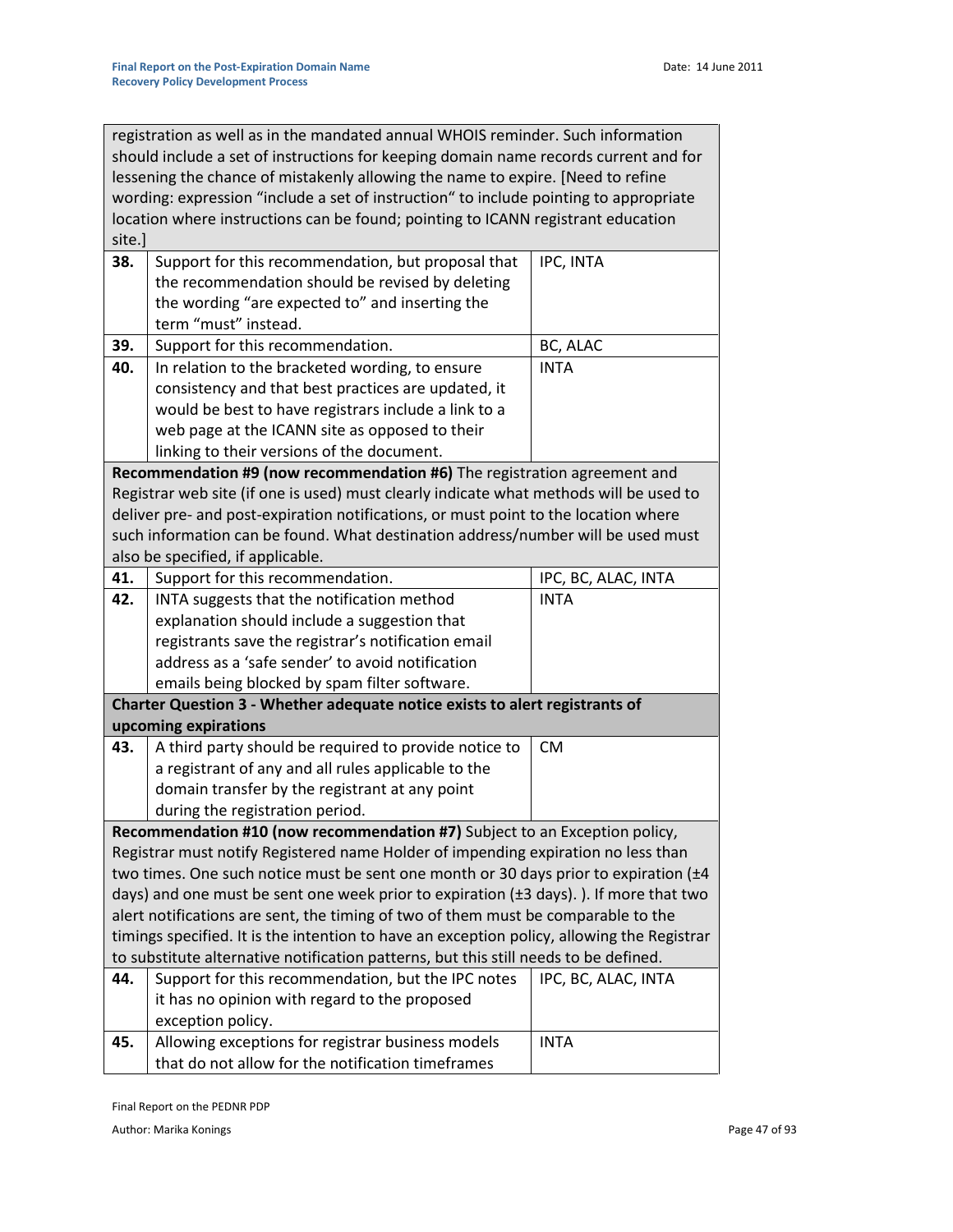| | | |
|---|---|---|
| registration as well as in the mandated annual WHOIS reminder. Such information should include a set of instructions for keeping domain name records current and for lessening the chance of mistakenly allowing the name to expire. [Need to refine wording: expression "include a set of instruction" to include pointing to appropriate location where instructions can be found; pointing to ICANN registrant education site.] | | |
| **38.** | Support for this recommendation, but proposal that the recommendation should be revised by deleting the wording "are expected to" and inserting the term "must" instead. | IPC, INTA |
| **39.** | Support for this recommendation. | BC, ALAC |
| **40.** | In relation to the bracketed wording, to ensure consistency and that best practices are updated, it would be best to have registrars include a link to a web page at the ICANN site as opposed to their linking to their versions of the document. | INTA |
| **Recommendation #9 (now recommendation #6)** The registration agreement and Registrar web site (if one is used) must clearly indicate what methods will be used to deliver pre- and post-expiration notifications, or must point to the location where such information can be found. What destination address/number will be used must also be specified, if applicable. | | |
| **41.** | Support for this recommendation. | IPC, BC, ALAC, INTA |
| **42.** | INTA suggests that the notification method explanation should include a suggestion that registrants save the registrar's notification email address as a 'safe sender' to avoid notification emails being blocked by spam filter software. | INTA |
| **Charter Question 3 - Whether adequate notice exists to alert registrants of upcoming expirations** | | |
| **43.** | A third party should be required to provide notice to a registrant of any and all rules applicable to the domain transfer by the registrant at any point during the registration period. | CM |
| **Recommendation #10 (now recommendation #7)** Subject to an Exception policy, Registrar must notify Registered name Holder of impending expiration no less than two times. One such notice must be sent one month or 30 days prior to expiration (±4 days) and one must be sent one week prior to expiration (±3 days). ). If more that two alert notifications are sent, the timing of two of them must be comparable to the timings specified. It is the intention to have an exception policy, allowing the Registrar to substitute alternative notification patterns, but this still needs to be defined. | | |
| **44.** | Support for this recommendation, but the IPC notes it has no opinion with regard to the proposed exception policy. | IPC, BC, ALAC, INTA |
| **45.** | Allowing exceptions for registrar business models that do not allow for the notification timeframes | INTA |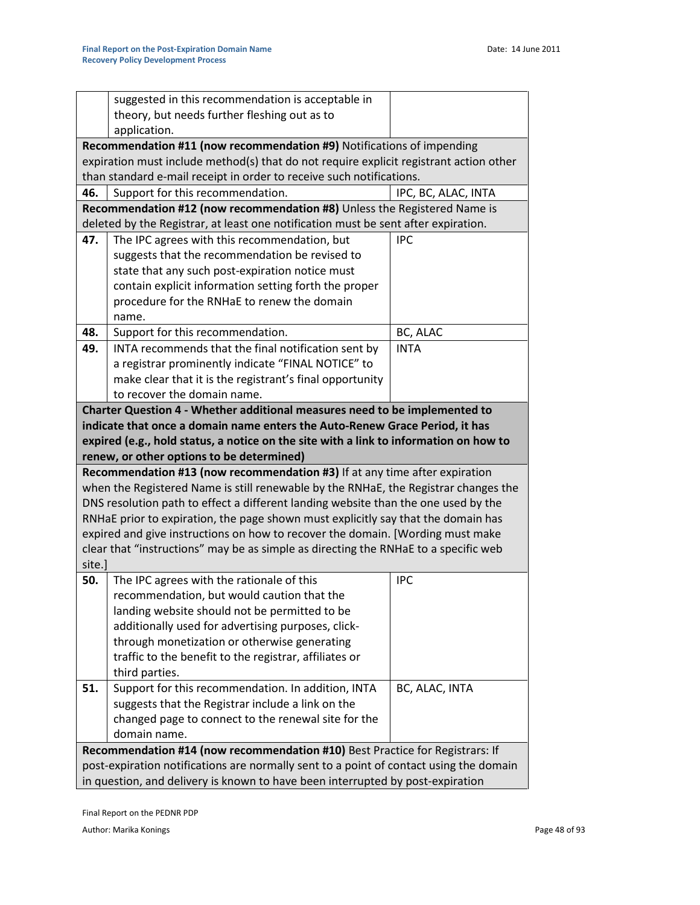| | | |
|---|---|---|
| | suggested in this recommendation is acceptable in theory, but needs further fleshing out as to application. | |
| **Recommendation #11 (now recommendation #9)** Notifications of impending expiration must include method(s) that do not require explicit registrant action other than standard e-mail receipt in order to receive such notifications. | | |
| **46.** | Support for this recommendation. | IPC, BC, ALAC, INTA |
| **Recommendation #12 (now recommendation #8)** Unless the Registered Name is deleted by the Registrar, at least one notification must be sent after expiration. | | |
| **47.** | The IPC agrees with this recommendation, but suggests that the recommendation be revised to state that any such post-expiration notice must contain explicit information setting forth the proper procedure for the RNHaE to renew the domain name. | IPC |
| **48.** | Support for this recommendation. | BC, ALAC |
| **49.** | INTA recommends that the final notification sent by a registrar prominently indicate "FINAL NOTICE" to make clear that it is the registrant's final opportunity to recover the domain name. | INTA |
| **Charter Question 4 - Whether additional measures need to be implemented to indicate that once a domain name enters the Auto-Renew Grace Period, it has expired (e.g., hold status, a notice on the site with a link to information on how to renew, or other options to be determined)** | | |
| **Recommendation #13 (now recommendation #3)** If at any time after expiration when the Registered Name is still renewable by the RNHaE, the Registrar changes the DNS resolution path to effect a different landing website than the one used by the RNHaE prior to expiration, the page shown must explicitly say that the domain has expired and give instructions on how to recover the domain. [Wording must make clear that "instructions" may be as simple as directing the RNHaE to a specific web site.] | | |
| **50.** | The IPC agrees with the rationale of this recommendation, but would caution that the landing website should not be permitted to be additionally used for advertising purposes, click-through monetization or otherwise generating traffic to the benefit to the registrar, affiliates or third parties. | IPC |
| **51.** | Support for this recommendation. In addition, INTA suggests that the Registrar include a link on the changed page to connect to the renewal site for the domain name. | BC, ALAC, INTA |
| **Recommendation #14 (now recommendation #10)** Best Practice for Registrars: If post-expiration notifications are normally sent to a point of contact using the domain in question, and delivery is known to have been interrupted by post-expiration | | |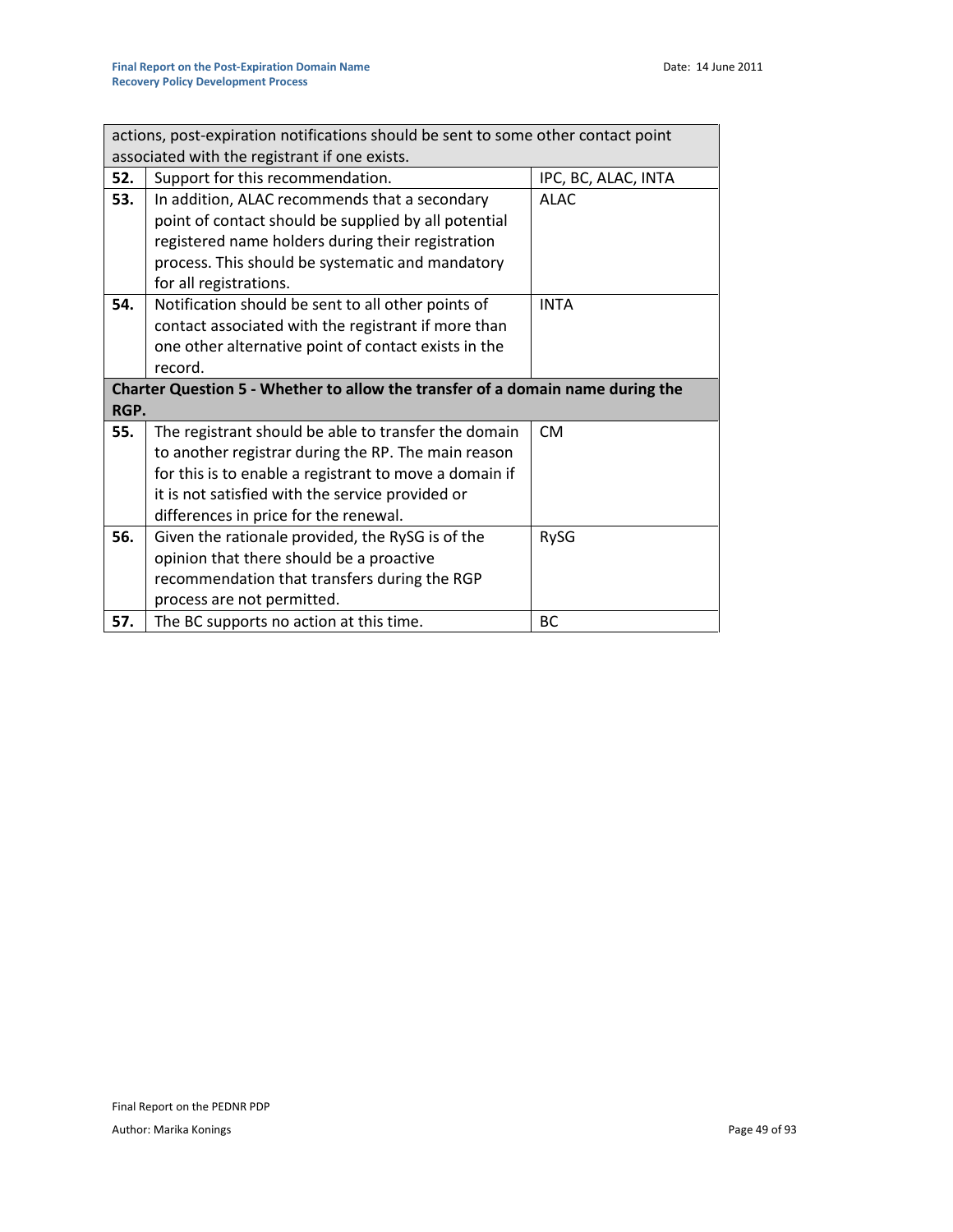| | | |
|---|---|---|
| actions, post-expiration notifications should be sent to some other contact point associated with the registrant if one exists. | | |
| **52.** | Support for this recommendation. | IPC, BC, ALAC, INTA |
| **53.** | In addition, ALAC recommends that a secondary point of contact should be supplied by all potential registered name holders during their registration process. This should be systematic and mandatory for all registrations. | ALAC |
| **54.** | Notification should be sent to all other points of contact associated with the registrant if more than one other alternative point of contact exists in the record. | INTA |
| **Charter Question 5 - Whether to allow the transfer of a domain name during the RGP.** | | |
| **55.** | The registrant should be able to transfer the domain to another registrar during the RP. The main reason for this is to enable a registrant to move a domain if it is not satisfied with the service provided or differences in price for the renewal. | CM |
| **56.** | Given the rationale provided, the RySG is of the opinion that there should be a proactive recommendation that transfers during the RGP process are not permitted. | RySG |
| **57.** | The BC supports no action at this time. | BC |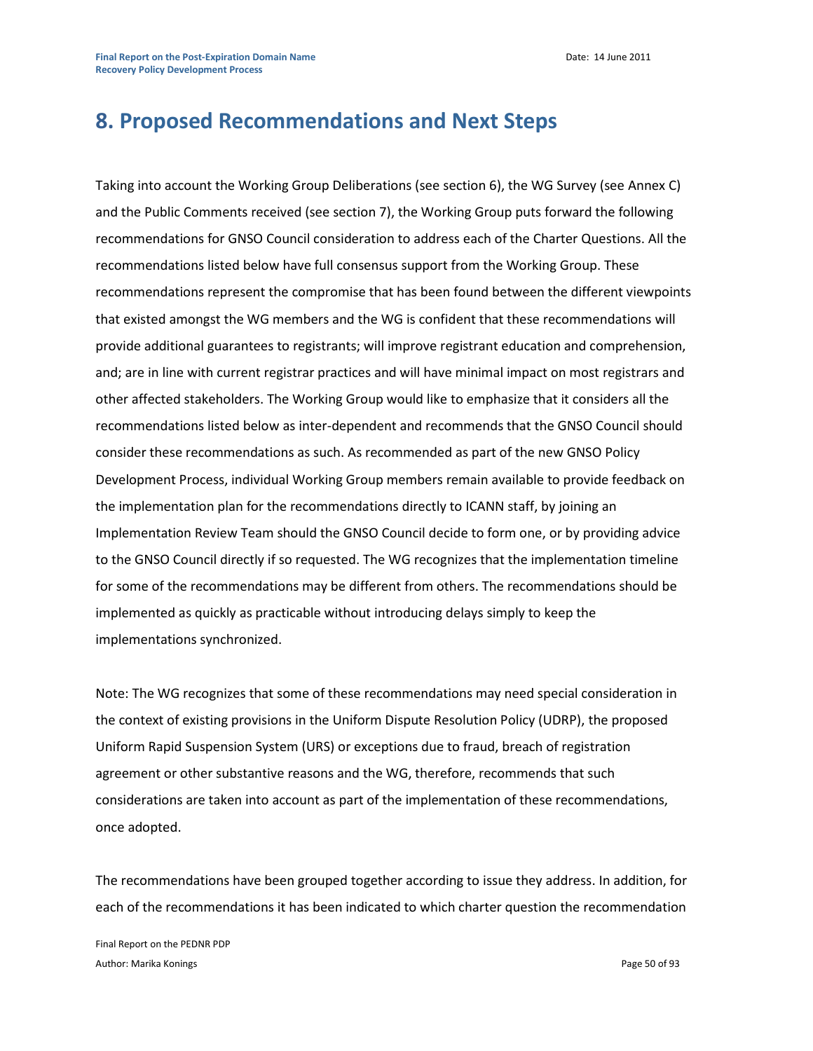# 8. Proposed Recommendations and Next Steps

Taking into account the Working Group Deliberations (see section 6), the WG Survey (see Annex C) and the Public Comments received (see section 7), the Working Group puts forward the following recommendations for GNSO Council consideration to address each of the Charter Questions. All the recommendations listed below have full consensus support from the Working Group. These recommendations represent the compromise that has been found between the different viewpoints that existed amongst the WG members and the WG is confident that these recommendations will provide additional guarantees to registrants; will improve registrant education and comprehension, and; are in line with current registrar practices and will have minimal impact on most registrars and other affected stakeholders. The Working Group would like to emphasize that it considers all the recommendations listed below as inter-dependent and recommends that the GNSO Council should consider these recommendations as such. As recommended as part of the new GNSO Policy Development Process, individual Working Group members remain available to provide feedback on the implementation plan for the recommendations directly to ICANN staff, by joining an Implementation Review Team should the GNSO Council decide to form one, or by providing advice to the GNSO Council directly if so requested. The WG recognizes that the implementation timeline for some of the recommendations may be different from others. The recommendations should be implemented as quickly as practicable without introducing delays simply to keep the implementations synchronized.

Note: The WG recognizes that some of these recommendations may need special consideration in the context of existing provisions in the Uniform Dispute Resolution Policy (UDRP), the proposed Uniform Rapid Suspension System (URS) or exceptions due to fraud, breach of registration agreement or other substantive reasons and the WG, therefore, recommends that such considerations are taken into account as part of the implementation of these recommendations, once adopted.

The recommendations have been grouped together according to issue they address. In addition, for each of the recommendations it has been indicated to which charter question the recommendation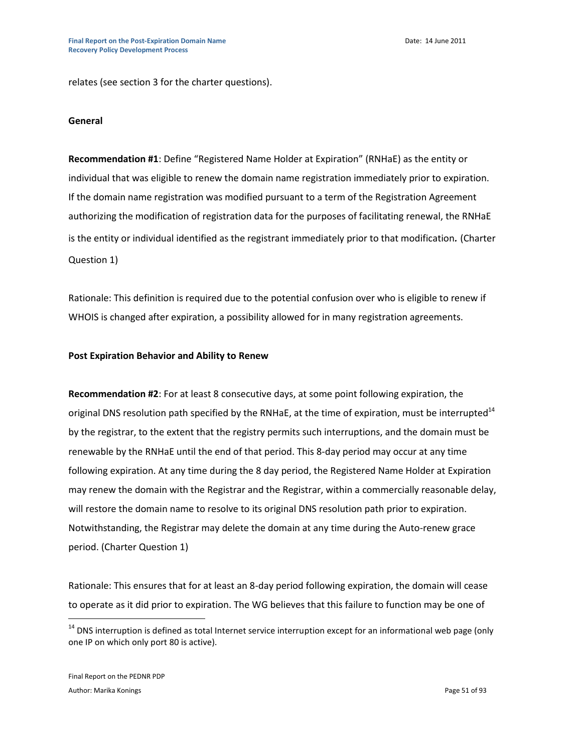relates (see section 3 for the charter questions).

**General**

**Recommendation #1**: Define "Registered Name Holder at Expiration" (RNHaE) as the entity or individual that was eligible to renew the domain name registration immediately prior to expiration. If the domain name registration was modified pursuant to a term of the Registration Agreement authorizing the modification of registration data for the purposes of facilitating renewal, the RNHaE is the entity or individual identified as the registrant immediately prior to that modification**.** (Charter Question 1)

Rationale: This definition is required due to the potential confusion over who is eligible to renew if WHOIS is changed after expiration, a possibility allowed for in many registration agreements.

**Post Expiration Behavior and Ability to Renew**

**Recommendation #2**: For at least 8 consecutive days, at some point following expiration, the original DNS resolution path specified by the RNHaE, at the time of expiration, must be interrupted[14] by the registrar, to the extent that the registry permits such interruptions, and the domain must be renewable by the RNHaE until the end of that period. This 8-day period may occur at any time following expiration. At any time during the 8 day period, the Registered Name Holder at Expiration may renew the domain with the Registrar and the Registrar, within a commercially reasonable delay, will restore the domain name to resolve to its original DNS resolution path prior to expiration. Notwithstanding, the Registrar may delete the domain at any time during the Auto-renew grace period. (Charter Question 1)

Rationale: This ensures that for at least an 8-day period following expiration, the domain will cease to operate as it did prior to expiration. The WG believes that this failure to function may be one of

[14] DNS interruption is defined as total Internet service interruption except for an informational web page (only one IP on which only port 80 is active).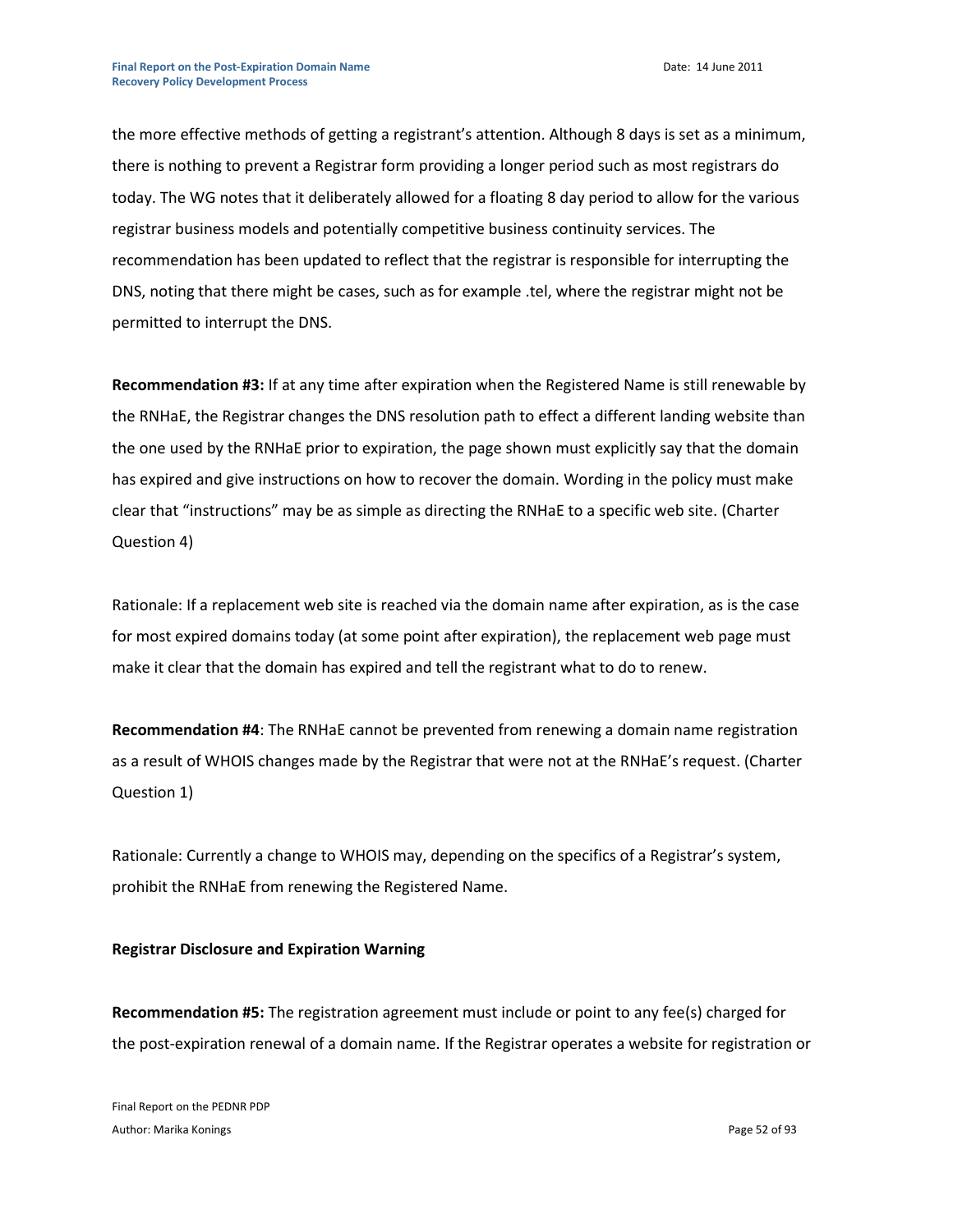the more effective methods of getting a registrant's attention. Although 8 days is set as a minimum, there is nothing to prevent a Registrar form providing a longer period such as most registrars do today. The WG notes that it deliberately allowed for a floating 8 day period to allow for the various registrar business models and potentially competitive business continuity services. The recommendation has been updated to reflect that the registrar is responsible for interrupting the DNS, noting that there might be cases, such as for example .tel, where the registrar might not be permitted to interrupt the DNS.

**Recommendation #3:** If at any time after expiration when the Registered Name is still renewable by the RNHaE, the Registrar changes the DNS resolution path to effect a different landing website than the one used by the RNHaE prior to expiration, the page shown must explicitly say that the domain has expired and give instructions on how to recover the domain. Wording in the policy must make clear that "instructions" may be as simple as directing the RNHaE to a specific web site. (Charter Question 4)

Rationale: If a replacement web site is reached via the domain name after expiration, as is the case for most expired domains today (at some point after expiration), the replacement web page must make it clear that the domain has expired and tell the registrant what to do to renew.

**Recommendation #4**: The RNHaE cannot be prevented from renewing a domain name registration as a result of WHOIS changes made by the Registrar that were not at the RNHaE's request. (Charter Question 1)

Rationale: Currently a change to WHOIS may, depending on the specifics of a Registrar's system, prohibit the RNHaE from renewing the Registered Name.

**Registrar Disclosure and Expiration Warning**

**Recommendation #5:** The registration agreement must include or point to any fee(s) charged for the post-expiration renewal of a domain name. If the Registrar operates a website for registration or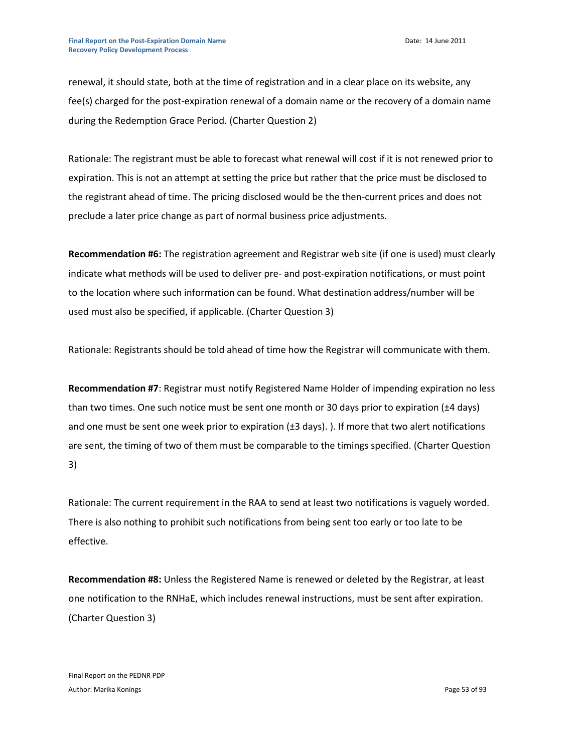renewal, it should state, both at the time of registration and in a clear place on its website, any fee(s) charged for the post-expiration renewal of a domain name or the recovery of a domain name during the Redemption Grace Period. (Charter Question 2)

Rationale: The registrant must be able to forecast what renewal will cost if it is not renewed prior to expiration. This is not an attempt at setting the price but rather that the price must be disclosed to the registrant ahead of time. The pricing disclosed would be the then-current prices and does not preclude a later price change as part of normal business price adjustments.

**Recommendation #6:** The registration agreement and Registrar web site (if one is used) must clearly indicate what methods will be used to deliver pre- and post-expiration notifications, or must point to the location where such information can be found. What destination address/number will be used must also be specified, if applicable. (Charter Question 3)

Rationale: Registrants should be told ahead of time how the Registrar will communicate with them.

**Recommendation #7**: Registrar must notify Registered Name Holder of impending expiration no less than two times. One such notice must be sent one month or 30 days prior to expiration (±4 days) and one must be sent one week prior to expiration (±3 days). ). If more that two alert notifications are sent, the timing of two of them must be comparable to the timings specified. (Charter Question 3)

Rationale: The current requirement in the RAA to send at least two notifications is vaguely worded. There is also nothing to prohibit such notifications from being sent too early or too late to be effective.

**Recommendation #8:** Unless the Registered Name is renewed or deleted by the Registrar, at least one notification to the RNHaE, which includes renewal instructions, must be sent after expiration. (Charter Question 3)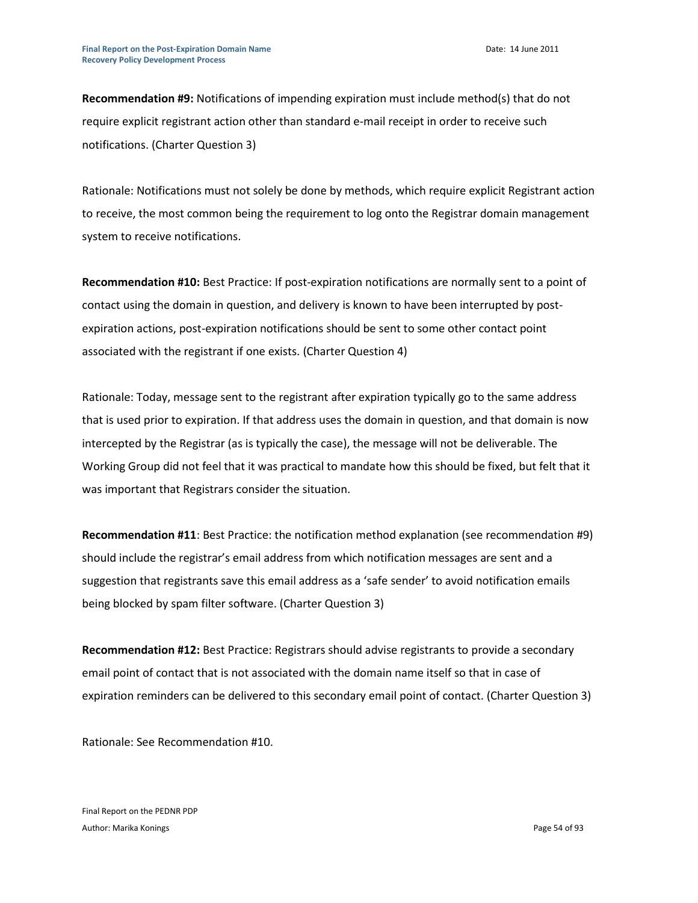**Recommendation #9:** Notifications of impending expiration must include method(s) that do not require explicit registrant action other than standard e-mail receipt in order to receive such notifications. (Charter Question 3)

Rationale: Notifications must not solely be done by methods, which require explicit Registrant action to receive, the most common being the requirement to log onto the Registrar domain management system to receive notifications.

**Recommendation #10:** Best Practice: If post-expiration notifications are normally sent to a point of contact using the domain in question, and delivery is known to have been interrupted by post-expiration actions, post-expiration notifications should be sent to some other contact point associated with the registrant if one exists. (Charter Question 4)

Rationale: Today, message sent to the registrant after expiration typically go to the same address that is used prior to expiration. If that address uses the domain in question, and that domain is now intercepted by the Registrar (as is typically the case), the message will not be deliverable. The Working Group did not feel that it was practical to mandate how this should be fixed, but felt that it was important that Registrars consider the situation.

**Recommendation #11**: Best Practice: the notification method explanation (see recommendation #9) should include the registrar's email address from which notification messages are sent and a suggestion that registrants save this email address as a 'safe sender' to avoid notification emails being blocked by spam filter software. (Charter Question 3)

**Recommendation #12:** Best Practice: Registrars should advise registrants to provide a secondary email point of contact that is not associated with the domain name itself so that in case of expiration reminders can be delivered to this secondary email point of contact. (Charter Question 3)

Rationale: See Recommendation #10.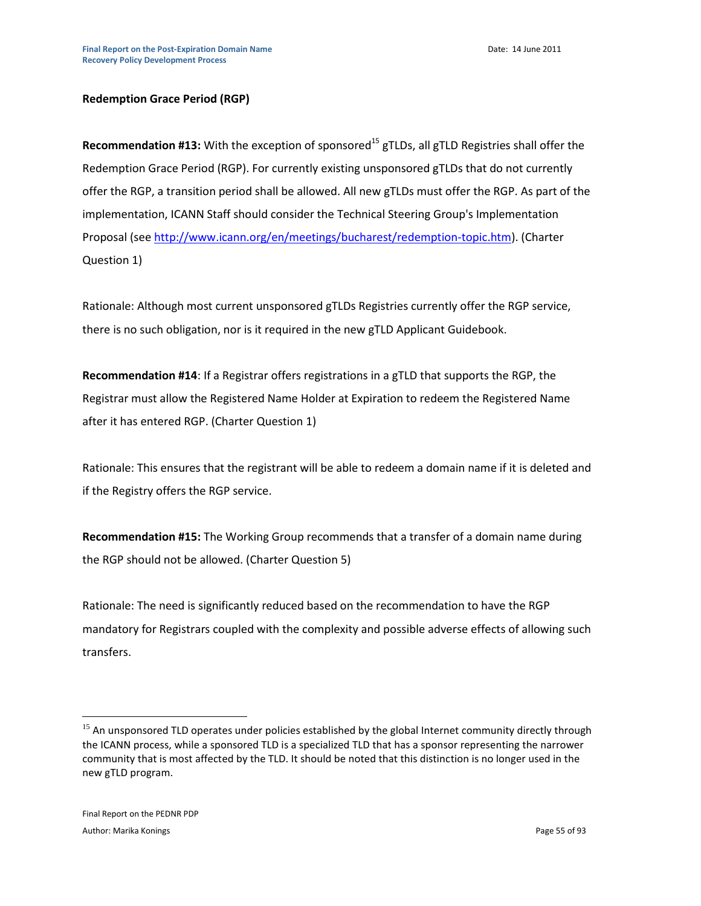**Redemption Grace Period (RGP)**

**Recommendation #13:** With the exception of sponsored[15] gTLDs, all gTLD Registries shall offer the Redemption Grace Period (RGP). For currently existing unsponsored gTLDs that do not currently offer the RGP, a transition period shall be allowed. All new gTLDs must offer the RGP. As part of the implementation, ICANN Staff should consider the Technical Steering Group's Implementation Proposal (see http://www.icann.org/en/meetings/bucharest/redemption-topic.htm). (Charter Question 1)

Rationale: Although most current unsponsored gTLDs Registries currently offer the RGP service, there is no such obligation, nor is it required in the new gTLD Applicant Guidebook.

**Recommendation #14**: If a Registrar offers registrations in a gTLD that supports the RGP, the Registrar must allow the Registered Name Holder at Expiration to redeem the Registered Name after it has entered RGP. (Charter Question 1)

Rationale: This ensures that the registrant will be able to redeem a domain name if it is deleted and if the Registry offers the RGP service.

**Recommendation #15:** The Working Group recommends that a transfer of a domain name during the RGP should not be allowed. (Charter Question 5)

Rationale: The need is significantly reduced based on the recommendation to have the RGP mandatory for Registrars coupled with the complexity and possible adverse effects of allowing such transfers.

---

[15] An unsponsored TLD operates under policies established by the global Internet community directly through the ICANN process, while a sponsored TLD is a specialized TLD that has a sponsor representing the narrower community that is most affected by the TLD. It should be noted that this distinction is no longer used in the new gTLD program.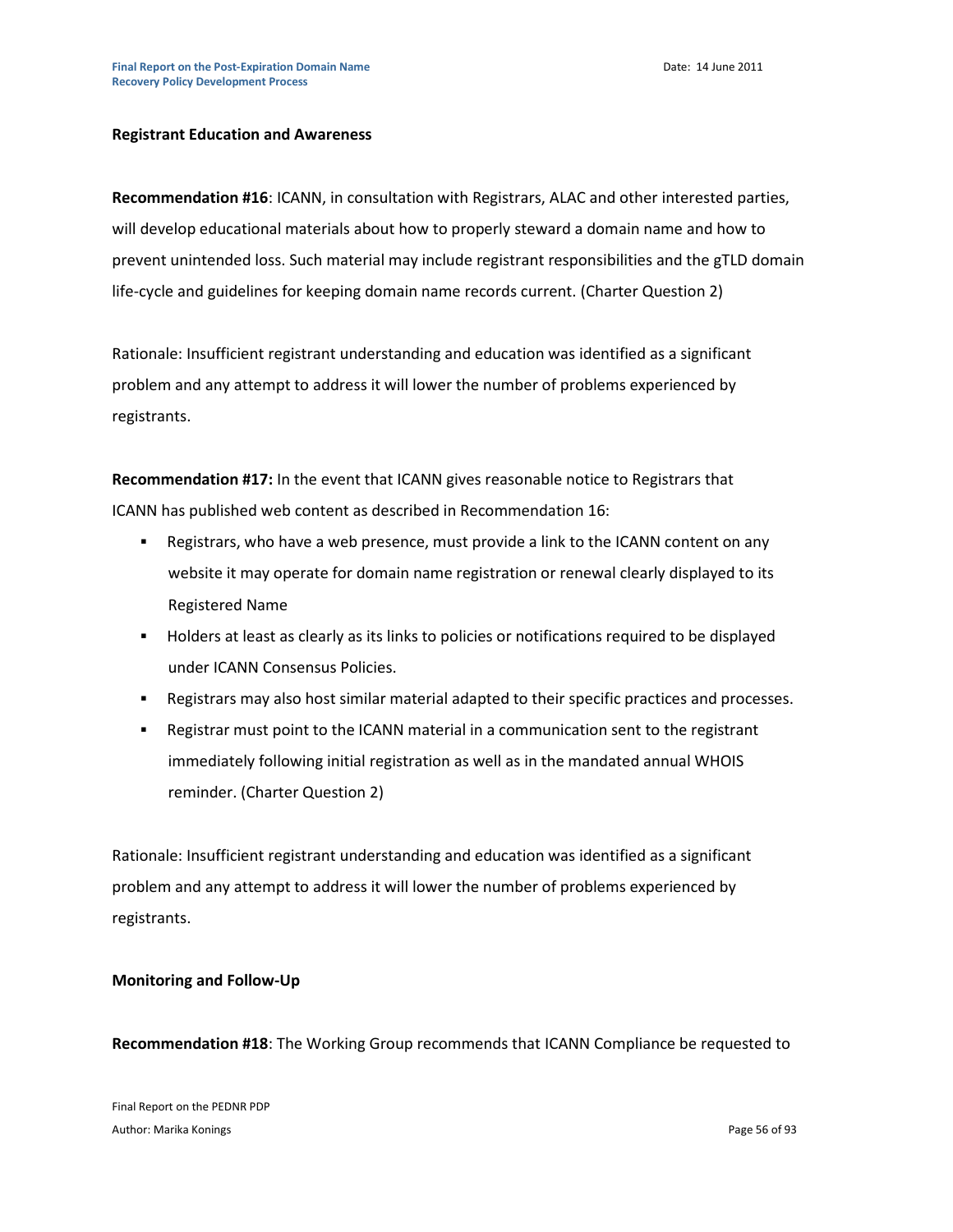**Registrant Education and Awareness**

**Recommendation #16**: ICANN, in consultation with Registrars, ALAC and other interested parties, will develop educational materials about how to properly steward a domain name and how to prevent unintended loss. Such material may include registrant responsibilities and the gTLD domain life-cycle and guidelines for keeping domain name records current. (Charter Question 2)

Rationale: Insufficient registrant understanding and education was identified as a significant problem and any attempt to address it will lower the number of problems experienced by registrants.

**Recommendation #17:** In the event that ICANN gives reasonable notice to Registrars that ICANN has published web content as described in Recommendation 16:

- Registrars, who have a web presence, must provide a link to the ICANN content on any website it may operate for domain name registration or renewal clearly displayed to its Registered Name
- Holders at least as clearly as its links to policies or notifications required to be displayed under ICANN Consensus Policies.
- Registrars may also host similar material adapted to their specific practices and processes.
- Registrar must point to the ICANN material in a communication sent to the registrant immediately following initial registration as well as in the mandated annual WHOIS reminder. (Charter Question 2)

Rationale: Insufficient registrant understanding and education was identified as a significant problem and any attempt to address it will lower the number of problems experienced by registrants.

**Monitoring and Follow-Up**

**Recommendation #18**: The Working Group recommends that ICANN Compliance be requested to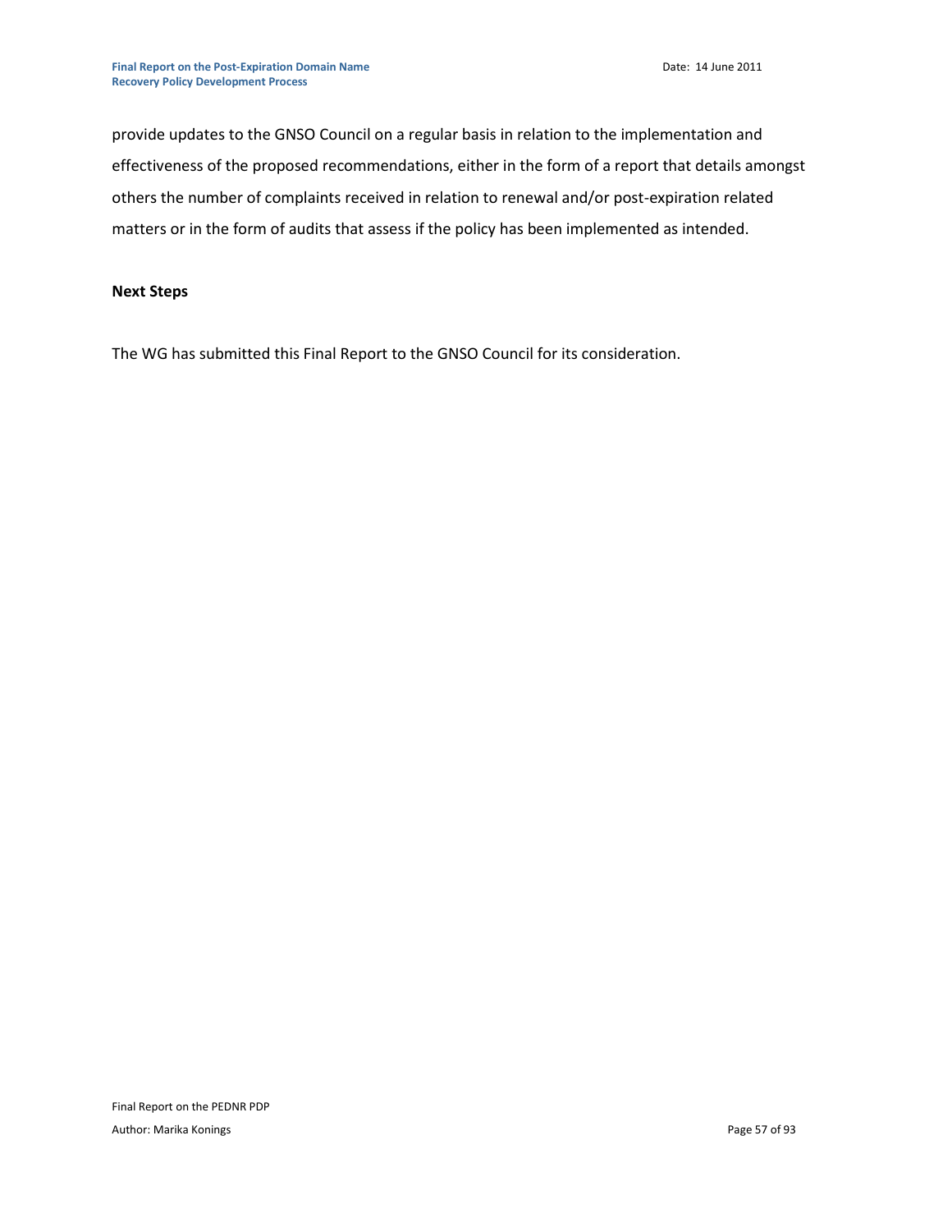provide updates to the GNSO Council on a regular basis in relation to the implementation and effectiveness of the proposed recommendations, either in the form of a report that details amongst others the number of complaints received in relation to renewal and/or post-expiration related matters or in the form of audits that assess if the policy has been implemented as intended.

**Next Steps**

The WG has submitted this Final Report to the GNSO Council for its consideration.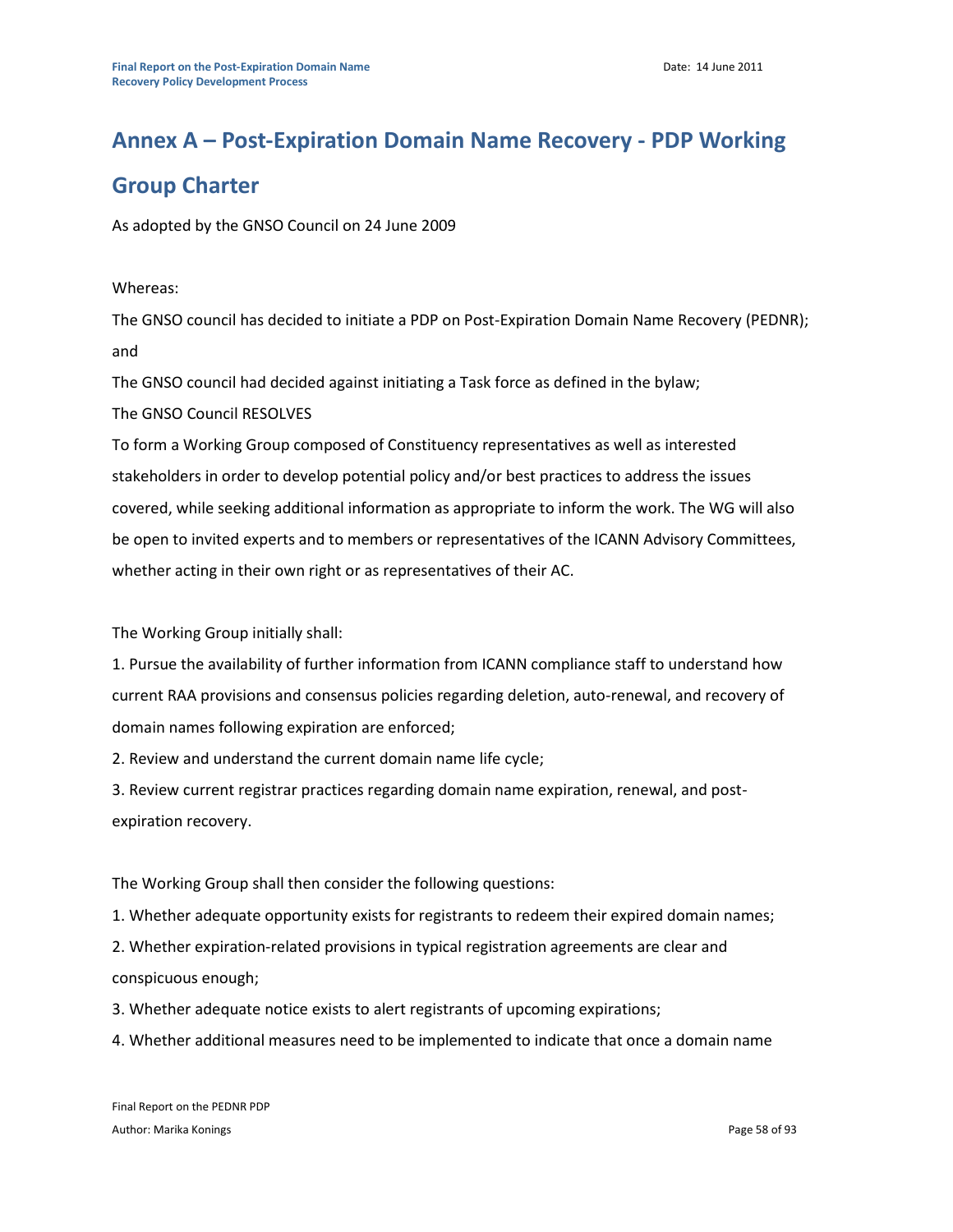# Annex A – Post-Expiration Domain Name Recovery - PDP Working Group Charter

As adopted by the GNSO Council on 24 June 2009

Whereas:

The GNSO council has decided to initiate a PDP on Post-Expiration Domain Name Recovery (PEDNR); and

The GNSO council had decided against initiating a Task force as defined in the bylaw;

The GNSO Council RESOLVES

To form a Working Group composed of Constituency representatives as well as interested stakeholders in order to develop potential policy and/or best practices to address the issues covered, while seeking additional information as appropriate to inform the work. The WG will also be open to invited experts and to members or representatives of the ICANN Advisory Committees, whether acting in their own right or as representatives of their AC.

The Working Group initially shall:

1. Pursue the availability of further information from ICANN compliance staff to understand how current RAA provisions and consensus policies regarding deletion, auto-renewal, and recovery of domain names following expiration are enforced;
2. Review and understand the current domain name life cycle;
3. Review current registrar practices regarding domain name expiration, renewal, and post-expiration recovery.

The Working Group shall then consider the following questions:

1. Whether adequate opportunity exists for registrants to redeem their expired domain names;
2. Whether expiration-related provisions in typical registration agreements are clear and conspicuous enough;
3. Whether adequate notice exists to alert registrants of upcoming expirations;
4. Whether additional measures need to be implemented to indicate that once a domain name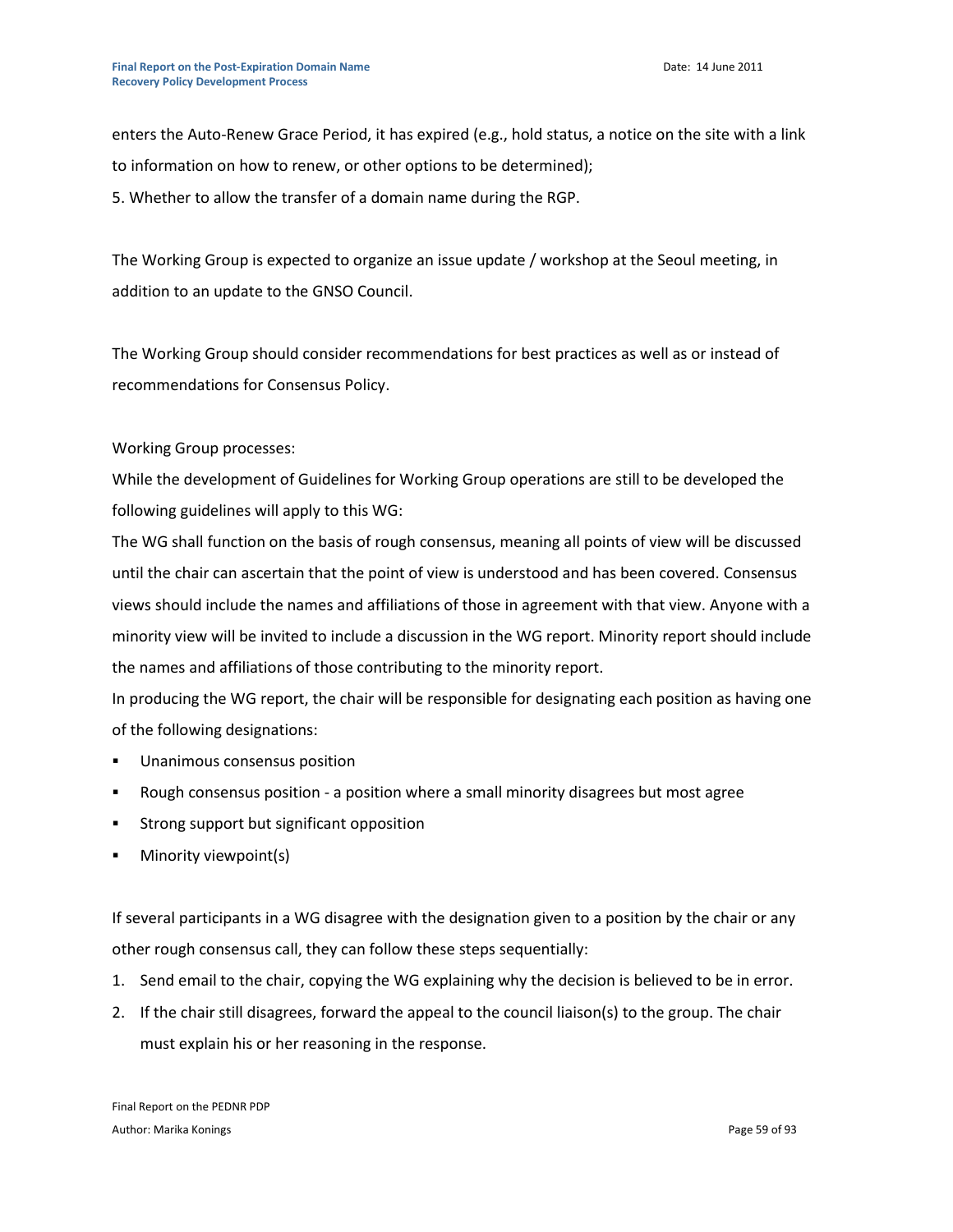enters the Auto-Renew Grace Period, it has expired (e.g., hold status, a notice on the site with a link to information on how to renew, or other options to be determined);

5. Whether to allow the transfer of a domain name during the RGP.

The Working Group is expected to organize an issue update / workshop at the Seoul meeting, in addition to an update to the GNSO Council.

The Working Group should consider recommendations for best practices as well as or instead of recommendations for Consensus Policy.

Working Group processes:

While the development of Guidelines for Working Group operations are still to be developed the following guidelines will apply to this WG:

The WG shall function on the basis of rough consensus, meaning all points of view will be discussed until the chair can ascertain that the point of view is understood and has been covered. Consensus views should include the names and affiliations of those in agreement with that view. Anyone with a minority view will be invited to include a discussion in the WG report. Minority report should include the names and affiliations of those contributing to the minority report.

In producing the WG report, the chair will be responsible for designating each position as having one of the following designations:

- Unanimous consensus position
- Rough consensus position - a position where a small minority disagrees but most agree
- Strong support but significant opposition
- Minority viewpoint(s)

If several participants in a WG disagree with the designation given to a position by the chair or any other rough consensus call, they can follow these steps sequentially:

1. Send email to the chair, copying the WG explaining why the decision is believed to be in error.
2. If the chair still disagrees, forward the appeal to the council liaison(s) to the group. The chair must explain his or her reasoning in the response.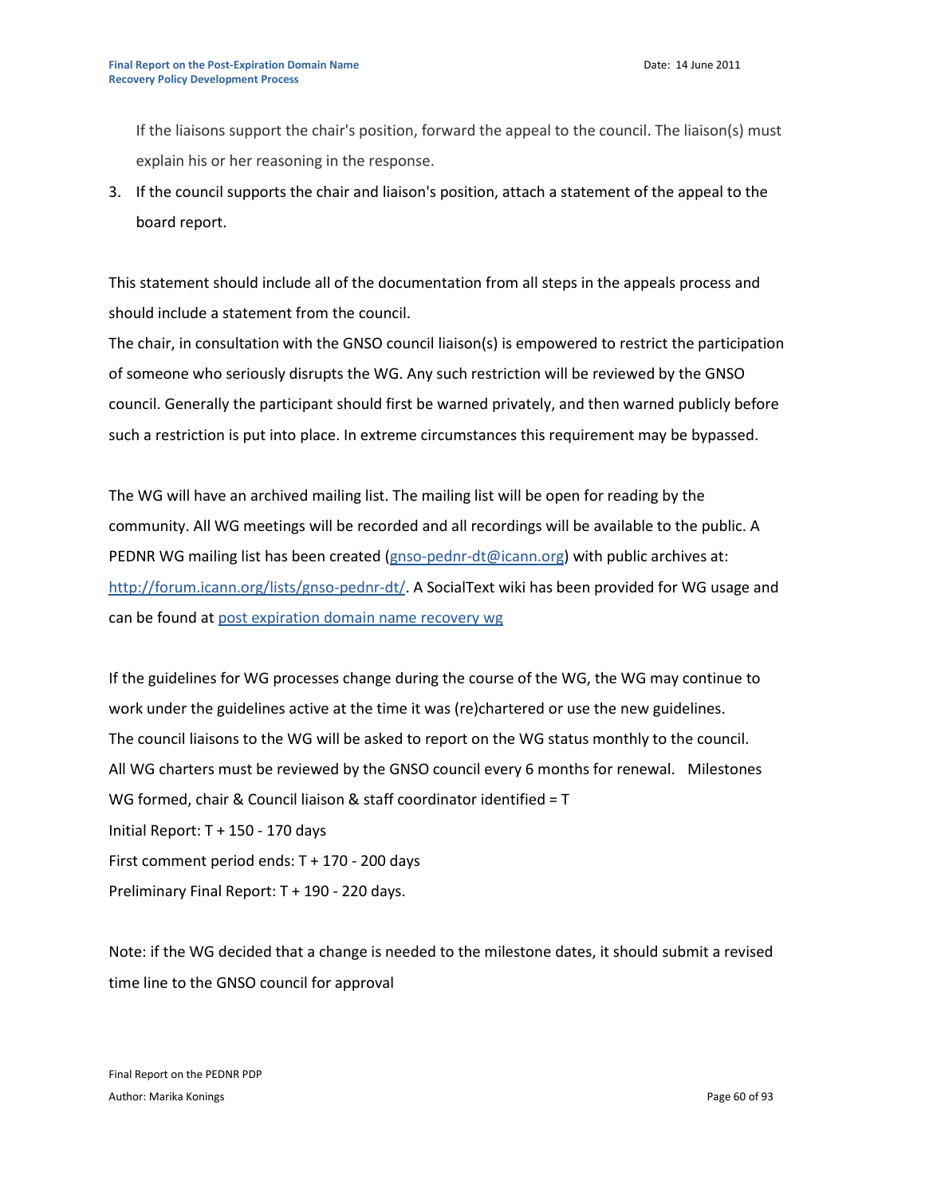If the liaisons support the chair's position, forward the appeal to the council. The liaison(s) must explain his or her reasoning in the response.

3. If the council supports the chair and liaison's position, attach a statement of the appeal to the board report.

This statement should include all of the documentation from all steps in the appeals process and should include a statement from the council.

The chair, in consultation with the GNSO council liaison(s) is empowered to restrict the participation of someone who seriously disrupts the WG. Any such restriction will be reviewed by the GNSO council. Generally the participant should first be warned privately, and then warned publicly before such a restriction is put into place. In extreme circumstances this requirement may be bypassed.

The WG will have an archived mailing list. The mailing list will be open for reading by the community. All WG meetings will be recorded and all recordings will be available to the public. A PEDNR WG mailing list has been created (gnso-pednr-dt@icann.org) with public archives at: http://forum.icann.org/lists/gnso-pednr-dt/. A SocialText wiki has been provided for WG usage and can be found at post expiration domain name recovery wg

If the guidelines for WG processes change during the course of the WG, the WG may continue to work under the guidelines active at the time it was (re)chartered or use the new guidelines.

The council liaisons to the WG will be asked to report on the WG status monthly to the council.

All WG charters must be reviewed by the GNSO council every 6 months for renewal. Milestones

WG formed, chair & Council liaison & staff coordinator identified = T

Initial Report: T + 150 - 170 days

First comment period ends: T + 170 - 200 days

Preliminary Final Report: T + 190 - 220 days.

Note: if the WG decided that a change is needed to the milestone dates, it should submit a revised time line to the GNSO council for approval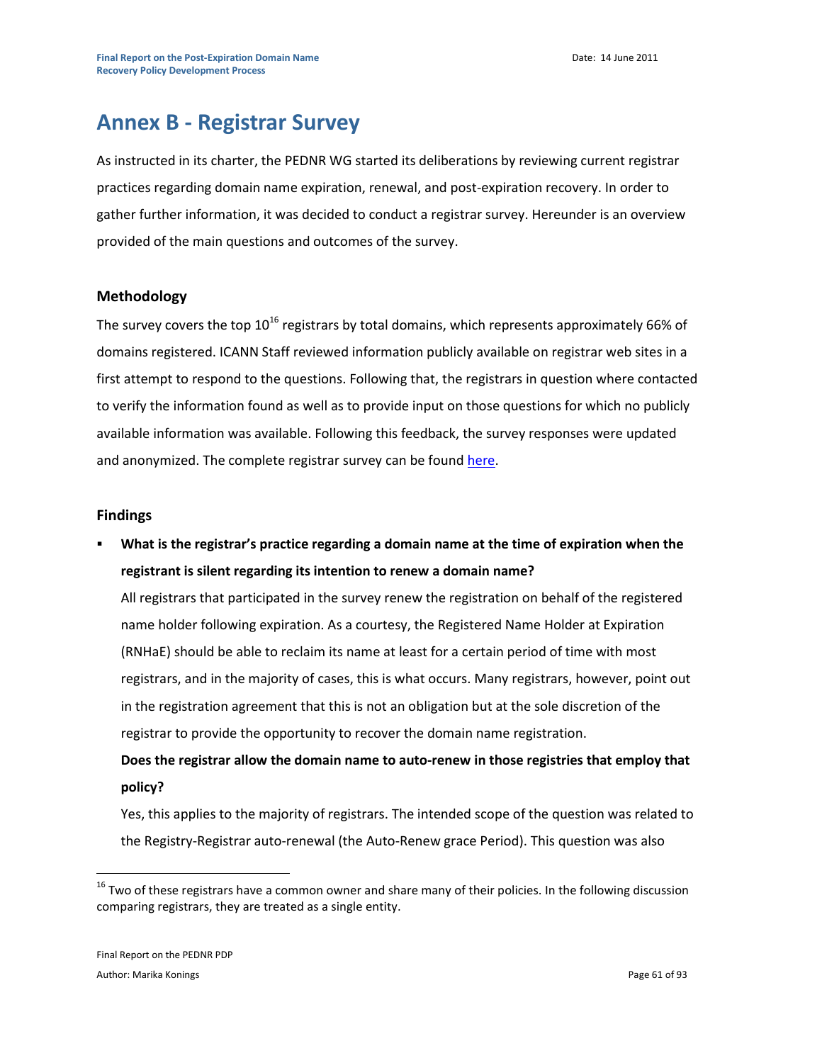# Annex B - Registrar Survey

As instructed in its charter, the PEDNR WG started its deliberations by reviewing current registrar practices regarding domain name expiration, renewal, and post-expiration recovery. In order to gather further information, it was decided to conduct a registrar survey. Hereunder is an overview provided of the main questions and outcomes of the survey.

### Methodology

The survey covers the top 10[16] registrars by total domains, which represents approximately 66% of domains registered. ICANN Staff reviewed information publicly available on registrar web sites in a first attempt to respond to the questions. Following that, the registrars in question where contacted to verify the information found as well as to provide input on those questions for which no publicly available information was available. Following this feedback, the survey responses were updated and anonymized. The complete registrar survey can be found here.

### Findings

- **What is the registrar's practice regarding a domain name at the time of expiration when the registrant is silent regarding its intention to renew a domain name?**

  All registrars that participated in the survey renew the registration on behalf of the registered name holder following expiration. As a courtesy, the Registered Name Holder at Expiration (RNHaE) should be able to reclaim its name at least for a certain period of time with most registrars, and in the majority of cases, this is what occurs. Many registrars, however, point out in the registration agreement that this is not an obligation but at the sole discretion of the registrar to provide the opportunity to recover the domain name registration.

  **Does the registrar allow the domain name to auto-renew in those registries that employ that policy?**

  Yes, this applies to the majority of registrars. The intended scope of the question was related to the Registry-Registrar auto-renewal (the Auto-Renew grace Period). This question was also

[16] Two of these registrars have a common owner and share many of their policies. In the following discussion comparing registrars, they are treated as a single entity.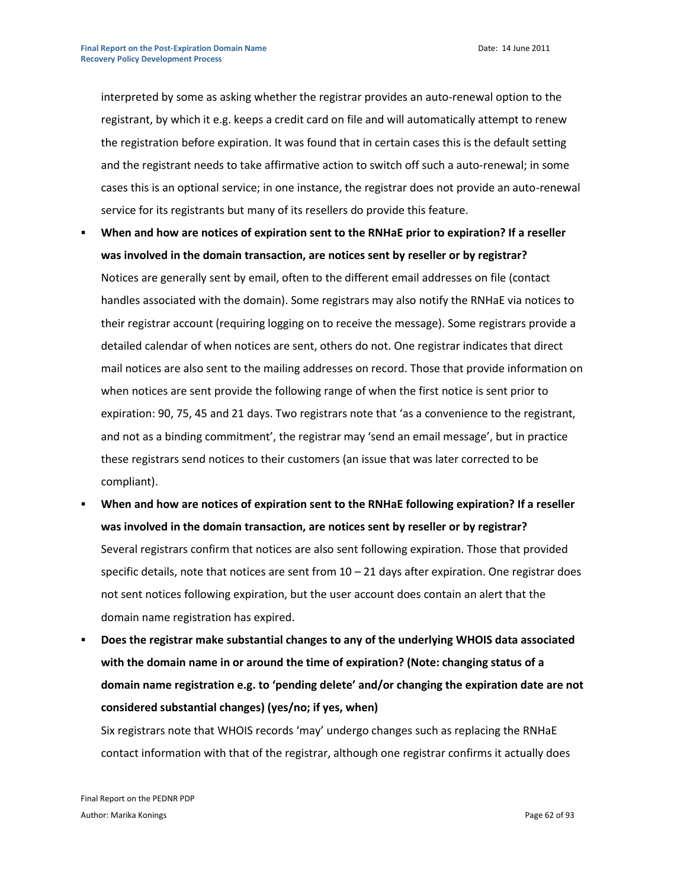interpreted by some as asking whether the registrar provides an auto-renewal option to the registrant, by which it e.g. keeps a credit card on file and will automatically attempt to renew the registration before expiration. It was found that in certain cases this is the default setting and the registrant needs to take affirmative action to switch off such a auto-renewal; in some cases this is an optional service; in one instance, the registrar does not provide an auto-renewal service for its registrants but many of its resellers do provide this feature.

- **When and how are notices of expiration sent to the RNHaE prior to expiration? If a reseller was involved in the domain transaction, are notices sent by reseller or by registrar?** Notices are generally sent by email, often to the different email addresses on file (contact handles associated with the domain). Some registrars may also notify the RNHaE via notices to their registrar account (requiring logging on to receive the message). Some registrars provide a detailed calendar of when notices are sent, others do not. One registrar indicates that direct mail notices are also sent to the mailing addresses on record. Those that provide information on when notices are sent provide the following range of when the first notice is sent prior to expiration: 90, 75, 45 and 21 days. Two registrars note that 'as a convenience to the registrant, and not as a binding commitment', the registrar may 'send an email message', but in practice these registrars send notices to their customers (an issue that was later corrected to be compliant).
- **When and how are notices of expiration sent to the RNHaE following expiration? If a reseller was involved in the domain transaction, are notices sent by reseller or by registrar?** Several registrars confirm that notices are also sent following expiration. Those that provided specific details, note that notices are sent from 10 – 21 days after expiration. One registrar does not sent notices following expiration, but the user account does contain an alert that the domain name registration has expired.
- **Does the registrar make substantial changes to any of the underlying WHOIS data associated with the domain name in or around the time of expiration? (Note: changing status of a domain name registration e.g. to 'pending delete' and/or changing the expiration date are not considered substantial changes) (yes/no; if yes, when)** Six registrars note that WHOIS records 'may' undergo changes such as replacing the RNHaE contact information with that of the registrar, although one registrar confirms it actually does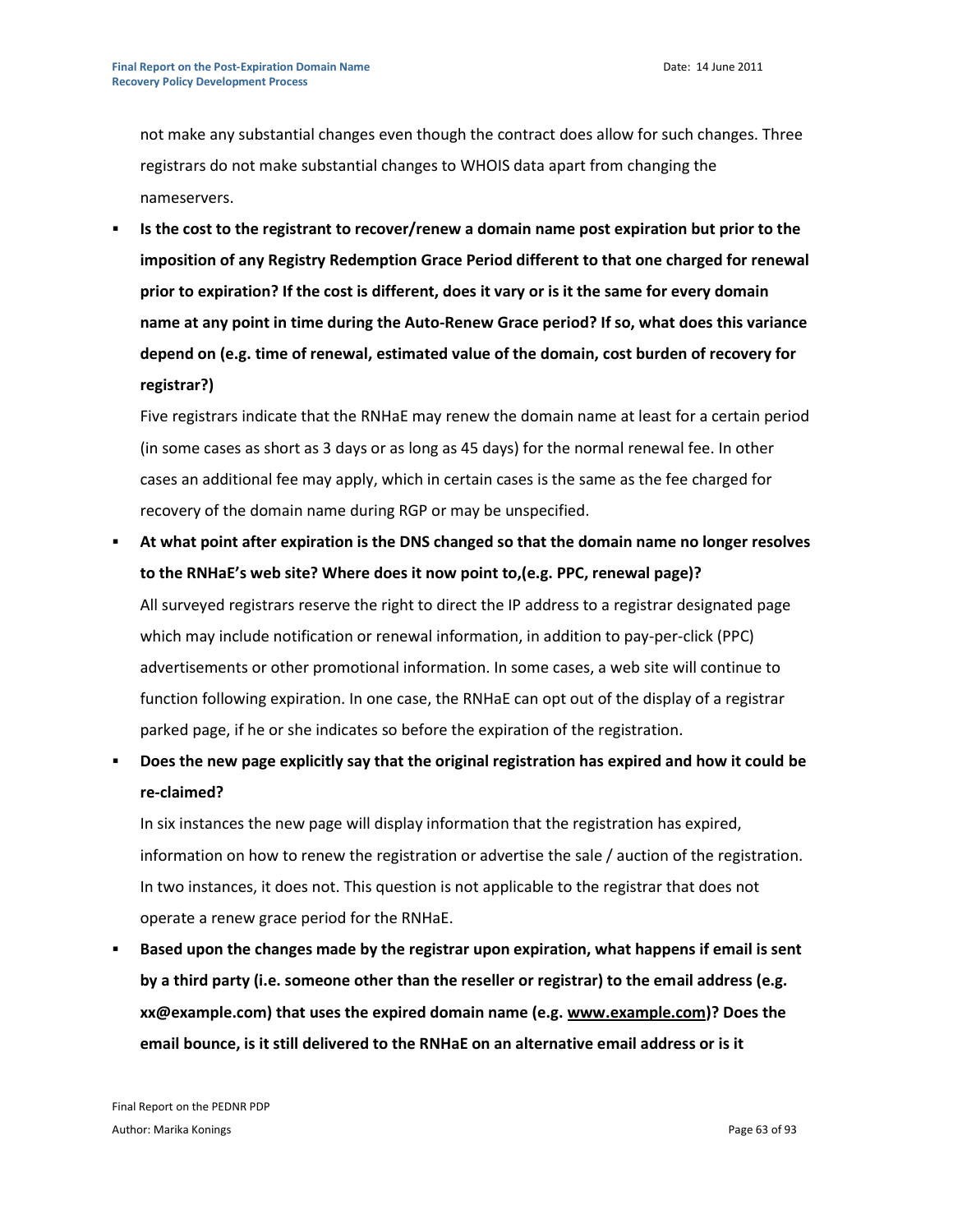not make any substantial changes even though the contract does allow for such changes. Three registrars do not make substantial changes to WHOIS data apart from changing the nameservers.

- **Is the cost to the registrant to recover/renew a domain name post expiration but prior to the imposition of any Registry Redemption Grace Period different to that one charged for renewal prior to expiration? If the cost is different, does it vary or is it the same for every domain name at any point in time during the Auto-Renew Grace period? If so, what does this variance depend on (e.g. time of renewal, estimated value of the domain, cost burden of recovery for registrar?)**

  Five registrars indicate that the RNHaE may renew the domain name at least for a certain period (in some cases as short as 3 days or as long as 45 days) for the normal renewal fee. In other cases an additional fee may apply, which in certain cases is the same as the fee charged for recovery of the domain name during RGP or may be unspecified.

- **At what point after expiration is the DNS changed so that the domain name no longer resolves to the RNHaE's web site? Where does it now point to,(e.g. PPC, renewal page)?**

  All surveyed registrars reserve the right to direct the IP address to a registrar designated page which may include notification or renewal information, in addition to pay-per-click (PPC) advertisements or other promotional information. In some cases, a web site will continue to function following expiration. In one case, the RNHaE can opt out of the display of a registrar parked page, if he or she indicates so before the expiration of the registration.

- **Does the new page explicitly say that the original registration has expired and how it could be re-claimed?**

  In six instances the new page will display information that the registration has expired, information on how to renew the registration or advertise the sale / auction of the registration. In two instances, it does not. This question is not applicable to the registrar that does not operate a renew grace period for the RNHaE.

- **Based upon the changes made by the registrar upon expiration, what happens if email is sent by a third party (i.e. someone other than the reseller or registrar) to the email address (e.g. xx@example.com) that uses the expired domain name (e.g. www.example.com)? Does the email bounce, is it still delivered to the RNHaE on an alternative email address or is it**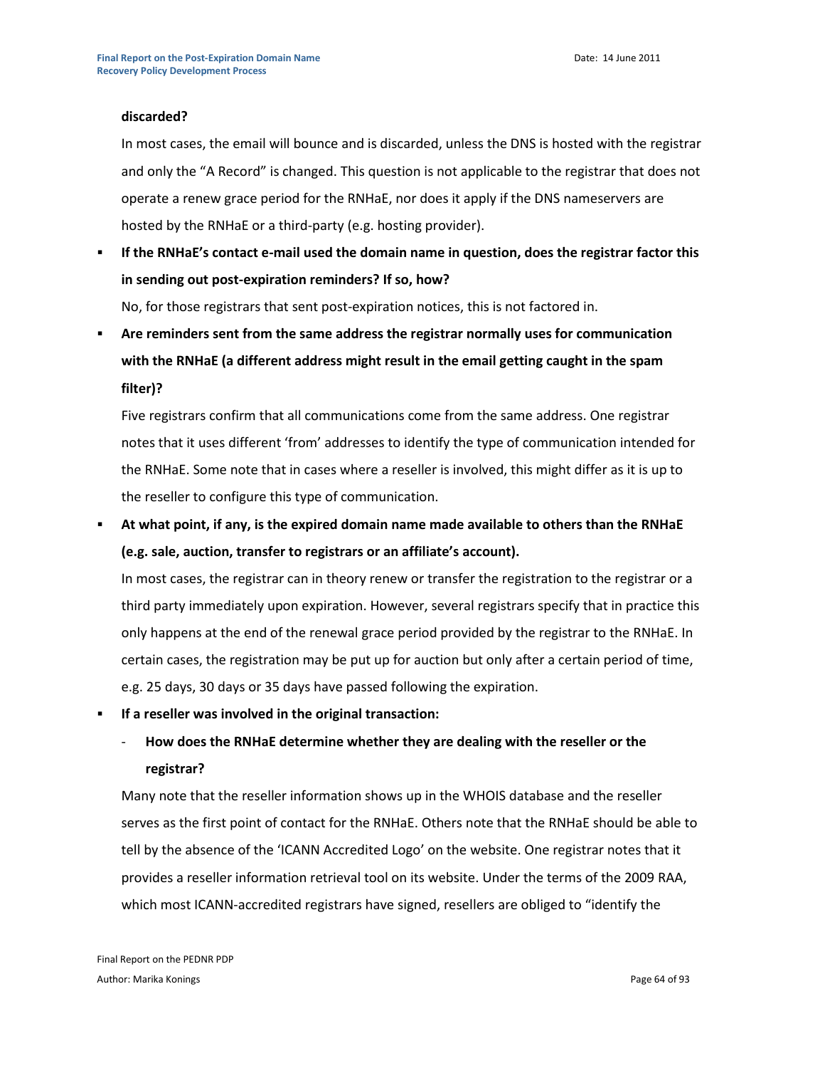**discarded?**

In most cases, the email will bounce and is discarded, unless the DNS is hosted with the registrar and only the "A Record" is changed. This question is not applicable to the registrar that does not operate a renew grace period for the RNHaE, nor does it apply if the DNS nameservers are hosted by the RNHaE or a third-party (e.g. hosting provider).

- **If the RNHaE's contact e-mail used the domain name in question, does the registrar factor this in sending out post-expiration reminders? If so, how?**

  No, for those registrars that sent post-expiration notices, this is not factored in.

- **Are reminders sent from the same address the registrar normally uses for communication with the RNHaE (a different address might result in the email getting caught in the spam filter)?**

  Five registrars confirm that all communications come from the same address. One registrar notes that it uses different 'from' addresses to identify the type of communication intended for the RNHaE. Some note that in cases where a reseller is involved, this might differ as it is up to the reseller to configure this type of communication.

- **At what point, if any, is the expired domain name made available to others than the RNHaE (e.g. sale, auction, transfer to registrars or an affiliate's account).**

  In most cases, the registrar can in theory renew or transfer the registration to the registrar or a third party immediately upon expiration. However, several registrars specify that in practice this only happens at the end of the renewal grace period provided by the registrar to the RNHaE. In certain cases, the registration may be put up for auction but only after a certain period of time, e.g. 25 days, 30 days or 35 days have passed following the expiration.

- **If a reseller was involved in the original transaction:**
  - **How does the RNHaE determine whether they are dealing with the reseller or the registrar?**

  Many note that the reseller information shows up in the WHOIS database and the reseller serves as the first point of contact for the RNHaE. Others note that the RNHaE should be able to tell by the absence of the 'ICANN Accredited Logo' on the website. One registrar notes that it provides a reseller information retrieval tool on its website. Under the terms of the 2009 RAA, which most ICANN-accredited registrars have signed, resellers are obliged to "identify the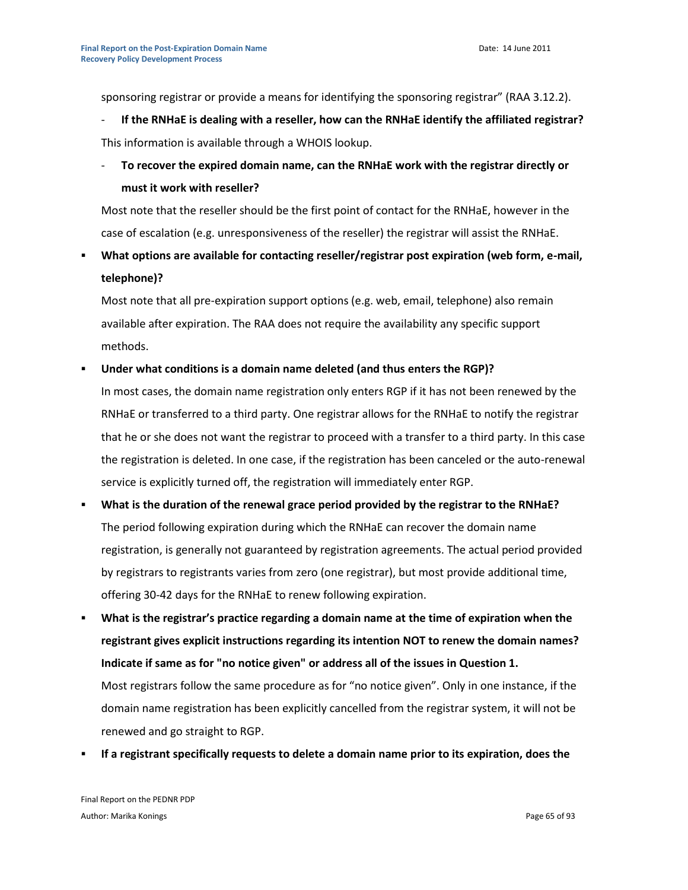sponsoring registrar or provide a means for identifying the sponsoring registrar" (RAA 3.12.2).

- **If the RNHaE is dealing with a reseller, how can the RNHaE identify the affiliated registrar?**

  This information is available through a WHOIS lookup.

- **To recover the expired domain name, can the RNHaE work with the registrar directly or must it work with reseller?**

  Most note that the reseller should be the first point of contact for the RNHaE, however in the case of escalation (e.g. unresponsiveness of the reseller) the registrar will assist the RNHaE.

- **What options are available for contacting reseller/registrar post expiration (web form, e-mail, telephone)?**

  Most note that all pre-expiration support options (e.g. web, email, telephone) also remain available after expiration. The RAA does not require the availability any specific support methods.

- **Under what conditions is a domain name deleted (and thus enters the RGP)?**

  In most cases, the domain name registration only enters RGP if it has not been renewed by the RNHaE or transferred to a third party. One registrar allows for the RNHaE to notify the registrar that he or she does not want the registrar to proceed with a transfer to a third party. In this case the registration is deleted. In one case, if the registration has been canceled or the auto-renewal service is explicitly turned off, the registration will immediately enter RGP.

- **What is the duration of the renewal grace period provided by the registrar to the RNHaE?**

  The period following expiration during which the RNHaE can recover the domain name registration, is generally not guaranteed by registration agreements. The actual period provided by registrars to registrants varies from zero (one registrar), but most provide additional time, offering 30-42 days for the RNHaE to renew following expiration.

- **What is the registrar's practice regarding a domain name at the time of expiration when the registrant gives explicit instructions regarding its intention NOT to renew the domain names? Indicate if same as for "no notice given" or address all of the issues in Question 1.**

  Most registrars follow the same procedure as for "no notice given". Only in one instance, if the domain name registration has been explicitly cancelled from the registrar system, it will not be renewed and go straight to RGP.

- **If a registrant specifically requests to delete a domain name prior to its expiration, does the**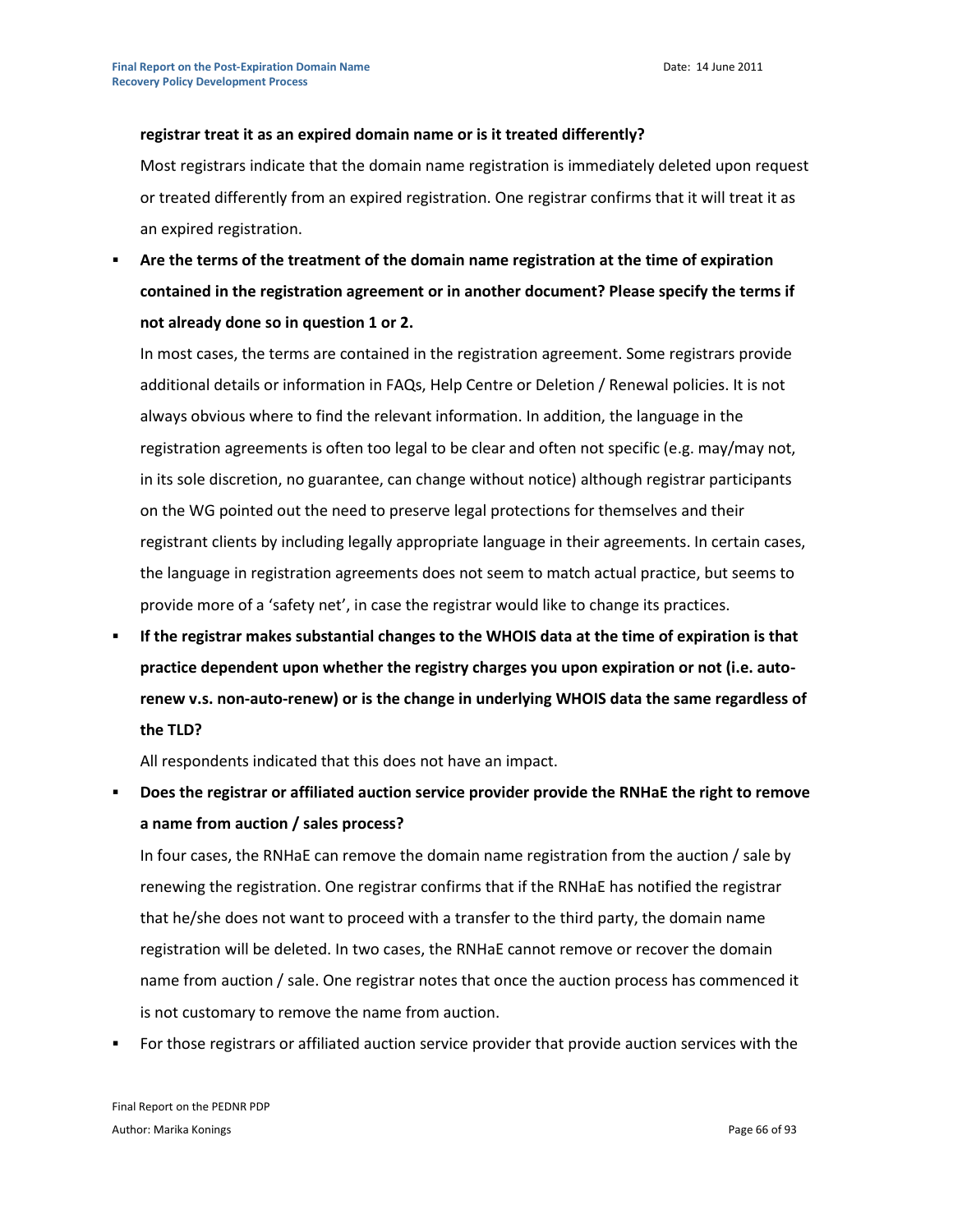**registrar treat it as an expired domain name or is it treated differently?**

Most registrars indicate that the domain name registration is immediately deleted upon request or treated differently from an expired registration. One registrar confirms that it will treat it as an expired registration.

- **Are the terms of the treatment of the domain name registration at the time of expiration contained in the registration agreement or in another document? Please specify the terms if not already done so in question 1 or 2.**

  In most cases, the terms are contained in the registration agreement. Some registrars provide additional details or information in FAQs, Help Centre or Deletion / Renewal policies. It is not always obvious where to find the relevant information. In addition, the language in the registration agreements is often too legal to be clear and often not specific (e.g. may/may not, in its sole discretion, no guarantee, can change without notice) although registrar participants on the WG pointed out the need to preserve legal protections for themselves and their registrant clients by including legally appropriate language in their agreements. In certain cases, the language in registration agreements does not seem to match actual practice, but seems to provide more of a 'safety net', in case the registrar would like to change its practices.

- **If the registrar makes substantial changes to the WHOIS data at the time of expiration is that practice dependent upon whether the registry charges you upon expiration or not (i.e. auto-renew v.s. non-auto-renew) or is the change in underlying WHOIS data the same regardless of the TLD?**

  All respondents indicated that this does not have an impact.

- **Does the registrar or affiliated auction service provider provide the RNHaE the right to remove a name from auction / sales process?**

  In four cases, the RNHaE can remove the domain name registration from the auction / sale by renewing the registration. One registrar confirms that if the RNHaE has notified the registrar that he/she does not want to proceed with a transfer to the third party, the domain name registration will be deleted. In two cases, the RNHaE cannot remove or recover the domain name from auction / sale. One registrar notes that once the auction process has commenced it is not customary to remove the name from auction.

- For those registrars or affiliated auction service provider that provide auction services with the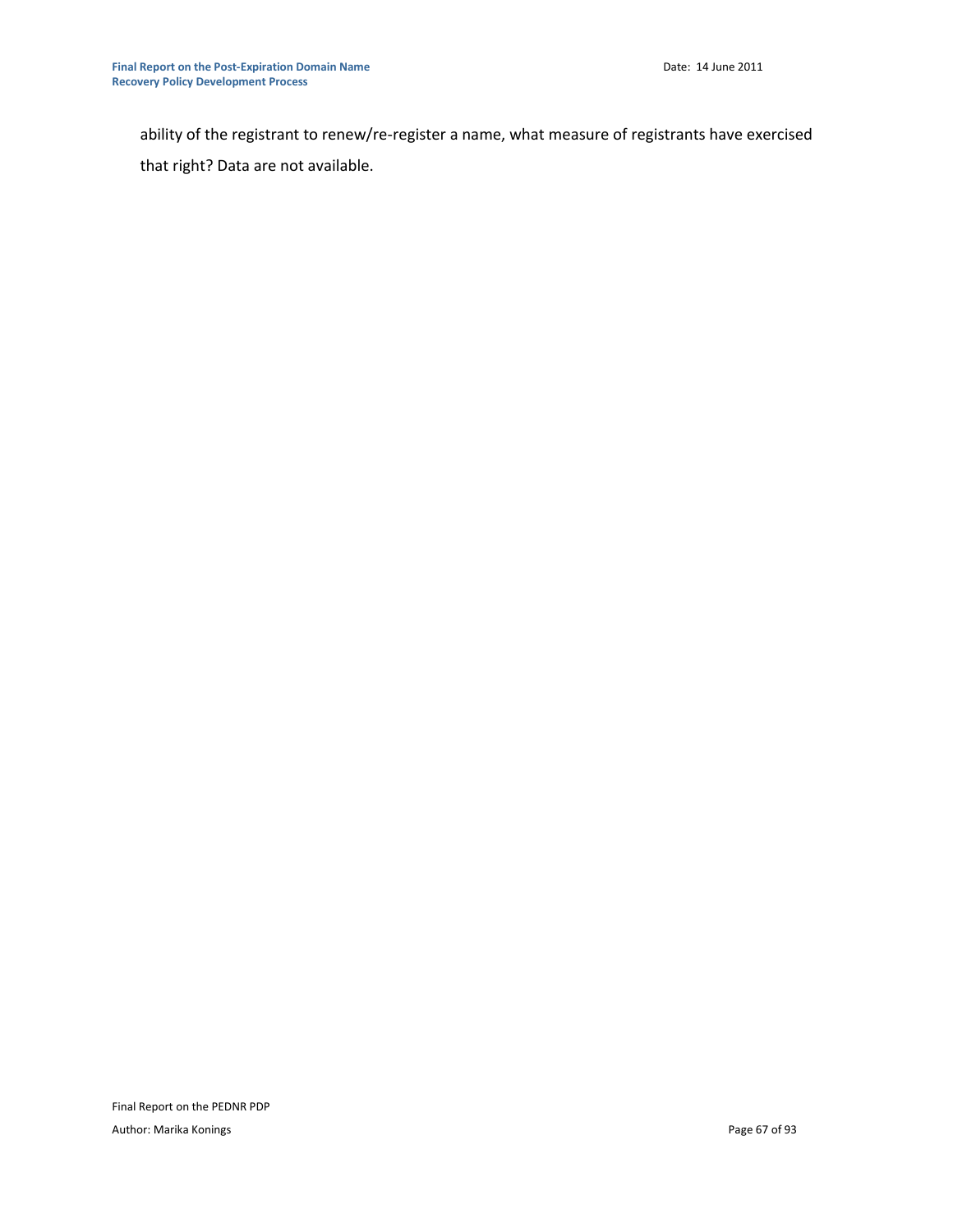ability of the registrant to renew/re-register a name, what measure of registrants have exercised that right? Data are not available.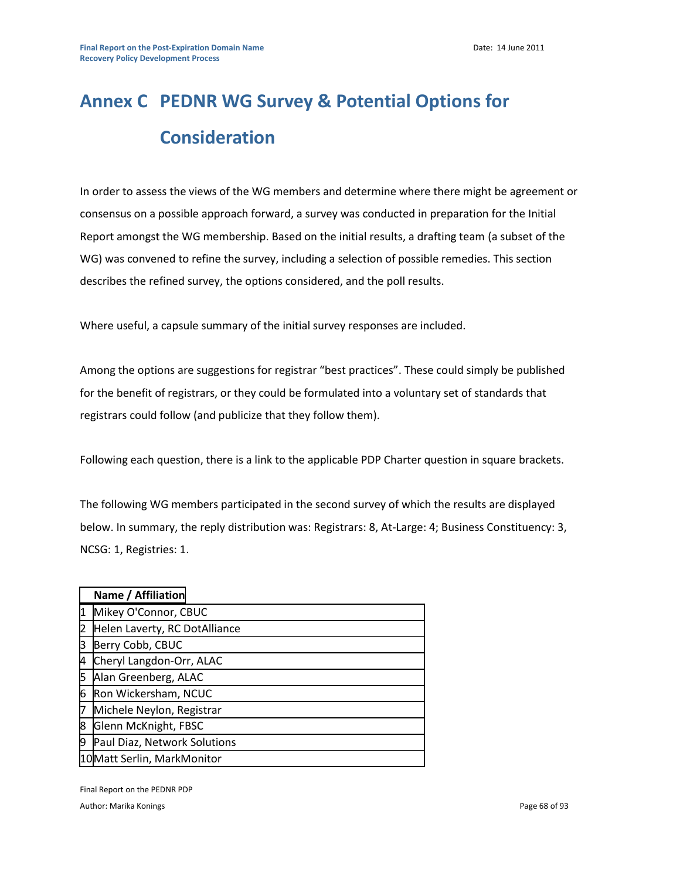# Annex C PEDNR WG Survey & Potential Options for Consideration

In order to assess the views of the WG members and determine where there might be agreement or consensus on a possible approach forward, a survey was conducted in preparation for the Initial Report amongst the WG membership. Based on the initial results, a drafting team (a subset of the WG) was convened to refine the survey, including a selection of possible remedies. This section describes the refined survey, the options considered, and the poll results.

Where useful, a capsule summary of the initial survey responses are included.

Among the options are suggestions for registrar "best practices". These could simply be published for the benefit of registrars, or they could be formulated into a voluntary set of standards that registrars could follow (and publicize that they follow them).

Following each question, there is a link to the applicable PDP Charter question in square brackets.

The following WG members participated in the second survey of which the results are displayed below. In summary, the reply distribution was: Registrars: 8, At-Large: 4; Business Constituency: 3, NCSG: 1, Registries: 1.

| | Name / Affiliation |
|---|---|
| 1 | Mikey O'Connor, CBUC |
| 2 | Helen Laverty, RC DotAlliance |
| 3 | Berry Cobb, CBUC |
| 4 | Cheryl Langdon-Orr, ALAC |
| 5 | Alan Greenberg, ALAC |
| 6 | Ron Wickersham, NCUC |
| 7 | Michele Neylon, Registrar |
| 8 | Glenn McKnight, FBSC |
| 9 | Paul Diaz, Network Solutions |
| 10 | Matt Serlin, MarkMonitor |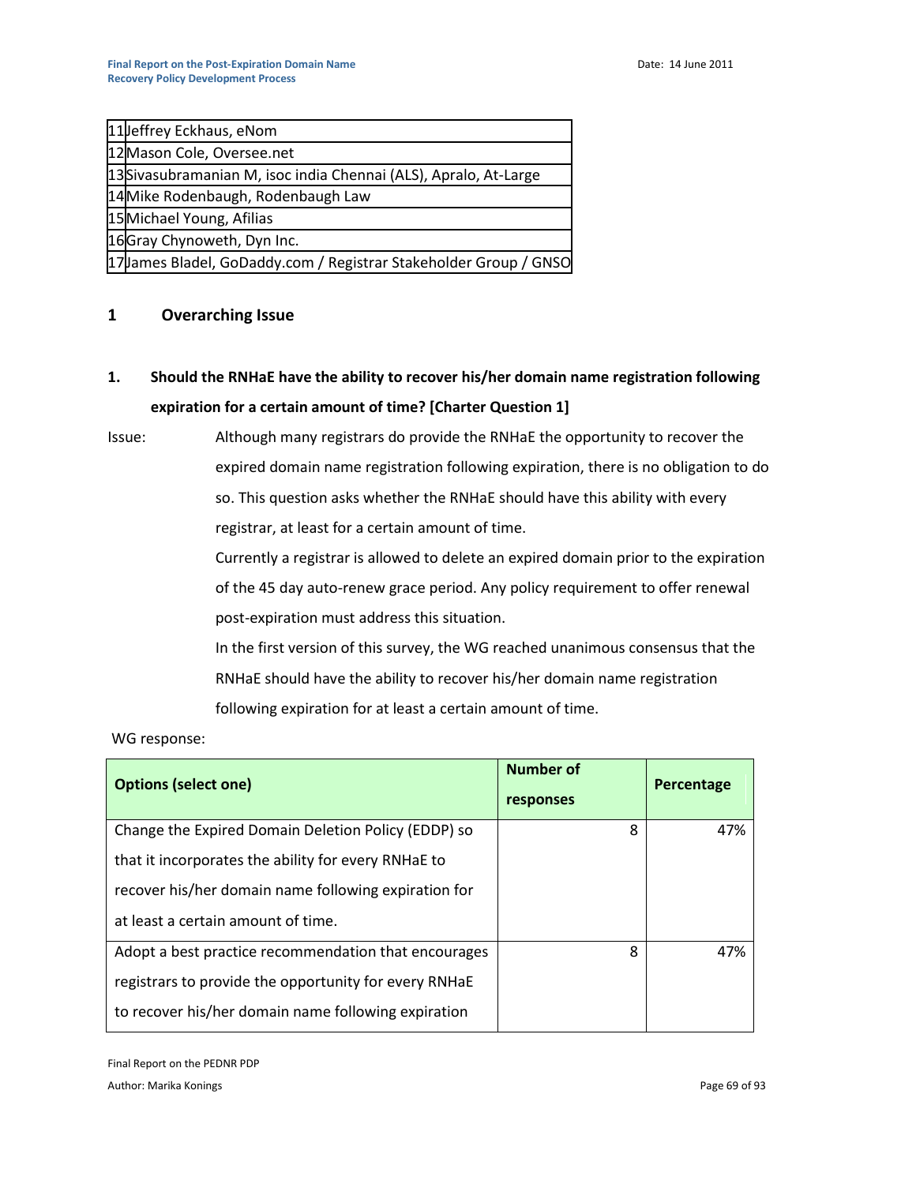| | |
|---|---|
| 11 | Jeffrey Eckhaus, eNom |
| 12 | Mason Cole, Oversee.net |
| 13 | Sivasubramanian M, isoc india Chennai (ALS), Apralo, At-Large |
| 14 | Mike Rodenbaugh, Rodenbaugh Law |
| 15 | Michael Young, Afilias |
| 16 | Gray Chynoweth, Dyn Inc. |
| 17 | James Bladel, GoDaddy.com / Registrar Stakeholder Group / GNSO |

## 1 Overarching Issue

**1. Should the RNHaE have the ability to recover his/her domain name registration following expiration for a certain amount of time? [Charter Question 1]**

Issue: Although many registrars do provide the RNHaE the opportunity to recover the expired domain name registration following expiration, there is no obligation to do so. This question asks whether the RNHaE should have this ability with every registrar, at least for a certain amount of time.

Currently a registrar is allowed to delete an expired domain prior to the expiration of the 45 day auto-renew grace period. Any policy requirement to offer renewal post-expiration must address this situation.

In the first version of this survey, the WG reached unanimous consensus that the RNHaE should have the ability to recover his/her domain name registration following expiration for at least a certain amount of time.

WG response:

| Options (select one) | Number of responses | Percentage |
|---|---|---|
| Change the Expired Domain Deletion Policy (EDDP) so that it incorporates the ability for every RNHaE to recover his/her domain name following expiration for at least a certain amount of time. | 8 | 47% |
| Adopt a best practice recommendation that encourages registrars to provide the opportunity for every RNHaE to recover his/her domain name following expiration | 8 | 47% |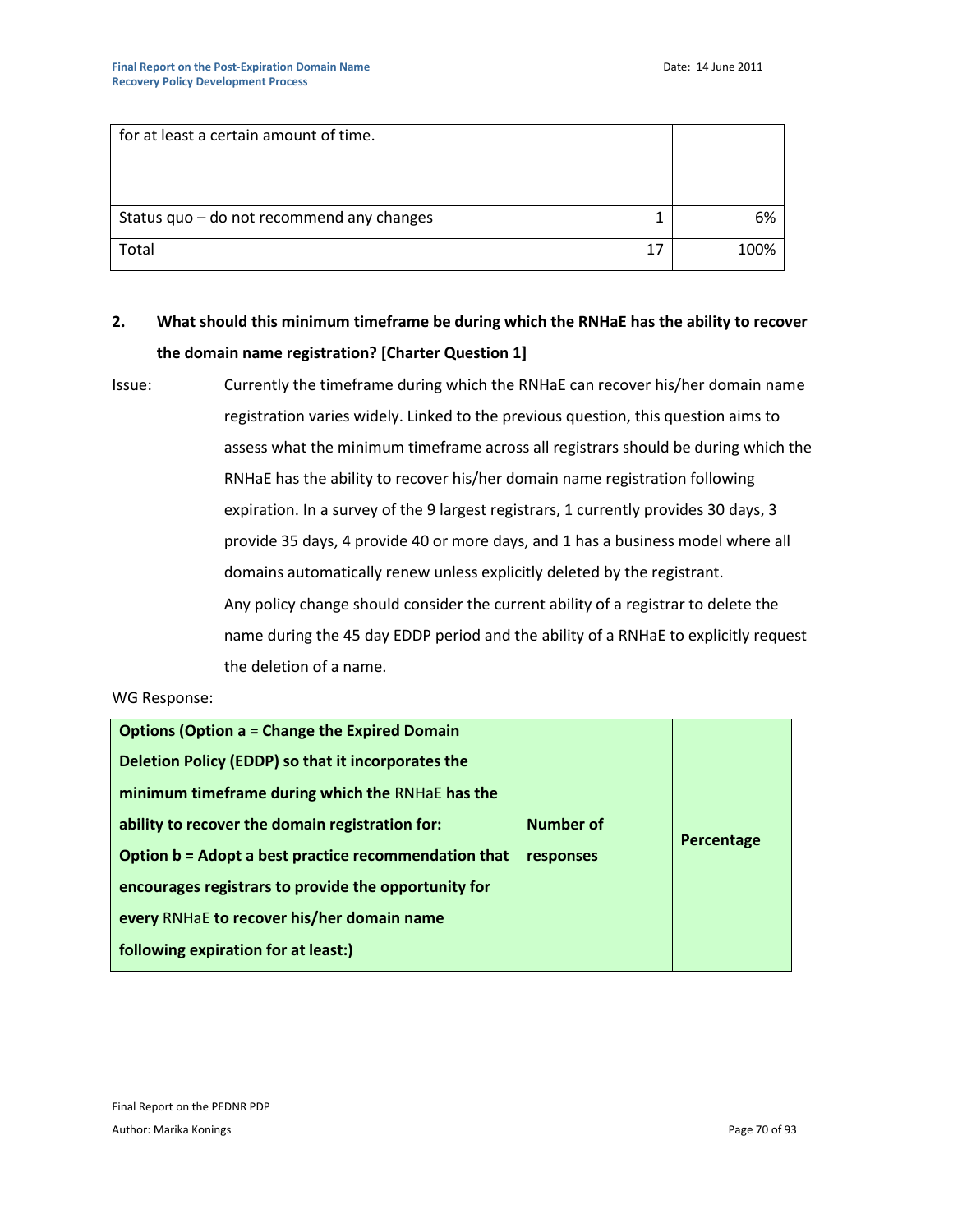| for at least a certain amount of time. | | |
|---|---|---|
| Status quo – do not recommend any changes | 1 | 6% |
| Total | 17 | 100% |

**2. What should this minimum timeframe be during which the RNHaE has the ability to recover the domain name registration? [Charter Question 1]**

Issue: Currently the timeframe during which the RNHaE can recover his/her domain name registration varies widely. Linked to the previous question, this question aims to assess what the minimum timeframe across all registrars should be during which the RNHaE has the ability to recover his/her domain name registration following expiration. In a survey of the 9 largest registrars, 1 currently provides 30 days, 3 provide 35 days, 4 provide 40 or more days, and 1 has a business model where all domains automatically renew unless explicitly deleted by the registrant.

Any policy change should consider the current ability of a registrar to delete the name during the 45 day EDDP period and the ability of a RNHaE to explicitly request the deletion of a name.

WG Response:

| **Options (Option a = Change the Expired Domain Deletion Policy (EDDP) so that it incorporates the minimum timeframe during which the** RNHaE **has the ability to recover the domain registration for: Option b = Adopt a best practice recommendation that encourages registrars to provide the opportunity for every** RNHaE **to recover his/her domain name following expiration for at least:)** | **Number of responses** | **Percentage** |
|---|---|---|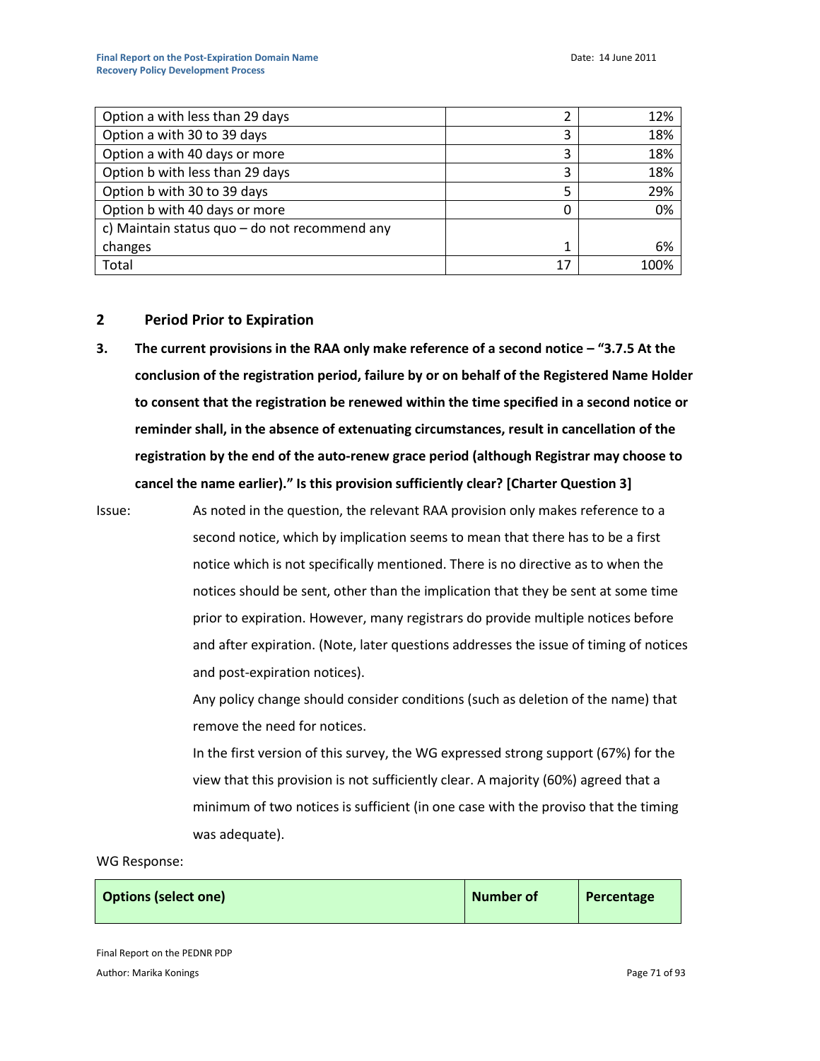| | | |
|---|---|---|
| Option a with less than 29 days | 2 | 12% |
| Option a with 30 to 39 days | 3 | 18% |
| Option a with 40 days or more | 3 | 18% |
| Option b with less than 29 days | 3 | 18% |
| Option b with 30 to 39 days | 5 | 29% |
| Option b with 40 days or more | 0 | 0% |
| c) Maintain status quo – do not recommend any changes | 1 | 6% |
| Total | 17 | 100% |

## 2 Period Prior to Expiration

**3. The current provisions in the RAA only make reference of a second notice – "3.7.5 At the conclusion of the registration period, failure by or on behalf of the Registered Name Holder to consent that the registration be renewed within the time specified in a second notice or reminder shall, in the absence of extenuating circumstances, result in cancellation of the registration by the end of the auto-renew grace period (although Registrar may choose to cancel the name earlier)." Is this provision sufficiently clear? [Charter Question 3]**

Issue: As noted in the question, the relevant RAA provision only makes reference to a second notice, which by implication seems to mean that there has to be a first notice which is not specifically mentioned. There is no directive as to when the notices should be sent, other than the implication that they be sent at some time prior to expiration. However, many registrars do provide multiple notices before and after expiration. (Note, later questions addresses the issue of timing of notices and post-expiration notices).

Any policy change should consider conditions (such as deletion of the name) that remove the need for notices.

In the first version of this survey, the WG expressed strong support (67%) for the view that this provision is not sufficiently clear. A majority (60%) agreed that a minimum of two notices is sufficient (in one case with the proviso that the timing was adequate).

WG Response:

| Options (select one) | Number of | Percentage |
|---|---|---|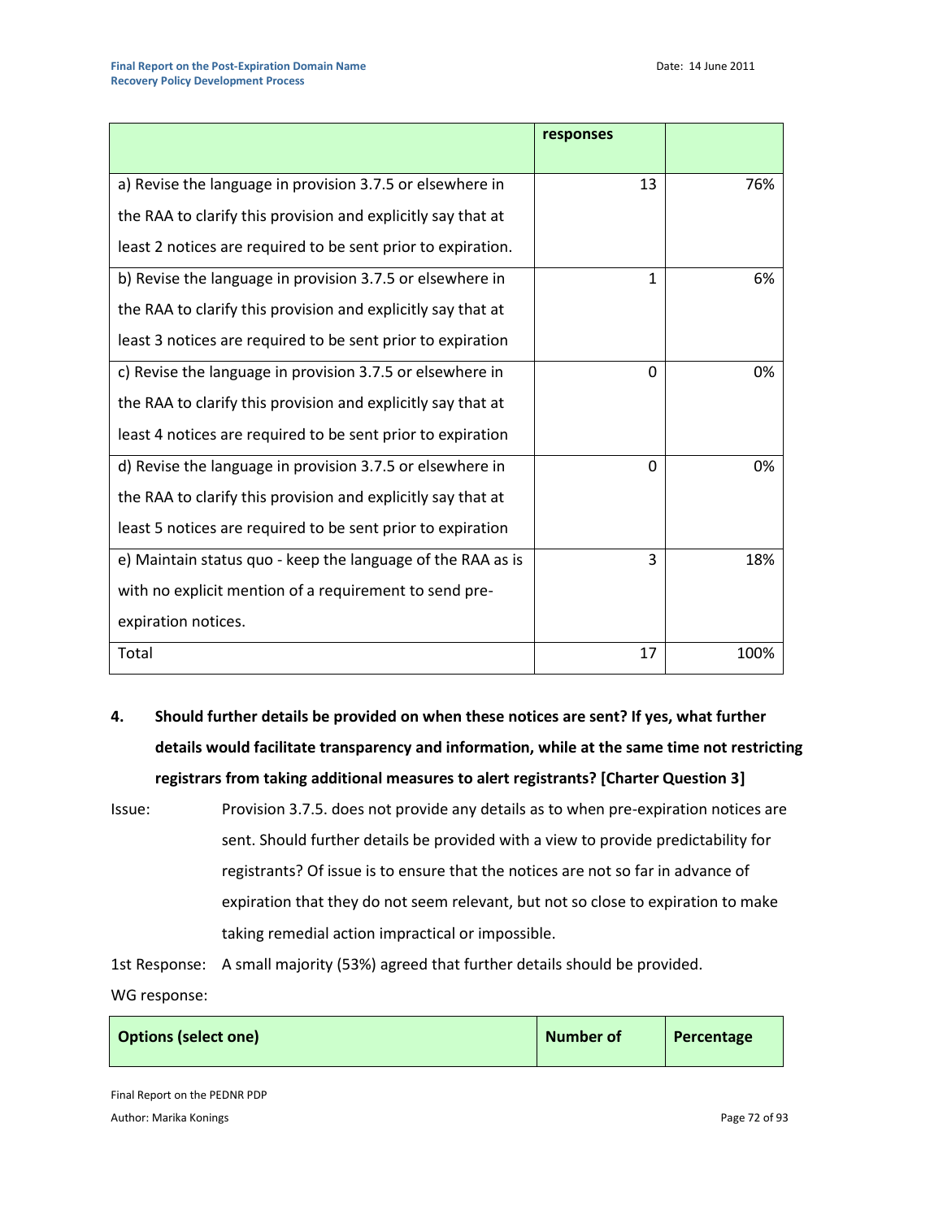| | responses | |
|---|---|---|
| a) Revise the language in provision 3.7.5 or elsewhere in the RAA to clarify this provision and explicitly say that at least 2 notices are required to be sent prior to expiration. | 13 | 76% |
| b) Revise the language in provision 3.7.5 or elsewhere in the RAA to clarify this provision and explicitly say that at least 3 notices are required to be sent prior to expiration | 1 | 6% |
| c) Revise the language in provision 3.7.5 or elsewhere in the RAA to clarify this provision and explicitly say that at least 4 notices are required to be sent prior to expiration | 0 | 0% |
| d) Revise the language in provision 3.7.5 or elsewhere in the RAA to clarify this provision and explicitly say that at least 5 notices are required to be sent prior to expiration | 0 | 0% |
| e) Maintain status quo - keep the language of the RAA as is with no explicit mention of a requirement to send pre-expiration notices. | 3 | 18% |
| Total | 17 | 100% |

**4. Should further details be provided on when these notices are sent? If yes, what further details would facilitate transparency and information, while at the same time not restricting registrars from taking additional measures to alert registrants? [Charter Question 3]**

Issue: Provision 3.7.5. does not provide any details as to when pre-expiration notices are sent. Should further details be provided with a view to provide predictability for registrants? Of issue is to ensure that the notices are not so far in advance of expiration that they do not seem relevant, but not so close to expiration to make taking remedial action impractical or impossible.

1st Response: A small majority (53%) agreed that further details should be provided.

WG response:

| Options (select one) | Number of | Percentage |
|---|---|---|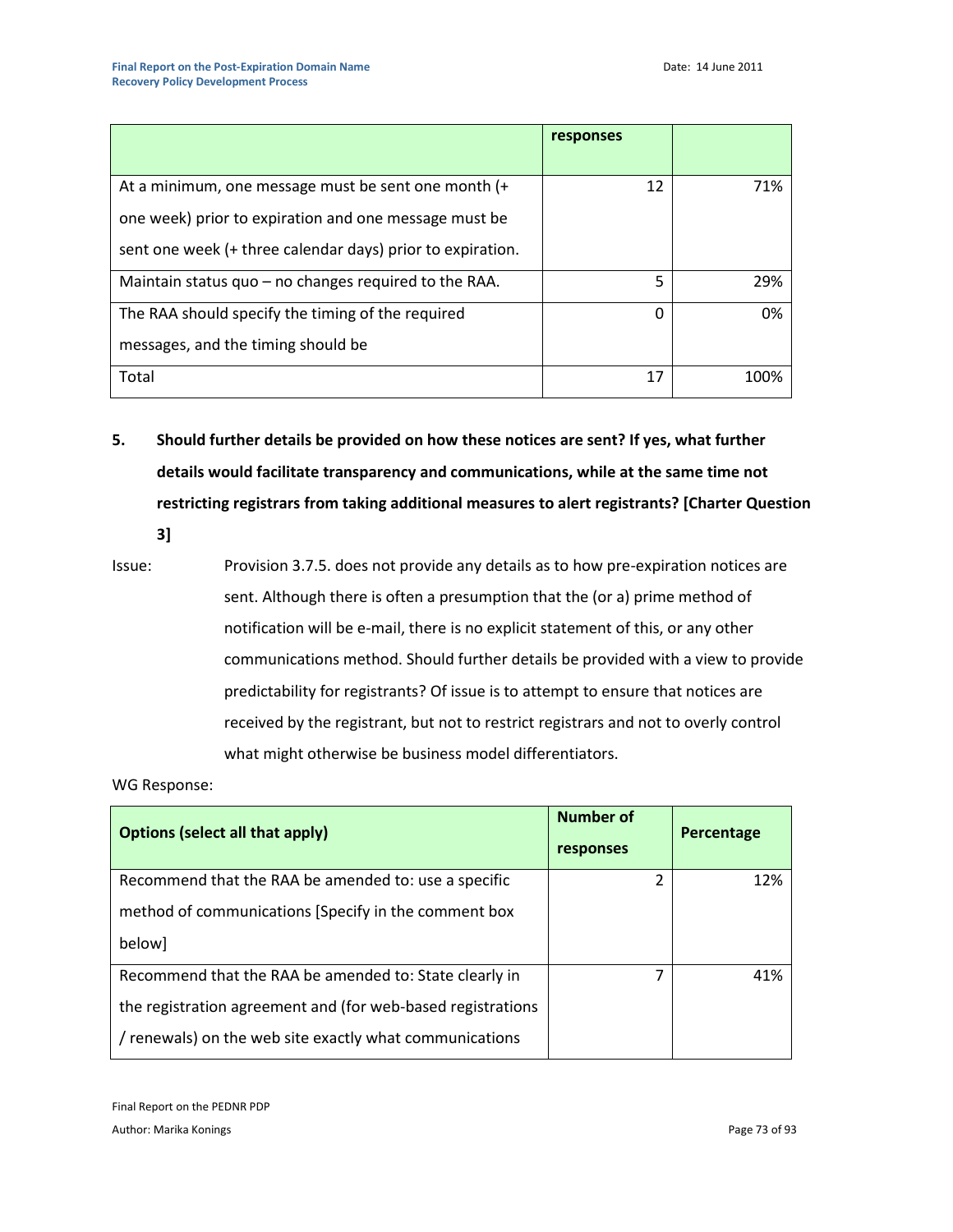| | responses | |
|---|---|---|
| At a minimum, one message must be sent one month (+ one week) prior to expiration and one message must be sent one week (+ three calendar days) prior to expiration. | 12 | 71% |
| Maintain status quo – no changes required to the RAA. | 5 | 29% |
| The RAA should specify the timing of the required messages, and the timing should be | 0 | 0% |
| Total | 17 | 100% |

**5. Should further details be provided on how these notices are sent? If yes, what further details would facilitate transparency and communications, while at the same time not restricting registrars from taking additional measures to alert registrants? [Charter Question 3]**

Issue: Provision 3.7.5. does not provide any details as to how pre-expiration notices are sent. Although there is often a presumption that the (or a) prime method of notification will be e-mail, there is no explicit statement of this, or any other communications method. Should further details be provided with a view to provide predictability for registrants? Of issue is to attempt to ensure that notices are received by the registrant, but not to restrict registrars and not to overly control what might otherwise be business model differentiators.

WG Response:

| Options (select all that apply) | Number of responses | Percentage |
|---|---|---|
| Recommend that the RAA be amended to: use a specific method of communications [Specify in the comment box below] | 2 | 12% |
| Recommend that the RAA be amended to: State clearly in the registration agreement and (for web-based registrations / renewals) on the web site exactly what communications | 7 | 41% |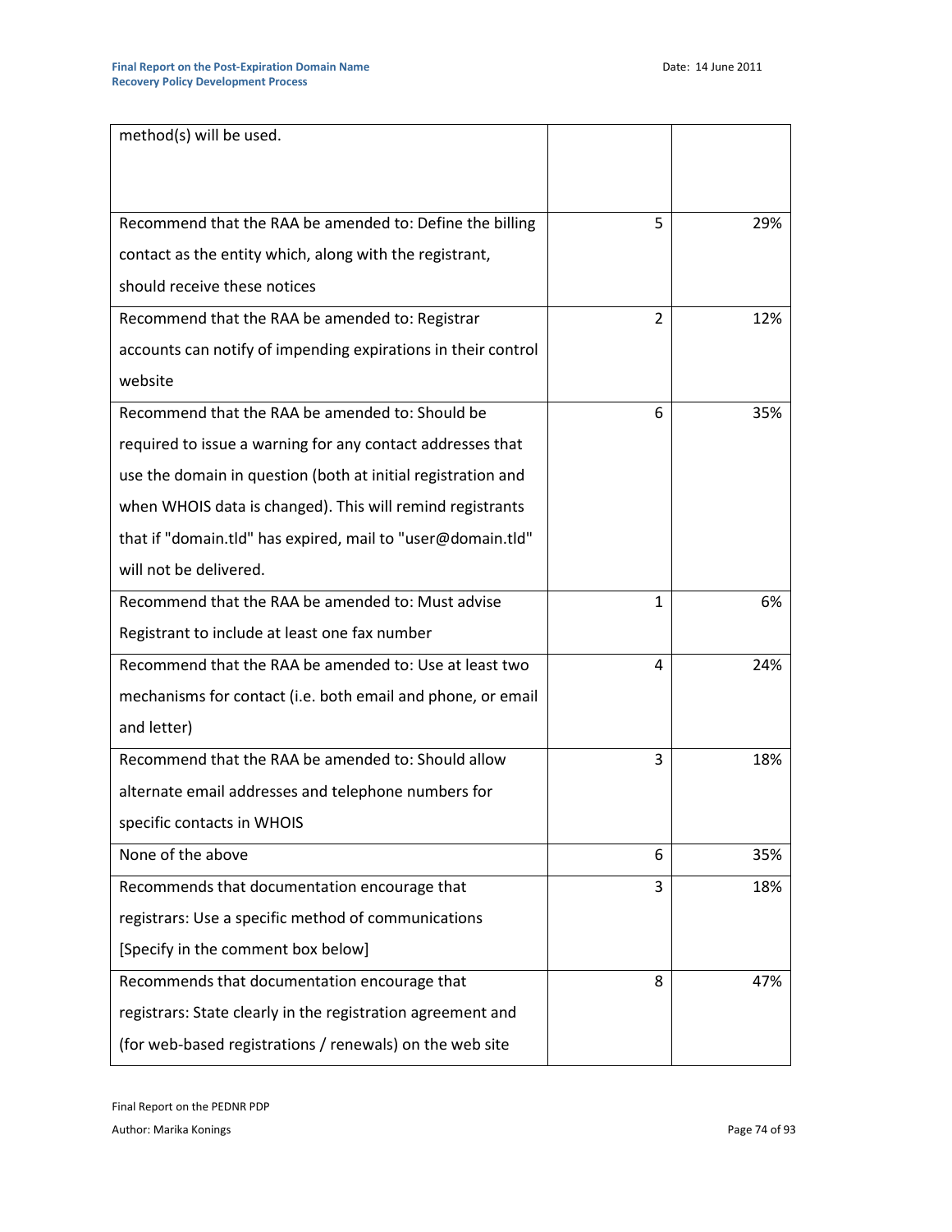| | | |
|---|---|---|
| method(s) will be used. | | |
| Recommend that the RAA be amended to: Define the billing contact as the entity which, along with the registrant, should receive these notices | 5 | 29% |
| Recommend that the RAA be amended to: Registrar accounts can notify of impending expirations in their control website | 2 | 12% |
| Recommend that the RAA be amended to: Should be required to issue a warning for any contact addresses that use the domain in question (both at initial registration and when WHOIS data is changed). This will remind registrants that if "domain.tld" has expired, mail to "user@domain.tld" will not be delivered. | 6 | 35% |
| Recommend that the RAA be amended to: Must advise Registrant to include at least one fax number | 1 | 6% |
| Recommend that the RAA be amended to: Use at least two mechanisms for contact (i.e. both email and phone, or email and letter) | 4 | 24% |
| Recommend that the RAA be amended to: Should allow alternate email addresses and telephone numbers for specific contacts in WHOIS | 3 | 18% |
| None of the above | 6 | 35% |
| Recommends that documentation encourage that registrars: Use a specific method of communications [Specify in the comment box below] | 3 | 18% |
| Recommends that documentation encourage that registrars: State clearly in the registration agreement and (for web-based registrations / renewals) on the web site | 8 | 47% |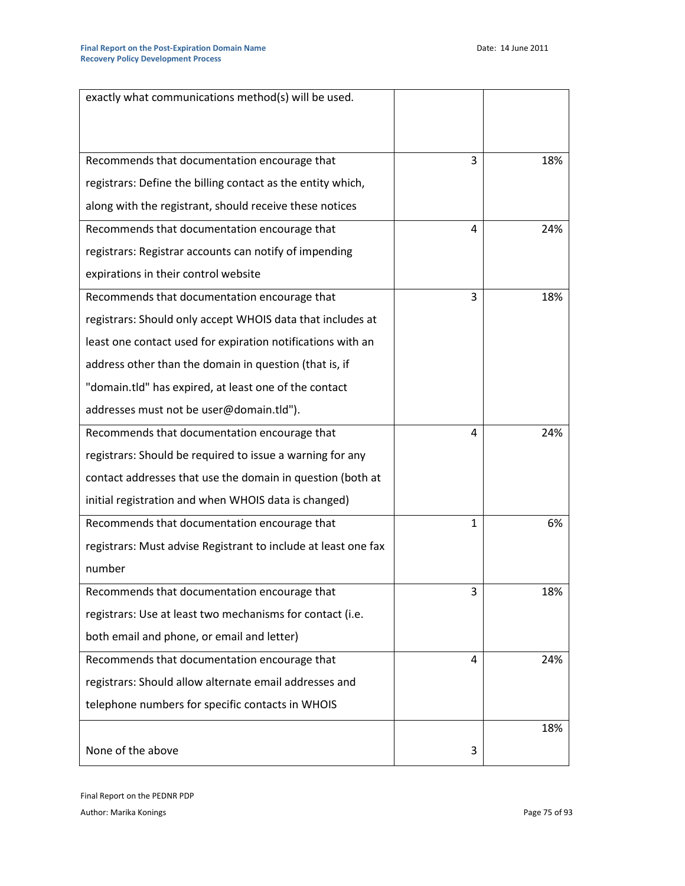| | | |
|---|---|---|
| exactly what communications method(s) will be used. | | |
| Recommends that documentation encourage that registrars: Define the billing contact as the entity which, along with the registrant, should receive these notices | 3 | 18% |
| Recommends that documentation encourage that registrars: Registrar accounts can notify of impending expirations in their control website | 4 | 24% |
| Recommends that documentation encourage that registrars: Should only accept WHOIS data that includes at least one contact used for expiration notifications with an address other than the domain in question (that is, if "domain.tld" has expired, at least one of the contact addresses must not be user@domain.tld"). | 3 | 18% |
| Recommends that documentation encourage that registrars: Should be required to issue a warning for any contact addresses that use the domain in question (both at initial registration and when WHOIS data is changed) | 4 | 24% |
| Recommends that documentation encourage that registrars: Must advise Registrant to include at least one fax number | 1 | 6% |
| Recommends that documentation encourage that registrars: Use at least two mechanisms for contact (i.e. both email and phone, or email and letter) | 3 | 18% |
| Recommends that documentation encourage that registrars: Should allow alternate email addresses and telephone numbers for specific contacts in WHOIS | 4 | 24% |
| None of the above | 3 | 18% |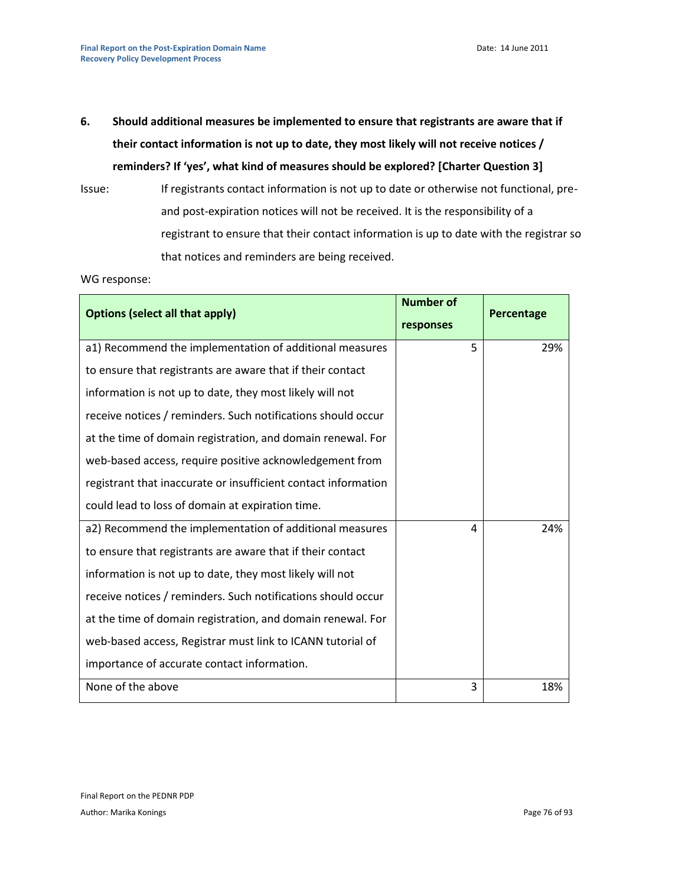**6. Should additional measures be implemented to ensure that registrants are aware that if their contact information is not up to date, they most likely will not receive notices / reminders? If 'yes', what kind of measures should be explored? [Charter Question 3]**

Issue: If registrants contact information is not up to date or otherwise not functional, pre- and post-expiration notices will not be received. It is the responsibility of a registrant to ensure that their contact information is up to date with the registrar so that notices and reminders are being received.

WG response:

| Options (select all that apply) | Number of responses | Percentage |
|---|---|---|
| a1) Recommend the implementation of additional measures to ensure that registrants are aware that if their contact information is not up to date, they most likely will not receive notices / reminders. Such notifications should occur at the time of domain registration, and domain renewal. For web-based access, require positive acknowledgement from registrant that inaccurate or insufficient contact information could lead to loss of domain at expiration time. | 5 | 29% |
| a2) Recommend the implementation of additional measures to ensure that registrants are aware that if their contact information is not up to date, they most likely will not receive notices / reminders. Such notifications should occur at the time of domain registration, and domain renewal. For web-based access, Registrar must link to ICANN tutorial of importance of accurate contact information. | 4 | 24% |
| None of the above | 3 | 18% |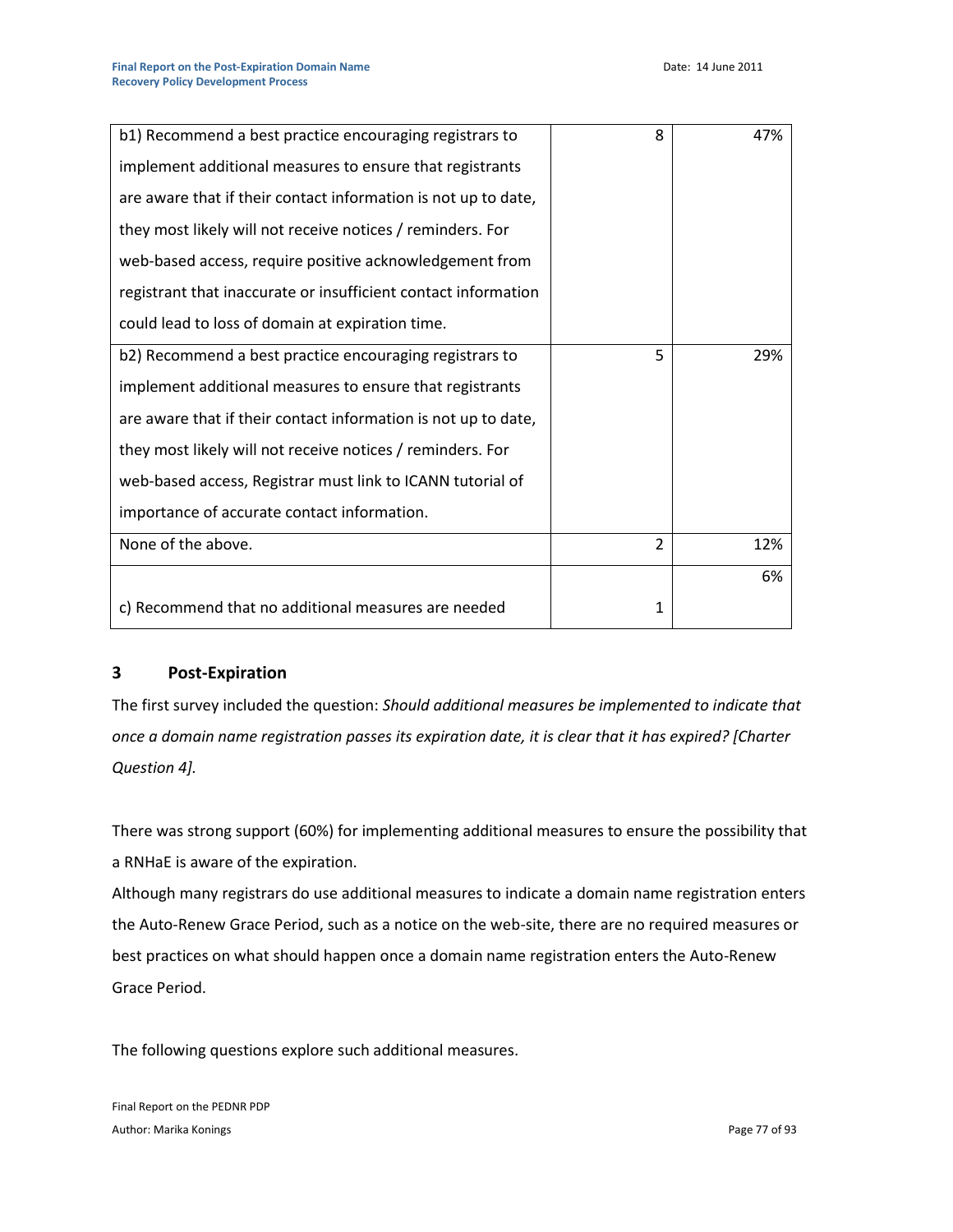| | | |
|---|---|---|
| b1) Recommend a best practice encouraging registrars to implement additional measures to ensure that registrants are aware that if their contact information is not up to date, they most likely will not receive notices / reminders. For web-based access, require positive acknowledgement from registrant that inaccurate or insufficient contact information could lead to loss of domain at expiration time. | 8 | 47% |
| b2) Recommend a best practice encouraging registrars to implement additional measures to ensure that registrants are aware that if their contact information is not up to date, they most likely will not receive notices / reminders. For web-based access, Registrar must link to ICANN tutorial of importance of accurate contact information. | 5 | 29% |
| None of the above. | 2 | 12% |
| c) Recommend that no additional measures are needed | 1 | 6% |

## 3 Post-Expiration

The first survey included the question: *Should additional measures be implemented to indicate that once a domain name registration passes its expiration date, it is clear that it has expired? [Charter Question 4].*

There was strong support (60%) for implementing additional measures to ensure the possibility that a RNHaE is aware of the expiration.

Although many registrars do use additional measures to indicate a domain name registration enters the Auto-Renew Grace Period, such as a notice on the web-site, there are no required measures or best practices on what should happen once a domain name registration enters the Auto-Renew Grace Period.

The following questions explore such additional measures.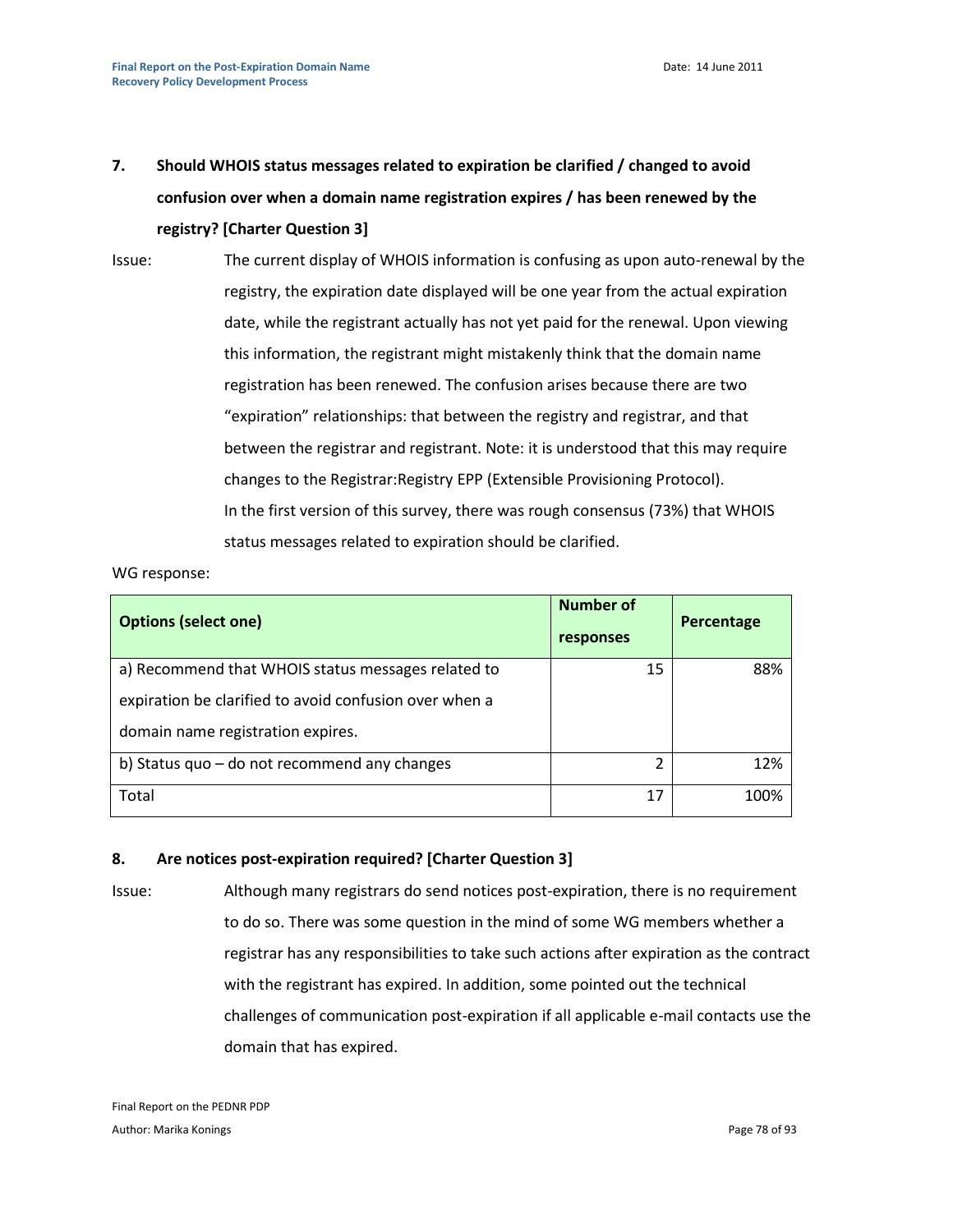**7. Should WHOIS status messages related to expiration be clarified / changed to avoid confusion over when a domain name registration expires / has been renewed by the registry? [Charter Question 3]**

Issue: The current display of WHOIS information is confusing as upon auto-renewal by the registry, the expiration date displayed will be one year from the actual expiration date, while the registrant actually has not yet paid for the renewal. Upon viewing this information, the registrant might mistakenly think that the domain name registration has been renewed. The confusion arises because there are two "expiration" relationships: that between the registry and registrar, and that between the registrar and registrant. Note: it is understood that this may require changes to the Registrar:Registry EPP (Extensible Provisioning Protocol). In the first version of this survey, there was rough consensus (73%) that WHOIS status messages related to expiration should be clarified.

WG response:

| Options (select one) | Number of responses | Percentage |
|---|---|---|
| a) Recommend that WHOIS status messages related to expiration be clarified to avoid confusion over when a domain name registration expires. | 15 | 88% |
| b) Status quo – do not recommend any changes | 2 | 12% |
| Total | 17 | 100% |

**8. Are notices post-expiration required? [Charter Question 3]**

Issue: Although many registrars do send notices post-expiration, there is no requirement to do so. There was some question in the mind of some WG members whether a registrar has any responsibilities to take such actions after expiration as the contract with the registrant has expired. In addition, some pointed out the technical challenges of communication post-expiration if all applicable e-mail contacts use the domain that has expired.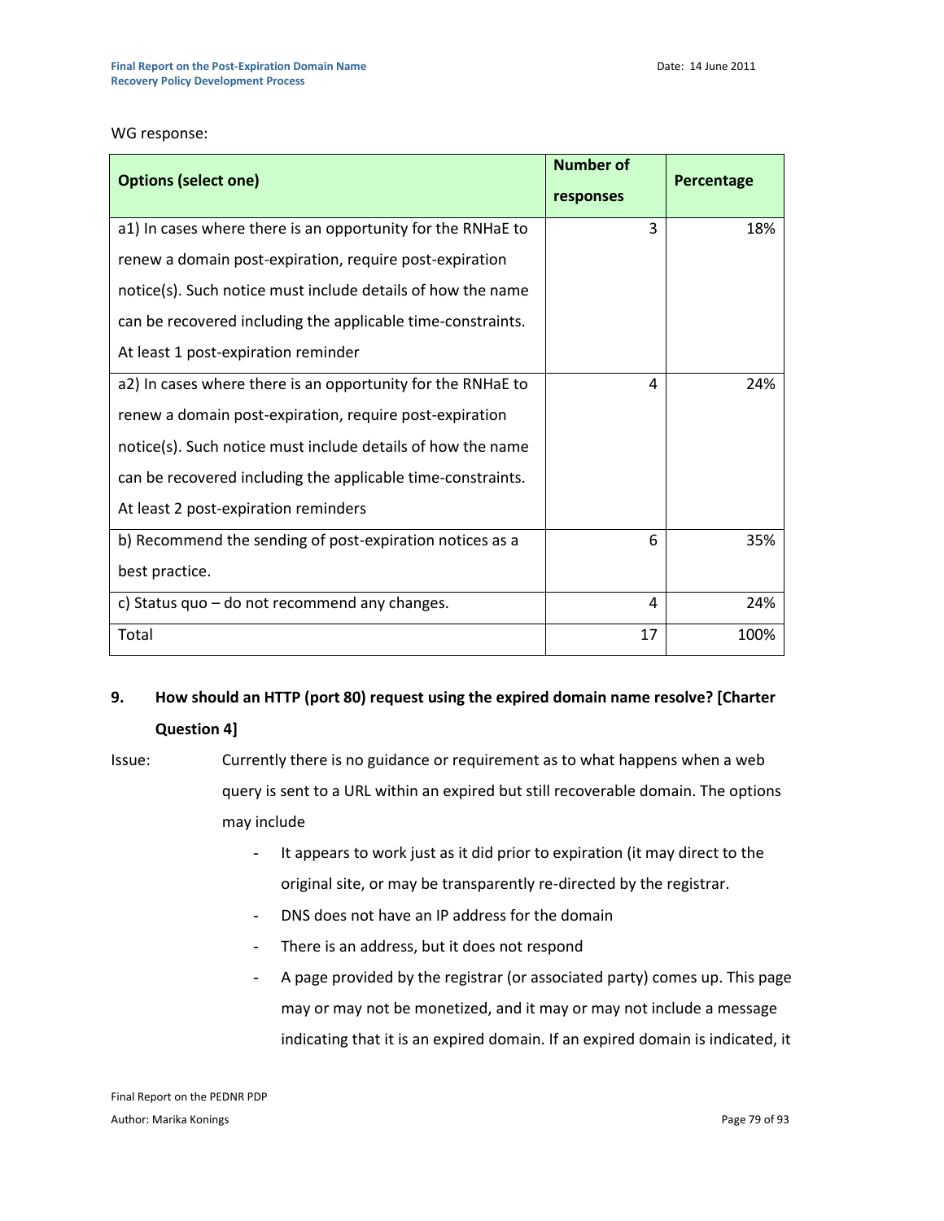WG response:

| Options (select one) | Number of responses | Percentage |
|---|---|---|
| a1) In cases where there is an opportunity for the RNHaE to renew a domain post-expiration, require post-expiration notice(s). Such notice must include details of how the name can be recovered including the applicable time-constraints. At least 1 post-expiration reminder | 3 | 18% |
| a2) In cases where there is an opportunity for the RNHaE to renew a domain post-expiration, require post-expiration notice(s). Such notice must include details of how the name can be recovered including the applicable time-constraints. At least 2 post-expiration reminders | 4 | 24% |
| b) Recommend the sending of post-expiration notices as a best practice. | 6 | 35% |
| c) Status quo – do not recommend any changes. | 4 | 24% |
| Total | 17 | 100% |

**9. How should an HTTP (port 80) request using the expired domain name resolve? [Charter Question 4]**

Issue: Currently there is no guidance or requirement as to what happens when a web query is sent to a URL within an expired but still recoverable domain. The options may include

- It appears to work just as it did prior to expiration (it may direct to the original site, or may be transparently re-directed by the registrar.
- DNS does not have an IP address for the domain
- There is an address, but it does not respond
- A page provided by the registrar (or associated party) comes up. This page may or may not be monetized, and it may or may not include a message indicating that it is an expired domain. If an expired domain is indicated, it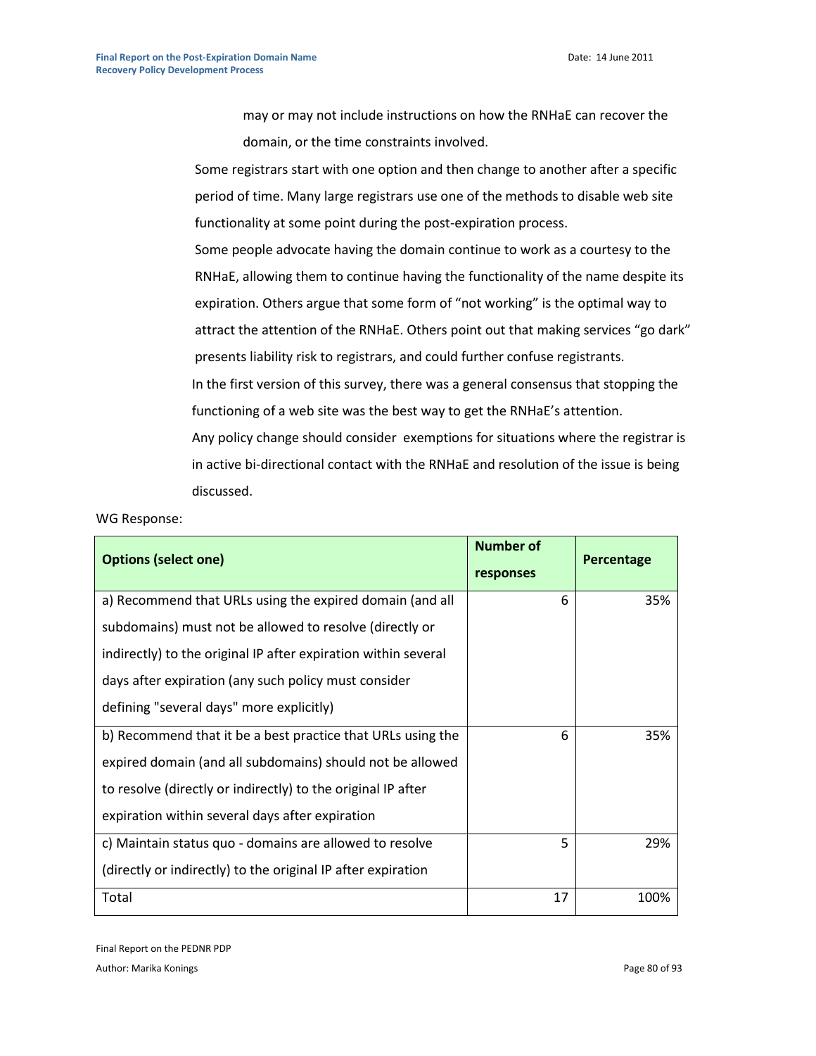may or may not include instructions on how the RNHaE can recover the domain, or the time constraints involved.

Some registrars start with one option and then change to another after a specific period of time. Many large registrars use one of the methods to disable web site functionality at some point during the post-expiration process.

Some people advocate having the domain continue to work as a courtesy to the RNHaE, allowing them to continue having the functionality of the name despite its expiration. Others argue that some form of "not working" is the optimal way to attract the attention of the RNHaE. Others point out that making services "go dark" presents liability risk to registrars, and could further confuse registrants.

In the first version of this survey, there was a general consensus that stopping the functioning of a web site was the best way to get the RNHaE's attention.

Any policy change should consider exemptions for situations where the registrar is in active bi-directional contact with the RNHaE and resolution of the issue is being discussed.

WG Response:

| Options (select one) | Number of responses | Percentage |
|---|---|---|
| a) Recommend that URLs using the expired domain (and all subdomains) must not be allowed to resolve (directly or indirectly) to the original IP after expiration within several days after expiration (any such policy must consider defining "several days" more explicitly) | 6 | 35% |
| b) Recommend that it be a best practice that URLs using the expired domain (and all subdomains) should not be allowed to resolve (directly or indirectly) to the original IP after expiration within several days after expiration | 6 | 35% |
| c) Maintain status quo - domains are allowed to resolve (directly or indirectly) to the original IP after expiration | 5 | 29% |
| Total | 17 | 100% |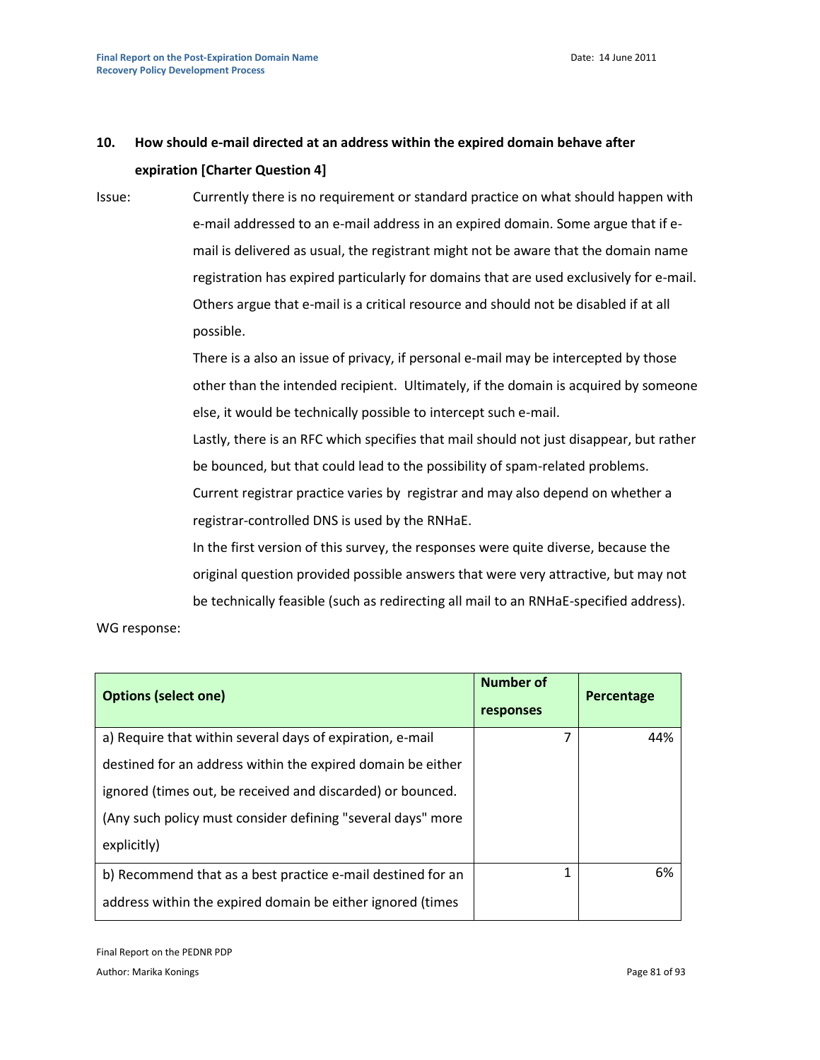### 10. How should e-mail directed at an address within the expired domain behave after expiration [Charter Question 4]

Issue: Currently there is no requirement or standard practice on what should happen with e-mail addressed to an e-mail address in an expired domain. Some argue that if e-mail is delivered as usual, the registrant might not be aware that the domain name registration has expired particularly for domains that are used exclusively for e-mail. Others argue that e-mail is a critical resource and should not be disabled if at all possible.

There is a also an issue of privacy, if personal e-mail may be intercepted by those other than the intended recipient. Ultimately, if the domain is acquired by someone else, it would be technically possible to intercept such e-mail.

Lastly, there is an RFC which specifies that mail should not just disappear, but rather be bounced, but that could lead to the possibility of spam-related problems.

Current registrar practice varies by registrar and may also depend on whether a registrar-controlled DNS is used by the RNHaE.

In the first version of this survey, the responses were quite diverse, because the original question provided possible answers that were very attractive, but may not be technically feasible (such as redirecting all mail to an RNHaE-specified address).

WG response:

| **Options (select one)** | **Number of responses** | **Percentage** |
|---|---|---|
| a) Require that within several days of expiration, e-mail destined for an address within the expired domain be either ignored (times out, be received and discarded) or bounced. (Any such policy must consider defining "several days" more explicitly) | 7 | 44% |
| b) Recommend that as a best practice e-mail destined for an address within the expired domain be either ignored (times | 1 | 6% |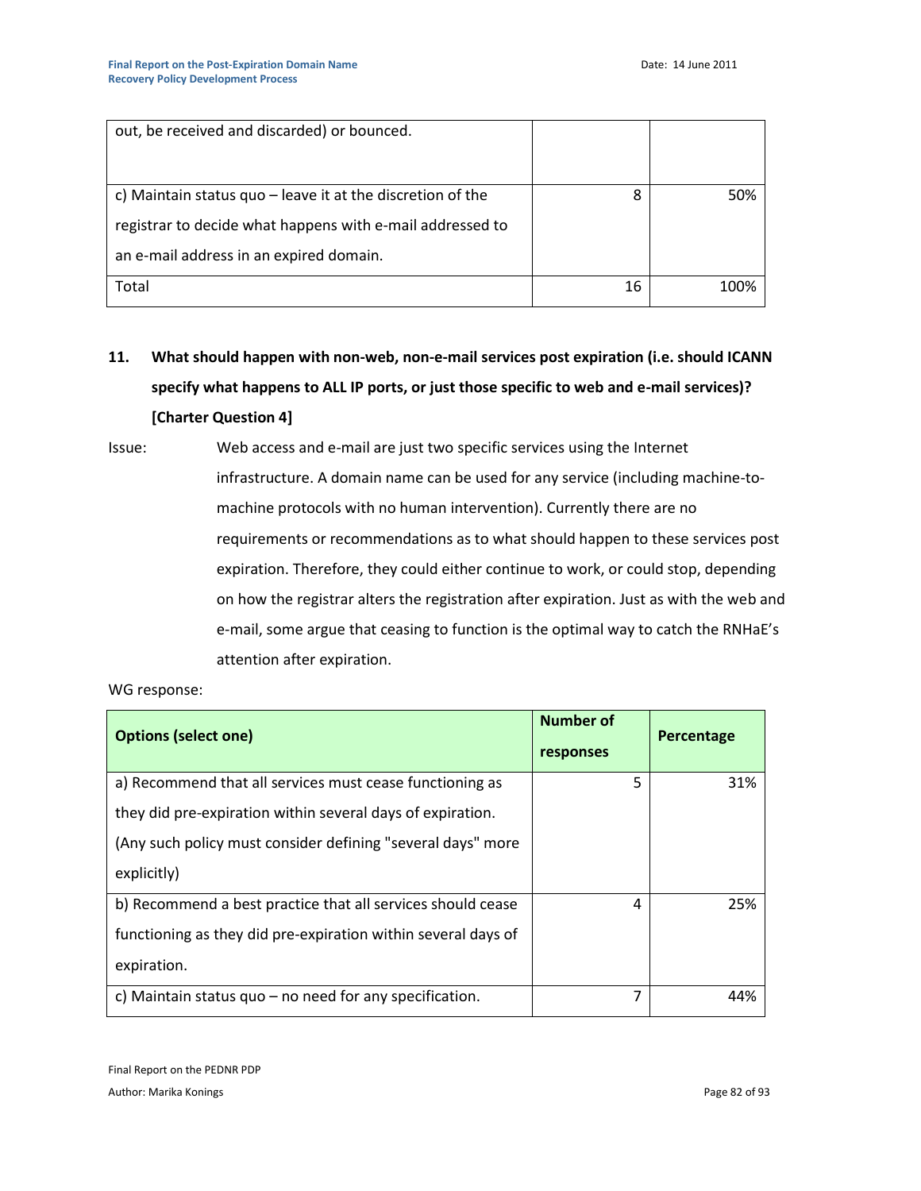| | | |
|---|---|---|
| out, be received and discarded) or bounced. | | |
| c) Maintain status quo – leave it at the discretion of the registrar to decide what happens with e-mail addressed to an e-mail address in an expired domain. | 8 | 50% |
| Total | 16 | 100% |

**11. What should happen with non-web, non-e-mail services post expiration (i.e. should ICANN specify what happens to ALL IP ports, or just those specific to web and e-mail services)? [Charter Question 4]**

Issue: Web access and e-mail are just two specific services using the Internet infrastructure. A domain name can be used for any service (including machine-to-machine protocols with no human intervention). Currently there are no requirements or recommendations as to what should happen to these services post expiration. Therefore, they could either continue to work, or could stop, depending on how the registrar alters the registration after expiration. Just as with the web and e-mail, some argue that ceasing to function is the optimal way to catch the RNHaE's attention after expiration.

WG response:

| **Options (select one)** | **Number of responses** | **Percentage** |
|---|---|---|
| a) Recommend that all services must cease functioning as they did pre-expiration within several days of expiration. (Any such policy must consider defining "several days" more explicitly) | 5 | 31% |
| b) Recommend a best practice that all services should cease functioning as they did pre-expiration within several days of expiration. | 4 | 25% |
| c) Maintain status quo – no need for any specification. | 7 | 44% |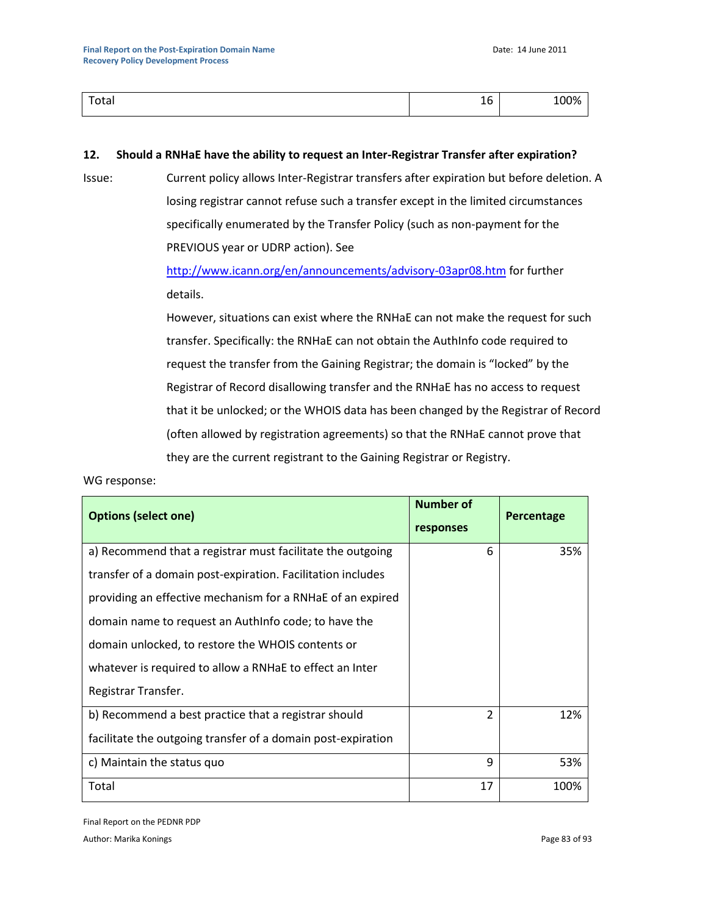| Total | 16 | 100% |
|---|---|---|

**12. Should a RNHaE have the ability to request an Inter-Registrar Transfer after expiration?**

Issue: Current policy allows Inter-Registrar transfers after expiration but before deletion. A losing registrar cannot refuse such a transfer except in the limited circumstances specifically enumerated by the Transfer Policy (such as non-payment for the PREVIOUS year or UDRP action). See http://www.icann.org/en/announcements/advisory-03apr08.htm for further details.

However, situations can exist where the RNHaE can not make the request for such transfer. Specifically: the RNHaE can not obtain the AuthInfo code required to request the transfer from the Gaining Registrar; the domain is "locked" by the Registrar of Record disallowing transfer and the RNHaE has no access to request that it be unlocked; or the WHOIS data has been changed by the Registrar of Record (often allowed by registration agreements) so that the RNHaE cannot prove that they are the current registrant to the Gaining Registrar or Registry.

WG response:

| Options (select one) | Number of responses | Percentage |
|---|---|---|
| a) Recommend that a registrar must facilitate the outgoing transfer of a domain post-expiration. Facilitation includes providing an effective mechanism for a RNHaE of an expired domain name to request an AuthInfo code; to have the domain unlocked, to restore the WHOIS contents or whatever is required to allow a RNHaE to effect an Inter Registrar Transfer. | 6 | 35% |
| b) Recommend a best practice that a registrar should facilitate the outgoing transfer of a domain post-expiration | 2 | 12% |
| c) Maintain the status quo | 9 | 53% |
| Total | 17 | 100% |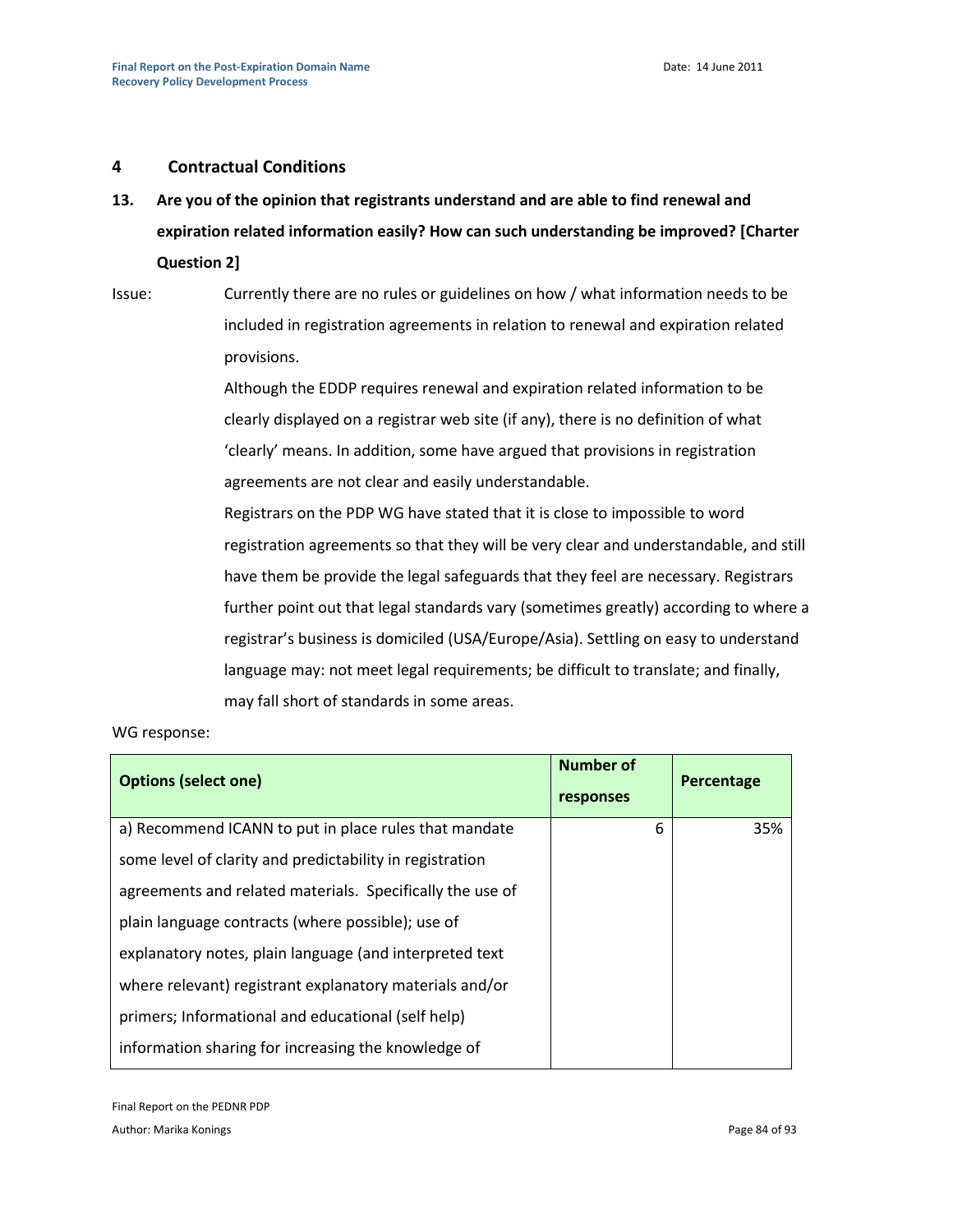## 4 Contractual Conditions

**13. Are you of the opinion that registrants understand and are able to find renewal and expiration related information easily? How can such understanding be improved? [Charter Question 2]**

Issue: Currently there are no rules or guidelines on how / what information needs to be included in registration agreements in relation to renewal and expiration related provisions.

Although the EDDP requires renewal and expiration related information to be clearly displayed on a registrar web site (if any), there is no definition of what 'clearly' means. In addition, some have argued that provisions in registration agreements are not clear and easily understandable.

Registrars on the PDP WG have stated that it is close to impossible to word registration agreements so that they will be very clear and understandable, and still have them be provide the legal safeguards that they feel are necessary. Registrars further point out that legal standards vary (sometimes greatly) according to where a registrar's business is domiciled (USA/Europe/Asia). Settling on easy to understand language may: not meet legal requirements; be difficult to translate; and finally, may fall short of standards in some areas.

WG response:

| Options (select one) | Number of responses | Percentage |
|---|---|---|
| a) Recommend ICANN to put in place rules that mandate some level of clarity and predictability in registration agreements and related materials. Specifically the use of plain language contracts (where possible); use of explanatory notes, plain language (and interpreted text where relevant) registrant explanatory materials and/or primers; Informational and educational (self help) information sharing for increasing the knowledge of | 6 | 35% |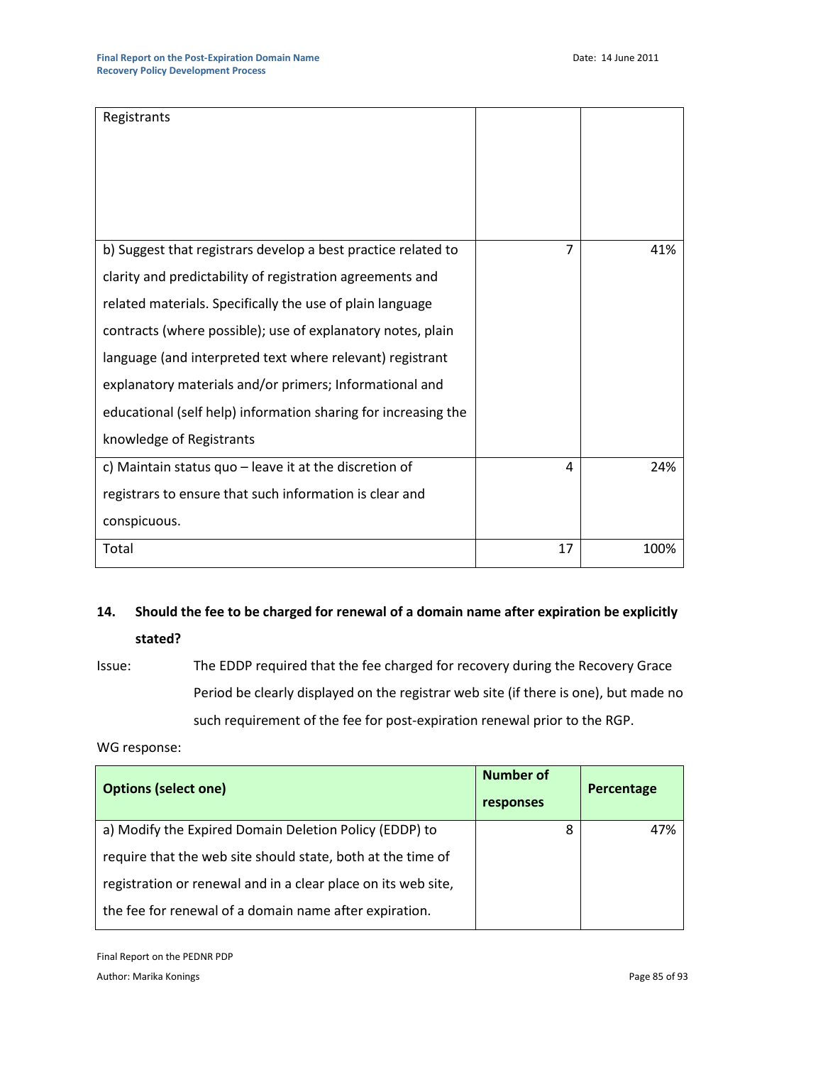| | | |
|---|---|---|
| Registrants | | |
| b) Suggest that registrars develop a best practice related to clarity and predictability of registration agreements and related materials. Specifically the use of plain language contracts (where possible); use of explanatory notes, plain language (and interpreted text where relevant) registrant explanatory materials and/or primers; Informational and educational (self help) information sharing for increasing the knowledge of Registrants | 7 | 41% |
| c) Maintain status quo – leave it at the discretion of registrars to ensure that such information is clear and conspicuous. | 4 | 24% |
| Total | 17 | 100% |

**14. Should the fee to be charged for renewal of a domain name after expiration be explicitly stated?**

Issue: The EDDP required that the fee charged for recovery during the Recovery Grace Period be clearly displayed on the registrar web site (if there is one), but made no such requirement of the fee for post-expiration renewal prior to the RGP.

WG response:

| Options (select one) | Number of responses | Percentage |
|---|---|---|
| a) Modify the Expired Domain Deletion Policy (EDDP) to require that the web site should state, both at the time of registration or renewal and in a clear place on its web site, the fee for renewal of a domain name after expiration. | 8 | 47% |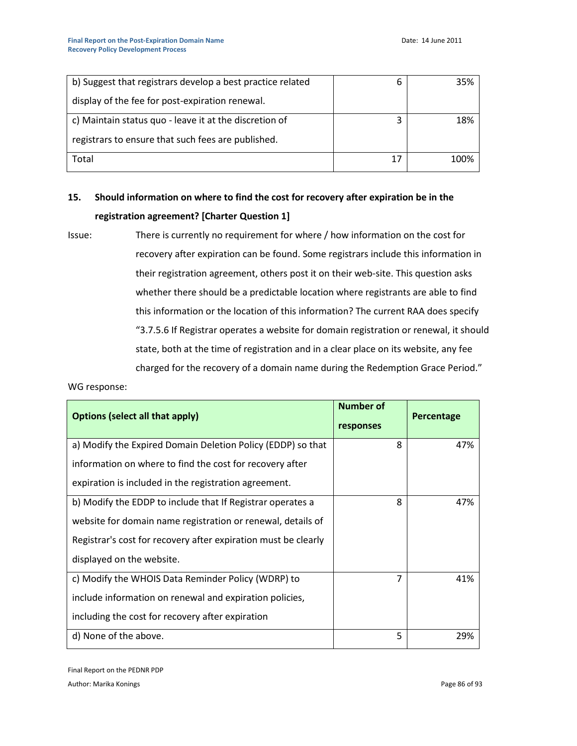| | | |
|---|---|---|
| b) Suggest that registrars develop a best practice related display of the fee for post-expiration renewal. | 6 | 35% |
| c) Maintain status quo - leave it at the discretion of registrars to ensure that such fees are published. | 3 | 18% |
| Total | 17 | 100% |

**15. Should information on where to find the cost for recovery after expiration be in the registration agreement? [Charter Question 1]**

Issue: There is currently no requirement for where / how information on the cost for recovery after expiration can be found. Some registrars include this information in their registration agreement, others post it on their web-site. This question asks whether there should be a predictable location where registrants are able to find this information or the location of this information? The current RAA does specify "3.7.5.6 If Registrar operates a website for domain registration or renewal, it should state, both at the time of registration and in a clear place on its website, any fee charged for the recovery of a domain name during the Redemption Grace Period."

WG response:

| Options (select all that apply) | Number of responses | Percentage |
|---|---|---|
| a) Modify the Expired Domain Deletion Policy (EDDP) so that information on where to find the cost for recovery after expiration is included in the registration agreement. | 8 | 47% |
| b) Modify the EDDP to include that If Registrar operates a website for domain name registration or renewal, details of Registrar's cost for recovery after expiration must be clearly displayed on the website. | 8 | 47% |
| c) Modify the WHOIS Data Reminder Policy (WDRP) to include information on renewal and expiration policies, including the cost for recovery after expiration | 7 | 41% |
| d) None of the above. | 5 | 29% |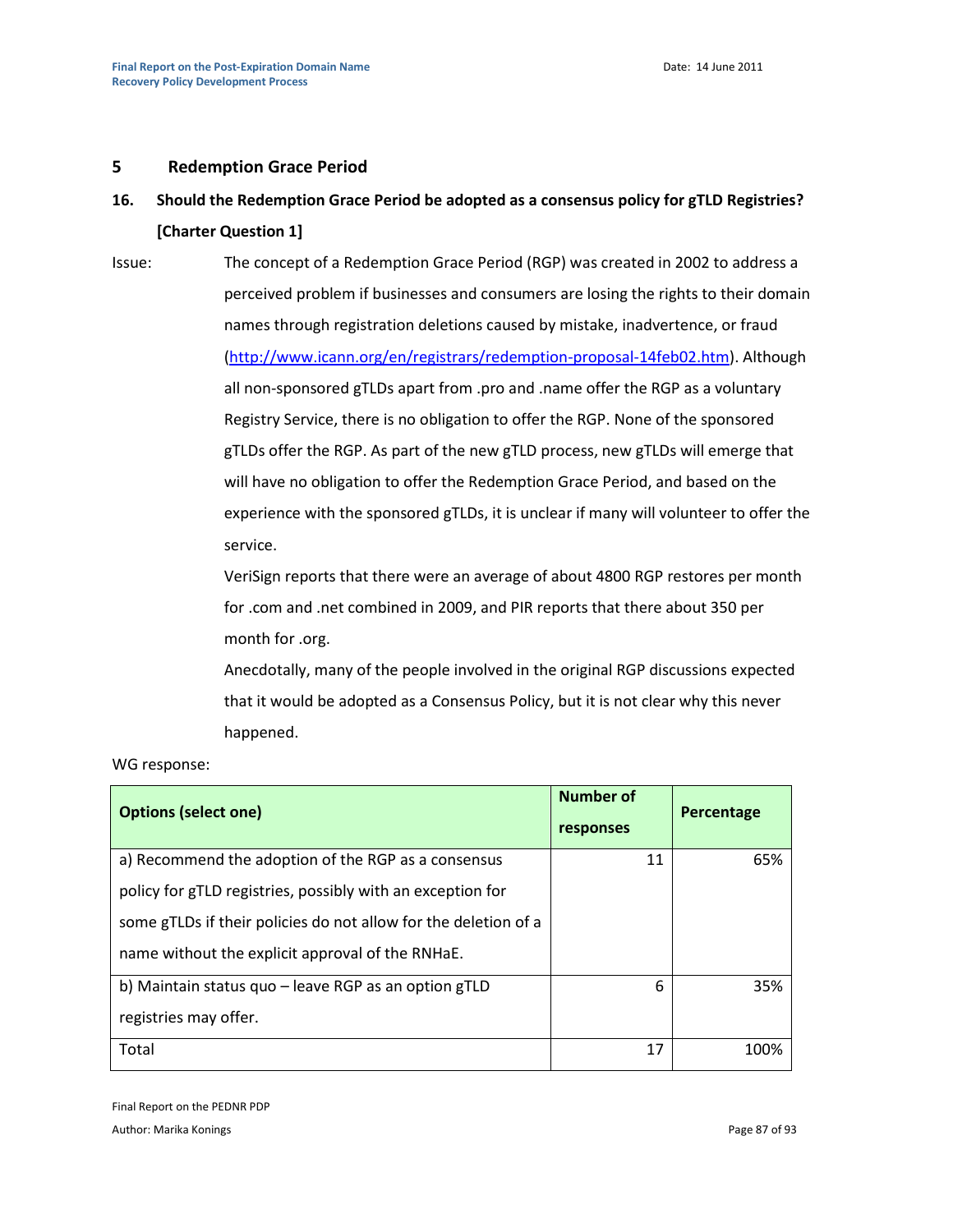## 5 Redemption Grace Period

### 16. Should the Redemption Grace Period be adopted as a consensus policy for gTLD Registries? [Charter Question 1]

Issue: The concept of a Redemption Grace Period (RGP) was created in 2002 to address a perceived problem if businesses and consumers are losing the rights to their domain names through registration deletions caused by mistake, inadvertence, or fraud (http://www.icann.org/en/registrars/redemption-proposal-14feb02.htm). Although all non-sponsored gTLDs apart from .pro and .name offer the RGP as a voluntary Registry Service, there is no obligation to offer the RGP. None of the sponsored gTLDs offer the RGP. As part of the new gTLD process, new gTLDs will emerge that will have no obligation to offer the Redemption Grace Period, and based on the experience with the sponsored gTLDs, it is unclear if many will volunteer to offer the service.

VeriSign reports that there were an average of about 4800 RGP restores per month for .com and .net combined in 2009, and PIR reports that there about 350 per month for .org.

Anecdotally, many of the people involved in the original RGP discussions expected that it would be adopted as a Consensus Policy, but it is not clear why this never happened.

WG response:

| Options (select one) | Number of responses | Percentage |
|---|---|---|
| a) Recommend the adoption of the RGP as a consensus policy for gTLD registries, possibly with an exception for some gTLDs if their policies do not allow for the deletion of a name without the explicit approval of the RNHaE. | 11 | 65% |
| b) Maintain status quo – leave RGP as an option gTLD registries may offer. | 6 | 35% |
| Total | 17 | 100% |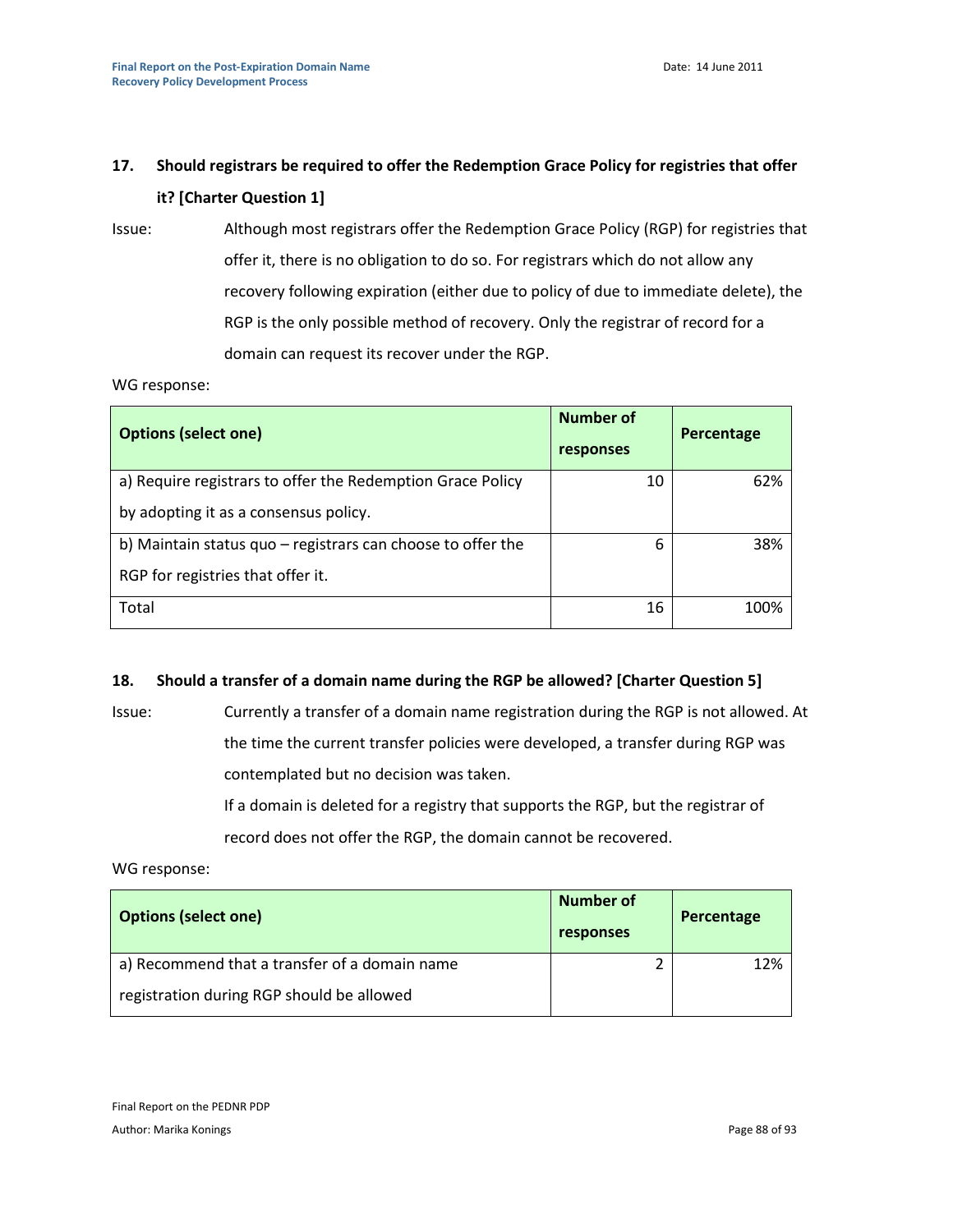**17. Should registrars be required to offer the Redemption Grace Policy for registries that offer it? [Charter Question 1]**

Issue: Although most registrars offer the Redemption Grace Policy (RGP) for registries that offer it, there is no obligation to do so. For registrars which do not allow any recovery following expiration (either due to policy of due to immediate delete), the RGP is the only possible method of recovery. Only the registrar of record for a domain can request its recover under the RGP.

WG response:

| Options (select one) | Number of responses | Percentage |
|---|---|---|
| a) Require registrars to offer the Redemption Grace Policy by adopting it as a consensus policy. | 10 | 62% |
| b) Maintain status quo – registrars can choose to offer the RGP for registries that offer it. | 6 | 38% |
| Total | 16 | 100% |

**18. Should a transfer of a domain name during the RGP be allowed? [Charter Question 5]**

Issue: Currently a transfer of a domain name registration during the RGP is not allowed. At the time the current transfer policies were developed, a transfer during RGP was contemplated but no decision was taken.

If a domain is deleted for a registry that supports the RGP, but the registrar of record does not offer the RGP, the domain cannot be recovered.

WG response:

| Options (select one) | Number of responses | Percentage |
|---|---|---|
| a) Recommend that a transfer of a domain name registration during RGP should be allowed | 2 | 12% |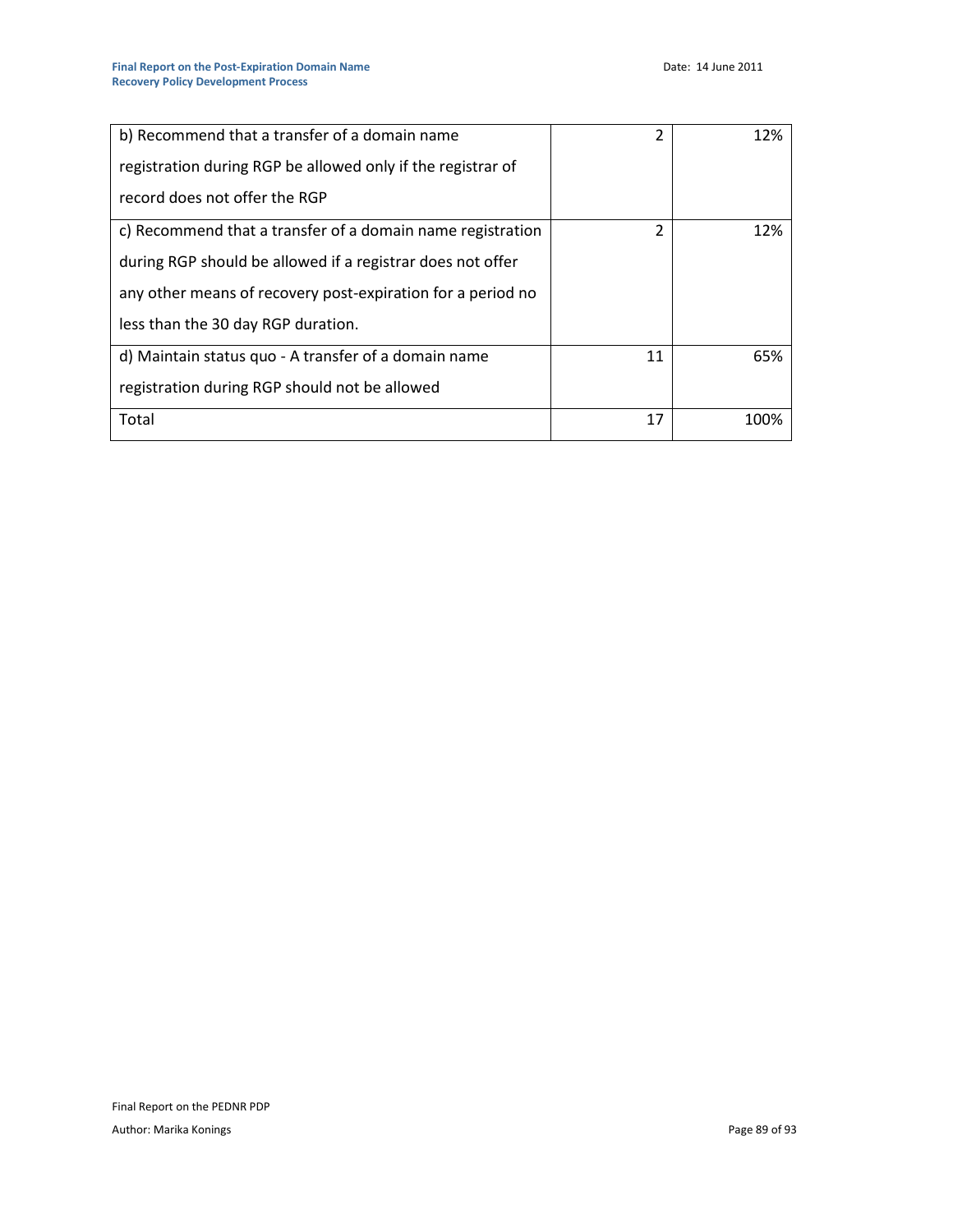| | | |
|---|---|---|
| b) Recommend that a transfer of a domain name registration during RGP be allowed only if the registrar of record does not offer the RGP | 2 | 12% |
| c) Recommend that a transfer of a domain name registration during RGP should be allowed if a registrar does not offer any other means of recovery post-expiration for a period no less than the 30 day RGP duration. | 2 | 12% |
| d) Maintain status quo - A transfer of a domain name registration during RGP should not be allowed | 11 | 65% |
| Total | 17 | 100% |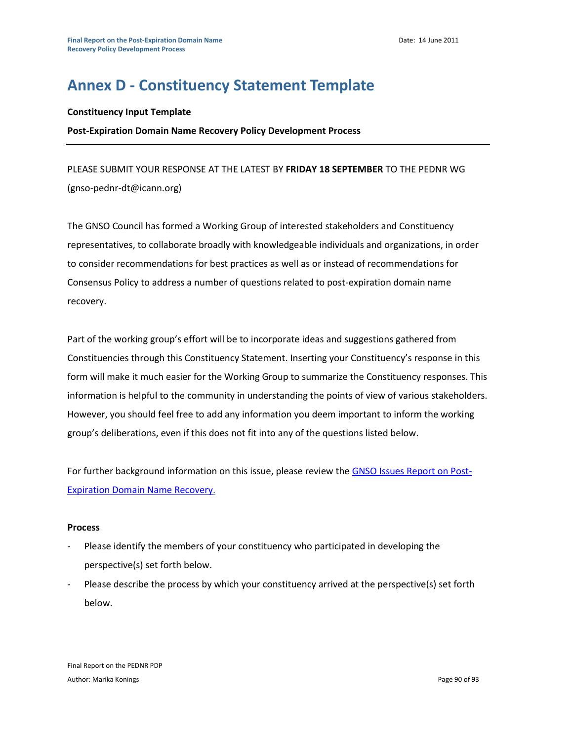# Annex D - Constituency Statement Template

**Constituency Input Template**

**Post-Expiration Domain Name Recovery Policy Development Process**

---

PLEASE SUBMIT YOUR RESPONSE AT THE LATEST BY **FRIDAY 18 SEPTEMBER** TO THE PEDNR WG (gnso-pednr-dt@icann.org)

The GNSO Council has formed a Working Group of interested stakeholders and Constituency representatives, to collaborate broadly with knowledgeable individuals and organizations, in order to consider recommendations for best practices as well as or instead of recommendations for Consensus Policy to address a number of questions related to post-expiration domain name recovery.

Part of the working group's effort will be to incorporate ideas and suggestions gathered from Constituencies through this Constituency Statement. Inserting your Constituency's response in this form will make it much easier for the Working Group to summarize the Constituency responses. This information is helpful to the community in understanding the points of view of various stakeholders. However, you should feel free to add any information you deem important to inform the working group's deliberations, even if this does not fit into any of the questions listed below.

For further background information on this issue, please review the [GNSO Issues Report on Post-Expiration Domain Name Recovery.]()

**Process**

- Please identify the members of your constituency who participated in developing the perspective(s) set forth below.
- Please describe the process by which your constituency arrived at the perspective(s) set forth below.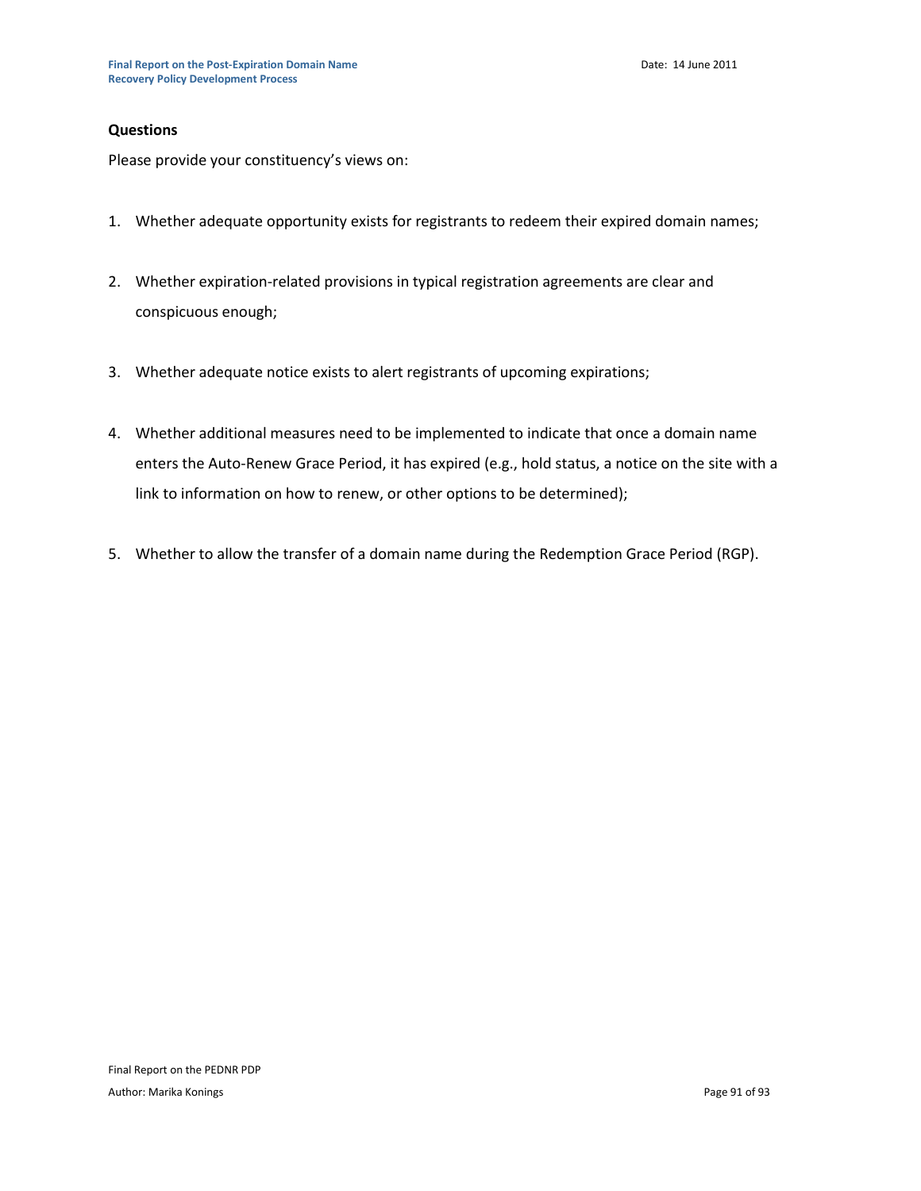**Questions**

Please provide your constituency's views on:

1. Whether adequate opportunity exists for registrants to redeem their expired domain names;
2. Whether expiration-related provisions in typical registration agreements are clear and conspicuous enough;
3. Whether adequate notice exists to alert registrants of upcoming expirations;
4. Whether additional measures need to be implemented to indicate that once a domain name enters the Auto-Renew Grace Period, it has expired (e.g., hold status, a notice on the site with a link to information on how to renew, or other options to be determined);
5. Whether to allow the transfer of a domain name during the Redemption Grace Period (RGP).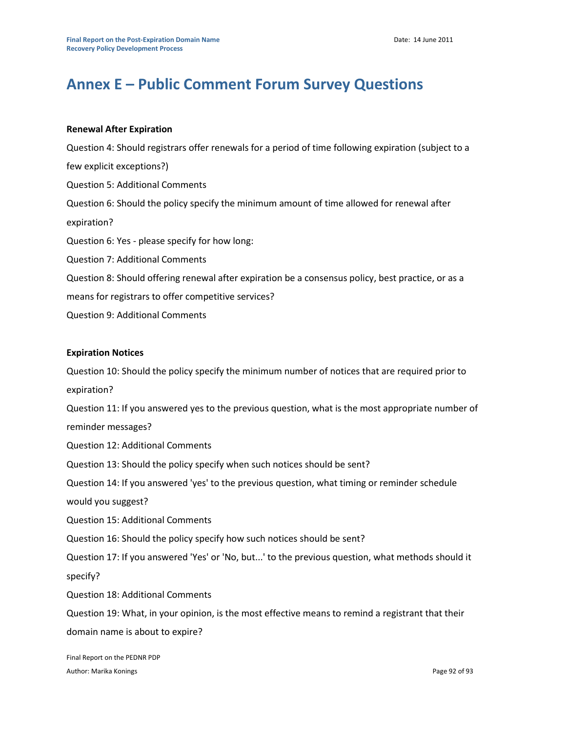# Annex E – Public Comment Forum Survey Questions

**Renewal After Expiration**

Question 4: Should registrars offer renewals for a period of time following expiration (subject to a few explicit exceptions?)

Question 5: Additional Comments

Question 6: Should the policy specify the minimum amount of time allowed for renewal after expiration?

Question 6: Yes - please specify for how long:

Question 7: Additional Comments

Question 8: Should offering renewal after expiration be a consensus policy, best practice, or as a means for registrars to offer competitive services?

Question 9: Additional Comments

**Expiration Notices**

Question 10: Should the policy specify the minimum number of notices that are required prior to expiration?

Question 11: If you answered yes to the previous question, what is the most appropriate number of reminder messages?

Question 12: Additional Comments

Question 13: Should the policy specify when such notices should be sent?

Question 14: If you answered 'yes' to the previous question, what timing or reminder schedule would you suggest?

Question 15: Additional Comments

Question 16: Should the policy specify how such notices should be sent?

Question 17: If you answered 'Yes' or 'No, but...' to the previous question, what methods should it specify?

Question 18: Additional Comments

Question 19: What, in your opinion, is the most effective means to remind a registrant that their domain name is about to expire?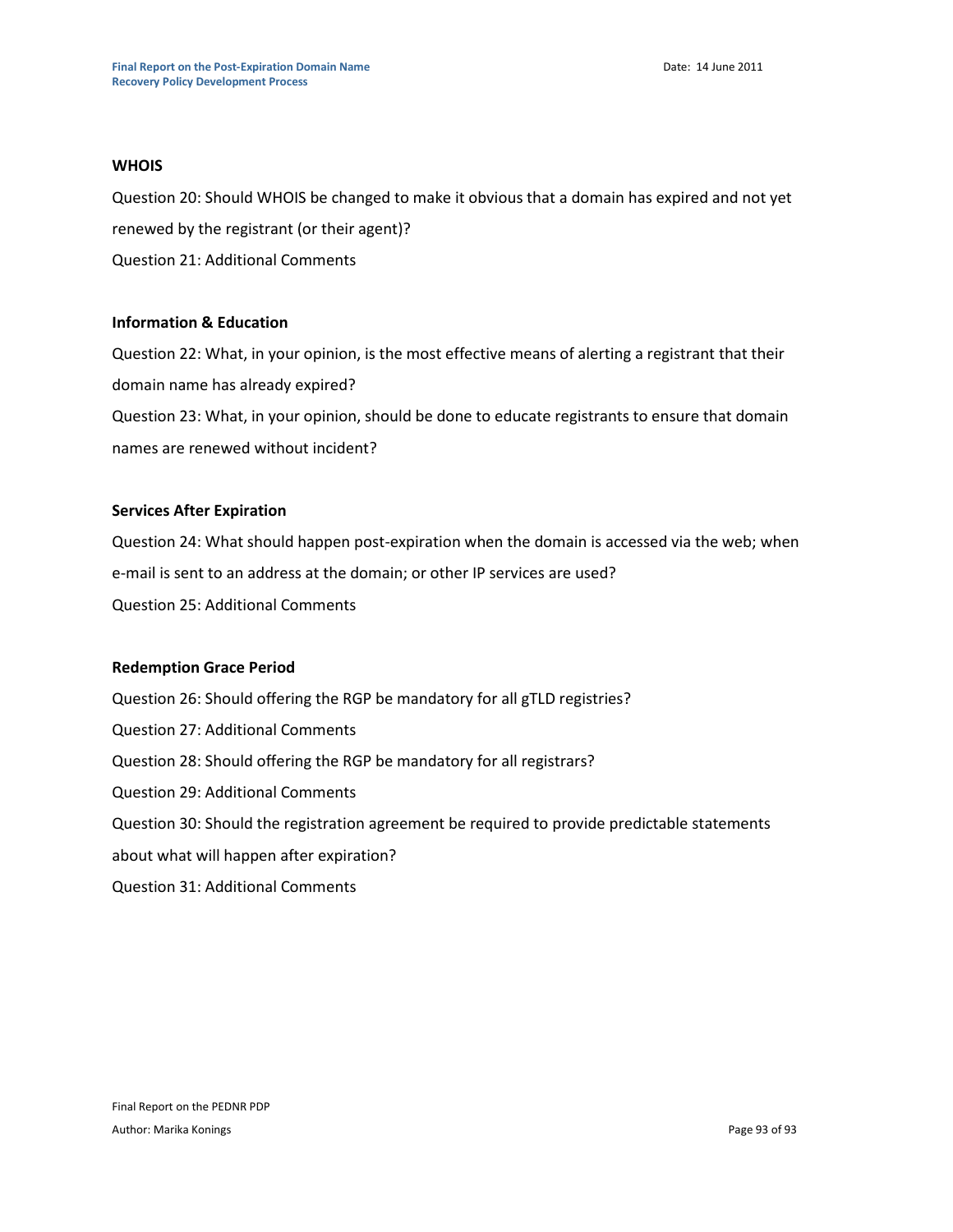**WHOIS**

Question 20: Should WHOIS be changed to make it obvious that a domain has expired and not yet renewed by the registrant (or their agent)?

Question 21: Additional Comments

**Information & Education**

Question 22: What, in your opinion, is the most effective means of alerting a registrant that their domain name has already expired?

Question 23: What, in your opinion, should be done to educate registrants to ensure that domain names are renewed without incident?

**Services After Expiration**

Question 24: What should happen post-expiration when the domain is accessed via the web; when e-mail is sent to an address at the domain; or other IP services are used?

Question 25: Additional Comments

**Redemption Grace Period**

Question 26: Should offering the RGP be mandatory for all gTLD registries?

Question 27: Additional Comments

Question 28: Should offering the RGP be mandatory for all registrars?

Question 29: Additional Comments

Question 30: Should the registration agreement be required to provide predictable statements about what will happen after expiration?

Question 31: Additional Comments